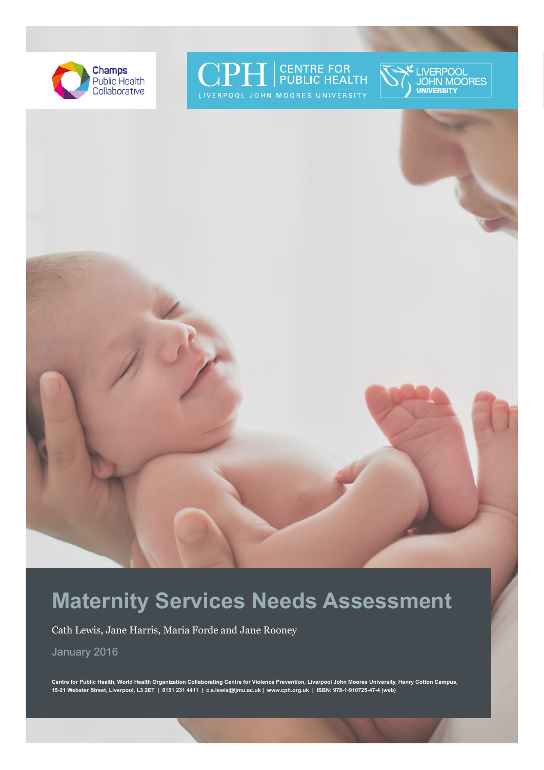Champs Public Health Collaborative

CPH CENTRE FOR PUBLIC HEALTH LIVERPOOL JOHN MOORES UNIVERSITY

LIVERPOOL JOHN MOORES UNIVERSITY

# Maternity Services Needs Assessment

Cath Lewis, Jane Harris, Maria Forde and Jane Rooney

January 2016

**Centre for Public Health, World Health Organization Collaborating Centre for Violence Prevention, Liverpool John Moores University, Henry Cotton Campus, 15-21 Webster Street, Liverpool, L3 2ET | 0151 231 4411 | c.e.lewis@ljmu.ac.uk | www.cph.org.uk | ISBN: 978-1-910725-47-4 (web)**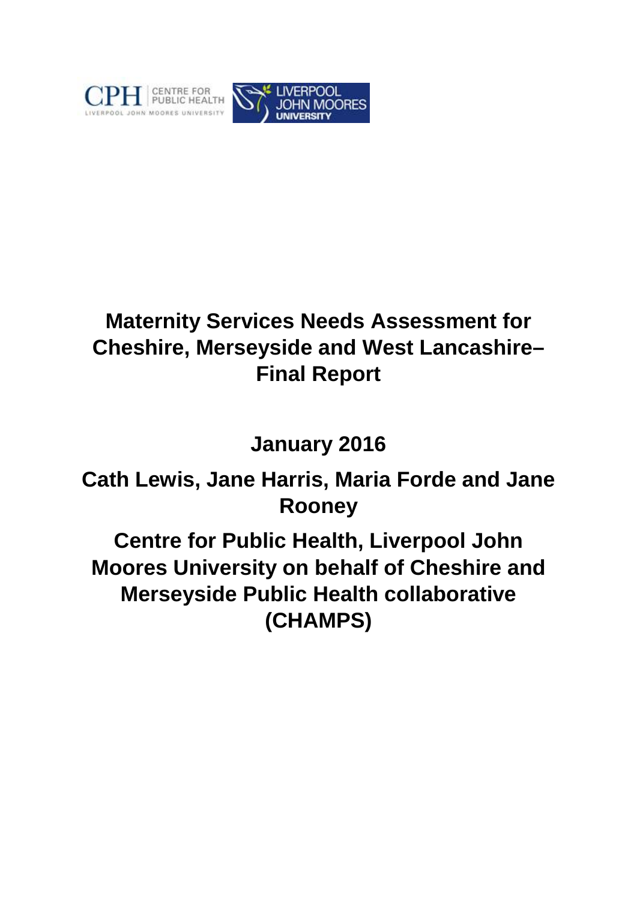# Maternity Services Needs Assessment for Cheshire, Merseyside and West Lancashire– Final Report

**January 2016**

**Cath Lewis, Jane Harris, Maria Forde and Jane Rooney**

**Centre for Public Health, Liverpool John Moores University on behalf of Cheshire and Merseyside Public Health collaborative (CHAMPS)**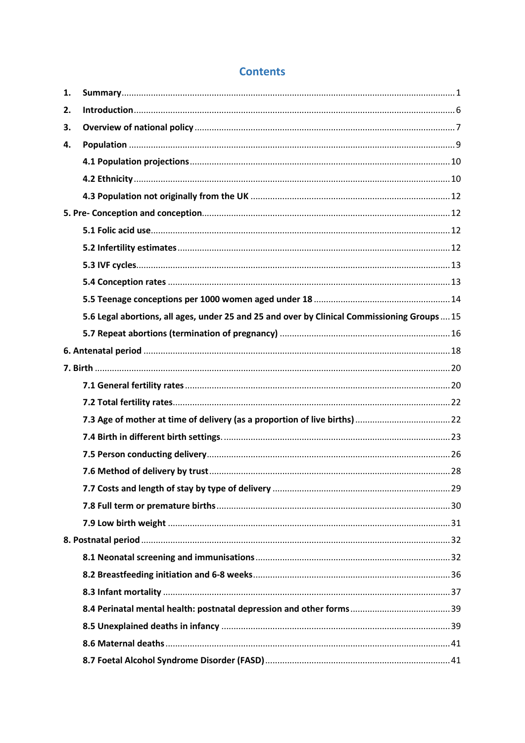# Contents

1. **Summary** ........ 1
2. **Introduction** ........ 6
3. **Overview of national policy** ........ 7
4. **Population** ........ 9
   - **4.1 Population projections** ........ 10
   - **4.2 Ethnicity** ........ 10
   - **4.3 Population not originally from the UK** ........ 12

**5. Pre- Conception and conception** ........ 12

- **5.1 Folic acid use** ........ 12
- **5.2 Infertility estimates** ........ 12
- **5.3 IVF cycles** ........ 13
- **5.4 Conception rates** ........ 13
- **5.5 Teenage conceptions per 1000 women aged under 18** ........ 14
- **5.6 Legal abortions, all ages, under 25 and 25 and over by Clinical Commissioning Groups** ........ 15
- **5.7 Repeat abortions (termination of pregnancy)** ........ 16

**6. Antenatal period** ........ 18

**7. Birth** ........ 20

- **7.1 General fertility rates** ........ 20
- **7.2 Total fertility rates** ........ 22
- **7.3 Age of mother at time of delivery (as a proportion of live births)** ........ 22
- **7.4 Birth in different birth settings.** ........ 23
- **7.5 Person conducting delivery** ........ 26
- **7.6 Method of delivery by trust** ........ 28
- **7.7 Costs and length of stay by type of delivery** ........ 29
- **7.8 Full term or premature births** ........ 30
- **7.9 Low birth weight** ........ 31

**8. Postnatal period** ........ 32

- **8.1 Neonatal screening and immunisations** ........ 32
- **8.2 Breastfeeding initiation and 6-8 weeks** ........ 36
- **8.3 Infant mortality** ........ 37
- **8.4 Perinatal mental health: postnatal depression and other forms** ........ 39
- **8.5 Unexplained deaths in infancy** ........ 39
- **8.6 Maternal deaths** ........ 41
- **8.7 Foetal Alcohol Syndrome Disorder (FASD)** ........ 41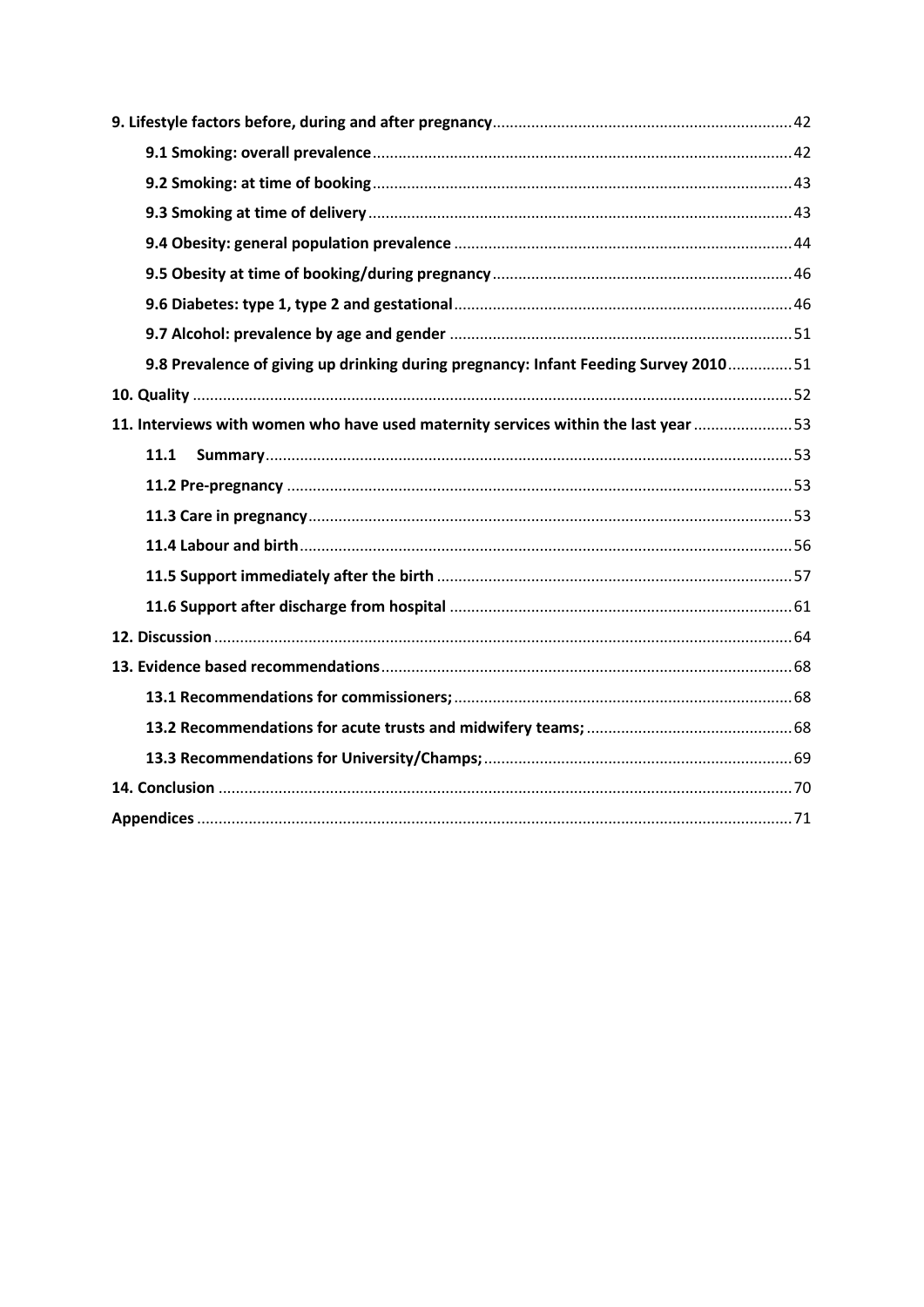**9. Lifestyle factors before, during and after pregnancy** .......... 42

- **9.1 Smoking: overall prevalence** .......... 42
- **9.2 Smoking: at time of booking** .......... 43
- **9.3 Smoking at time of delivery** .......... 43
- **9.4 Obesity: general population prevalence** .......... 44
- **9.5 Obesity at time of booking/during pregnancy** .......... 46
- **9.6 Diabetes: type 1, type 2 and gestational** .......... 46
- **9.7 Alcohol: prevalence by age and gender** .......... 51
- **9.8 Prevalence of giving up drinking during pregnancy: Infant Feeding Survey 2010** .......... 51

**10. Quality** .......... 52

**11. Interviews with women who have used maternity services within the last year** .......... 53

- **11.1 Summary** .......... 53
- **11.2 Pre-pregnancy** .......... 53
- **11.3 Care in pregnancy** .......... 53
- **11.4 Labour and birth** .......... 56
- **11.5 Support immediately after the birth** .......... 57
- **11.6 Support after discharge from hospital** .......... 61

**12. Discussion** .......... 64

**13. Evidence based recommendations** .......... 68

- **13.1 Recommendations for commissioners;** .......... 68
- **13.2 Recommendations for acute trusts and midwifery teams;** .......... 68
- **13.3 Recommendations for University/Champs;** .......... 69

**14. Conclusion** .......... 70

**Appendices** .......... 71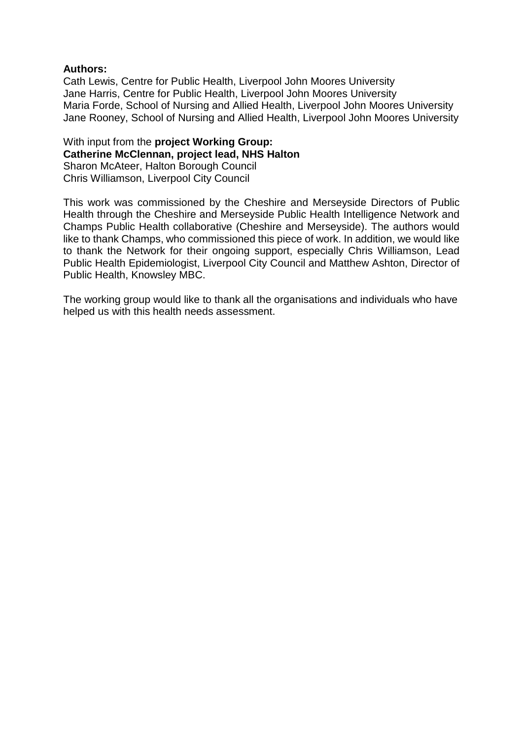**Authors:**
Cath Lewis, Centre for Public Health, Liverpool John Moores University
Jane Harris, Centre for Public Health, Liverpool John Moores University
Maria Forde, School of Nursing and Allied Health, Liverpool John Moores University
Jane Rooney, School of Nursing and Allied Health, Liverpool John Moores University

With input from the **project Working Group:**
**Catherine McClennan, project lead, NHS Halton**
Sharon McAteer, Halton Borough Council
Chris Williamson, Liverpool City Council

This work was commissioned by the Cheshire and Merseyside Directors of Public Health through the Cheshire and Merseyside Public Health Intelligence Network and Champs Public Health collaborative (Cheshire and Merseyside). The authors would like to thank Champs, who commissioned this piece of work. In addition, we would like to thank the Network for their ongoing support, especially Chris Williamson, Lead Public Health Epidemiologist, Liverpool City Council and Matthew Ashton, Director of Public Health, Knowsley MBC.

The working group would like to thank all the organisations and individuals who have helped us with this health needs assessment.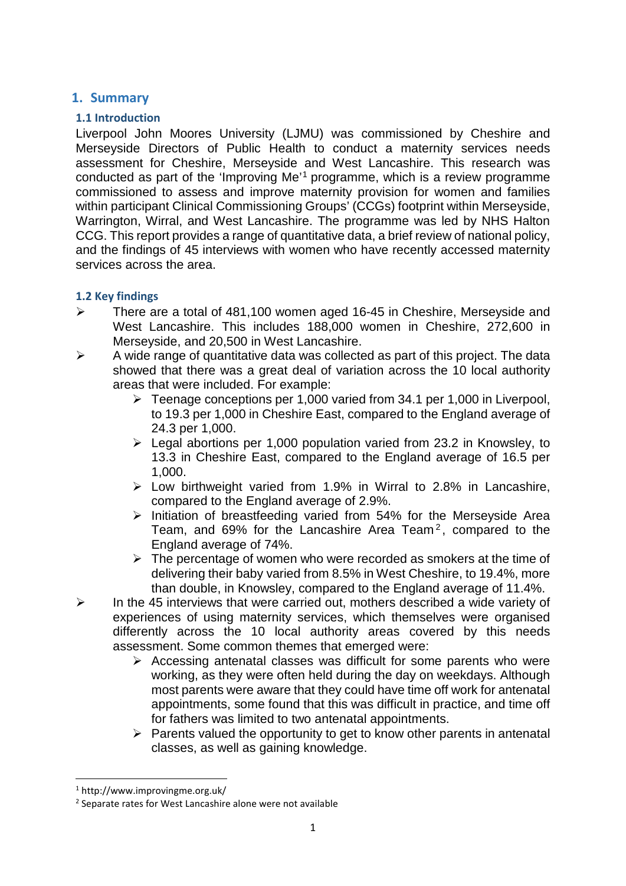# 1. Summary

## 1.1 Introduction

Liverpool John Moores University (LJMU) was commissioned by Cheshire and Merseyside Directors of Public Health to conduct a maternity services needs assessment for Cheshire, Merseyside and West Lancashire. This research was conducted as part of the 'Improving Me'[1] programme, which is a review programme commissioned to assess and improve maternity provision for women and families within participant Clinical Commissioning Groups' (CCGs) footprint within Merseyside, Warrington, Wirral, and West Lancashire. The programme was led by NHS Halton CCG. This report provides a range of quantitative data, a brief review of national policy, and the findings of 45 interviews with women who have recently accessed maternity services across the area.

## 1.2 Key findings

- There are a total of 481,100 women aged 16-45 in Cheshire, Merseyside and West Lancashire. This includes 188,000 women in Cheshire, 272,600 in Merseyside, and 20,500 in West Lancashire.
- A wide range of quantitative data was collected as part of this project. The data showed that there was a great deal of variation across the 10 local authority areas that were included. For example:
  - Teenage conceptions per 1,000 varied from 34.1 per 1,000 in Liverpool, to 19.3 per 1,000 in Cheshire East, compared to the England average of 24.3 per 1,000.
  - Legal abortions per 1,000 population varied from 23.2 in Knowsley, to 13.3 in Cheshire East, compared to the England average of 16.5 per 1,000.
  - Low birthweight varied from 1.9% in Wirral to 2.8% in Lancashire, compared to the England average of 2.9%.
  - Initiation of breastfeeding varied from 54% for the Merseyside Area Team, and 69% for the Lancashire Area Team[2], compared to the England average of 74%.
  - The percentage of women who were recorded as smokers at the time of delivering their baby varied from 8.5% in West Cheshire, to 19.4%, more than double, in Knowsley, compared to the England average of 11.4%.
- In the 45 interviews that were carried out, mothers described a wide variety of experiences of using maternity services, which themselves were organised differently across the 10 local authority areas covered by this needs assessment. Some common themes that emerged were:
  - Accessing antenatal classes was difficult for some parents who were working, as they were often held during the day on weekdays. Although most parents were aware that they could have time off work for antenatal appointments, some found that this was difficult in practice, and time off for fathers was limited to two antenatal appointments.
  - Parents valued the opportunity to get to know other parents in antenatal classes, as well as gaining knowledge.

---

[1] http://www.improvingme.org.uk/

[2] Separate rates for West Lancashire alone were not available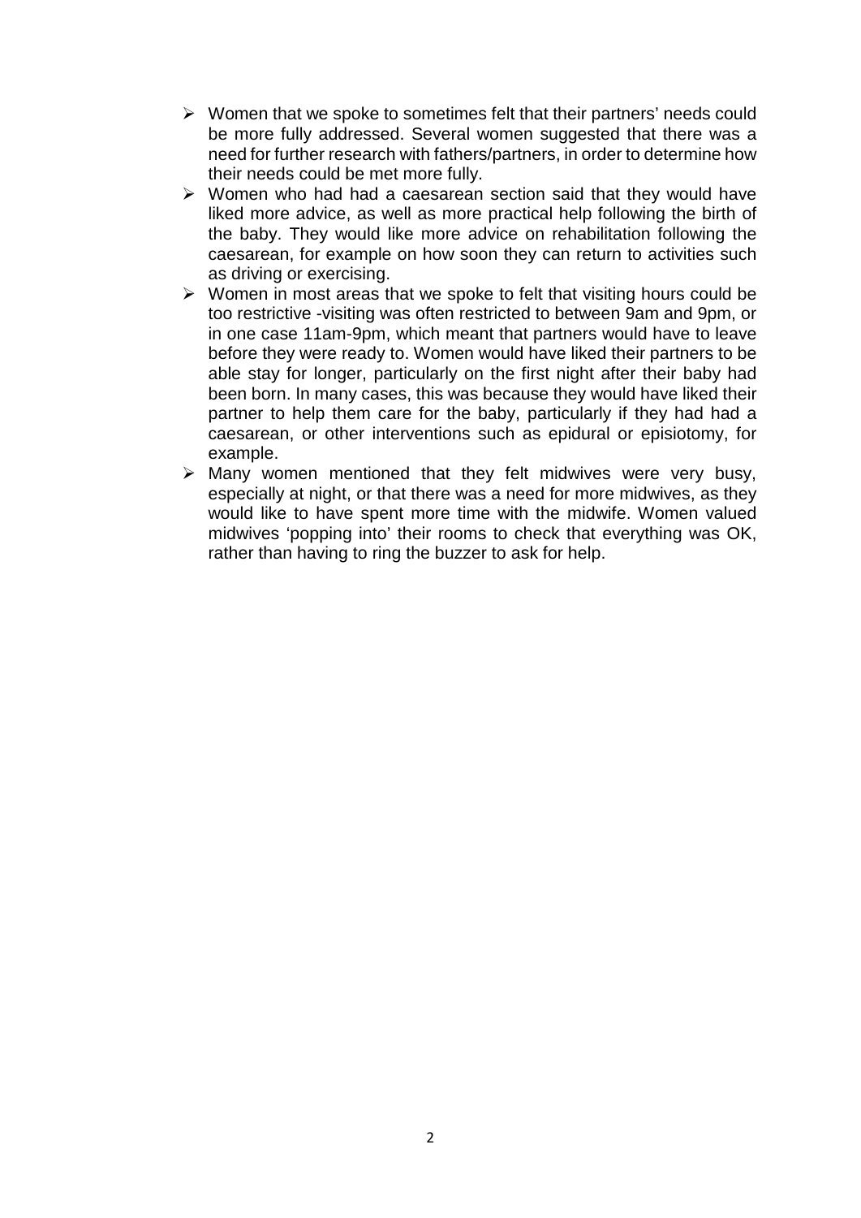- Women that we spoke to sometimes felt that their partners' needs could be more fully addressed. Several women suggested that there was a need for further research with fathers/partners, in order to determine how their needs could be met more fully.
- Women who had had a caesarean section said that they would have liked more advice, as well as more practical help following the birth of the baby. They would like more advice on rehabilitation following the caesarean, for example on how soon they can return to activities such as driving or exercising.
- Women in most areas that we spoke to felt that visiting hours could be too restrictive -visiting was often restricted to between 9am and 9pm, or in one case 11am-9pm, which meant that partners would have to leave before they were ready to. Women would have liked their partners to be able stay for longer, particularly on the first night after their baby had been born. In many cases, this was because they would have liked their partner to help them care for the baby, particularly if they had had a caesarean, or other interventions such as epidural or episiotomy, for example.
- Many women mentioned that they felt midwives were very busy, especially at night, or that there was a need for more midwives, as they would like to have spent more time with the midwife. Women valued midwives 'popping into' their rooms to check that everything was OK, rather than having to ring the buzzer to ask for help.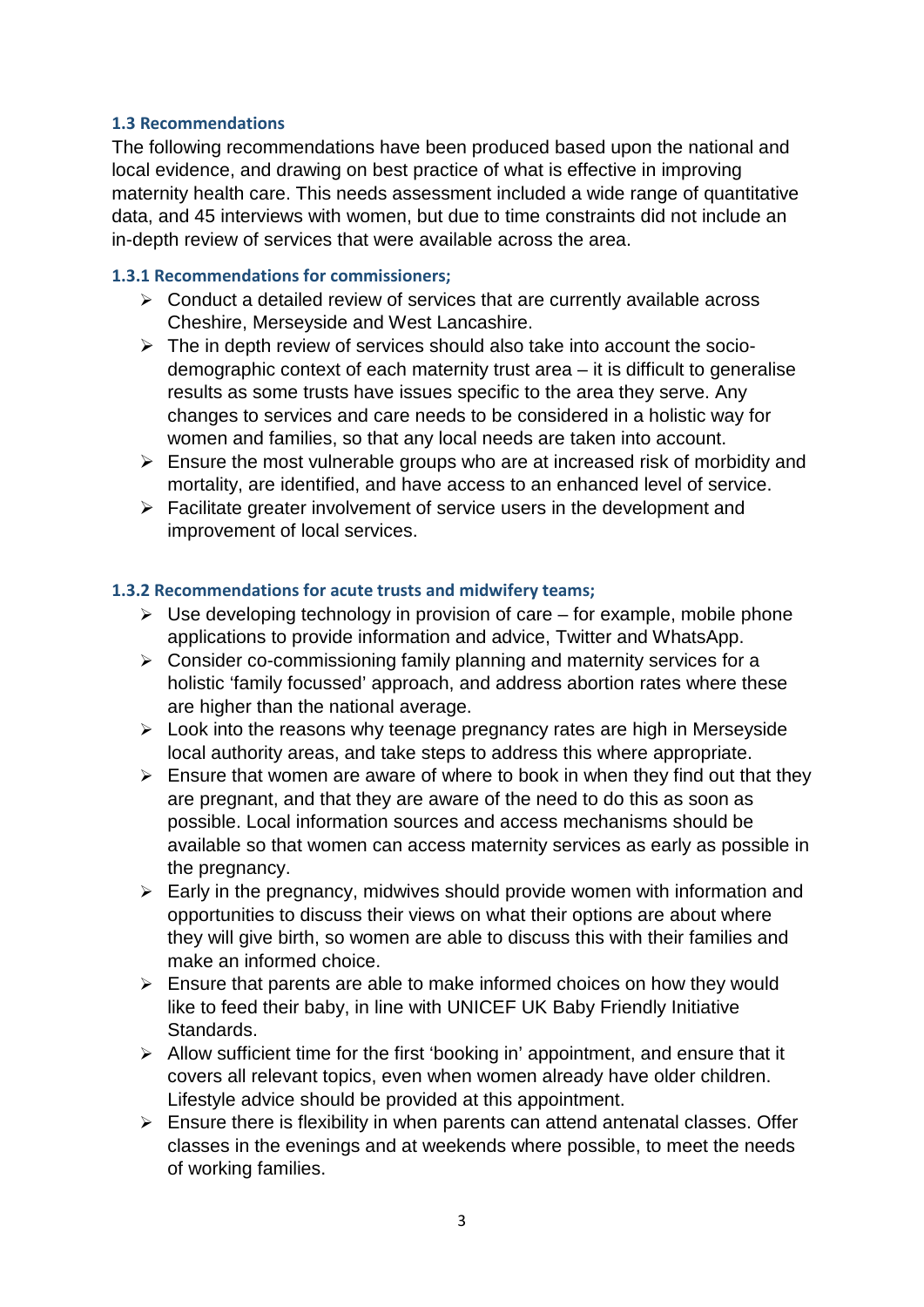### 1.3 Recommendations

The following recommendations have been produced based upon the national and local evidence, and drawing on best practice of what is effective in improving maternity health care. This needs assessment included a wide range of quantitative data, and 45 interviews with women, but due to time constraints did not include an in-depth review of services that were available across the area.

#### 1.3.1 Recommendations for commissioners;

- Conduct a detailed review of services that are currently available across Cheshire, Merseyside and West Lancashire.
- The in depth review of services should also take into account the socio-demographic context of each maternity trust area – it is difficult to generalise results as some trusts have issues specific to the area they serve. Any changes to services and care needs to be considered in a holistic way for women and families, so that any local needs are taken into account.
- Ensure the most vulnerable groups who are at increased risk of morbidity and mortality, are identified, and have access to an enhanced level of service.
- Facilitate greater involvement of service users in the development and improvement of local services.

#### 1.3.2 Recommendations for acute trusts and midwifery teams;

- Use developing technology in provision of care – for example, mobile phone applications to provide information and advice, Twitter and WhatsApp.
- Consider co-commissioning family planning and maternity services for a holistic 'family focussed' approach, and address abortion rates where these are higher than the national average.
- Look into the reasons why teenage pregnancy rates are high in Merseyside local authority areas, and take steps to address this where appropriate.
- Ensure that women are aware of where to book in when they find out that they are pregnant, and that they are aware of the need to do this as soon as possible. Local information sources and access mechanisms should be available so that women can access maternity services as early as possible in the pregnancy.
- Early in the pregnancy, midwives should provide women with information and opportunities to discuss their views on what their options are about where they will give birth, so women are able to discuss this with their families and make an informed choice.
- Ensure that parents are able to make informed choices on how they would like to feed their baby, in line with UNICEF UK Baby Friendly Initiative Standards.
- Allow sufficient time for the first 'booking in' appointment, and ensure that it covers all relevant topics, even when women already have older children. Lifestyle advice should be provided at this appointment.
- Ensure there is flexibility in when parents can attend antenatal classes. Offer classes in the evenings and at weekends where possible, to meet the needs of working families.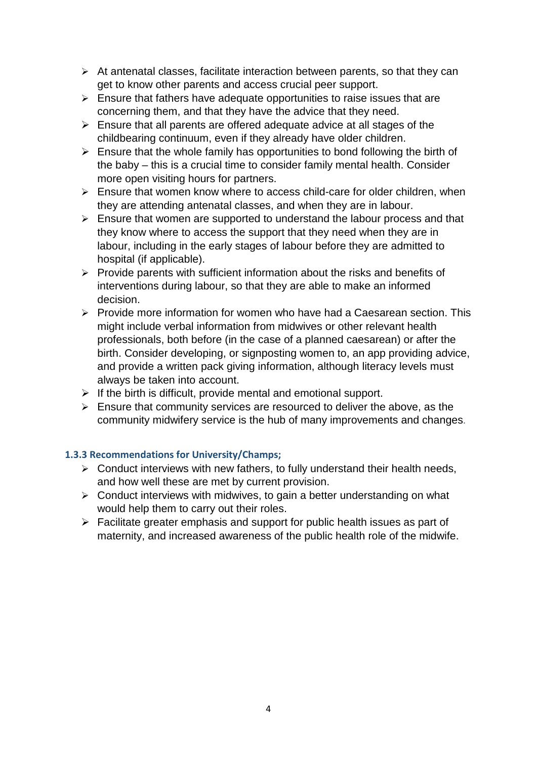- At antenatal classes, facilitate interaction between parents, so that they can get to know other parents and access crucial peer support.
- Ensure that fathers have adequate opportunities to raise issues that are concerning them, and that they have the advice that they need.
- Ensure that all parents are offered adequate advice at all stages of the childbearing continuum, even if they already have older children.
- Ensure that the whole family has opportunities to bond following the birth of the baby – this is a crucial time to consider family mental health. Consider more open visiting hours for partners.
- Ensure that women know where to access child-care for older children, when they are attending antenatal classes, and when they are in labour.
- Ensure that women are supported to understand the labour process and that they know where to access the support that they need when they are in labour, including in the early stages of labour before they are admitted to hospital (if applicable).
- Provide parents with sufficient information about the risks and benefits of interventions during labour, so that they are able to make an informed decision.
- Provide more information for women who have had a Caesarean section. This might include verbal information from midwives or other relevant health professionals, both before (in the case of a planned caesarean) or after the birth. Consider developing, or signposting women to, an app providing advice, and provide a written pack giving information, although literacy levels must always be taken into account.
- If the birth is difficult, provide mental and emotional support.
- Ensure that community services are resourced to deliver the above, as the community midwifery service is the hub of many improvements and changes.

### 1.3.3 Recommendations for University/Champs;

- Conduct interviews with new fathers, to fully understand their health needs, and how well these are met by current provision.
- Conduct interviews with midwives, to gain a better understanding on what would help them to carry out their roles.
- Facilitate greater emphasis and support for public health issues as part of maternity, and increased awareness of the public health role of the midwife.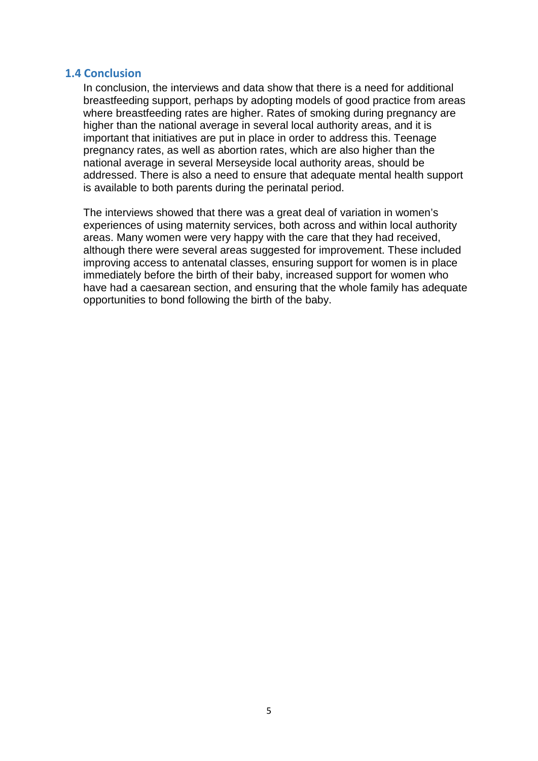### 1.4 Conclusion

In conclusion, the interviews and data show that there is a need for additional breastfeeding support, perhaps by adopting models of good practice from areas where breastfeeding rates are higher. Rates of smoking during pregnancy are higher than the national average in several local authority areas, and it is important that initiatives are put in place in order to address this. Teenage pregnancy rates, as well as abortion rates, which are also higher than the national average in several Merseyside local authority areas, should be addressed. There is also a need to ensure that adequate mental health support is available to both parents during the perinatal period.

The interviews showed that there was a great deal of variation in women's experiences of using maternity services, both across and within local authority areas. Many women were very happy with the care that they had received, although there were several areas suggested for improvement. These included improving access to antenatal classes, ensuring support for women is in place immediately before the birth of their baby, increased support for women who have had a caesarean section, and ensuring that the whole family has adequate opportunities to bond following the birth of the baby.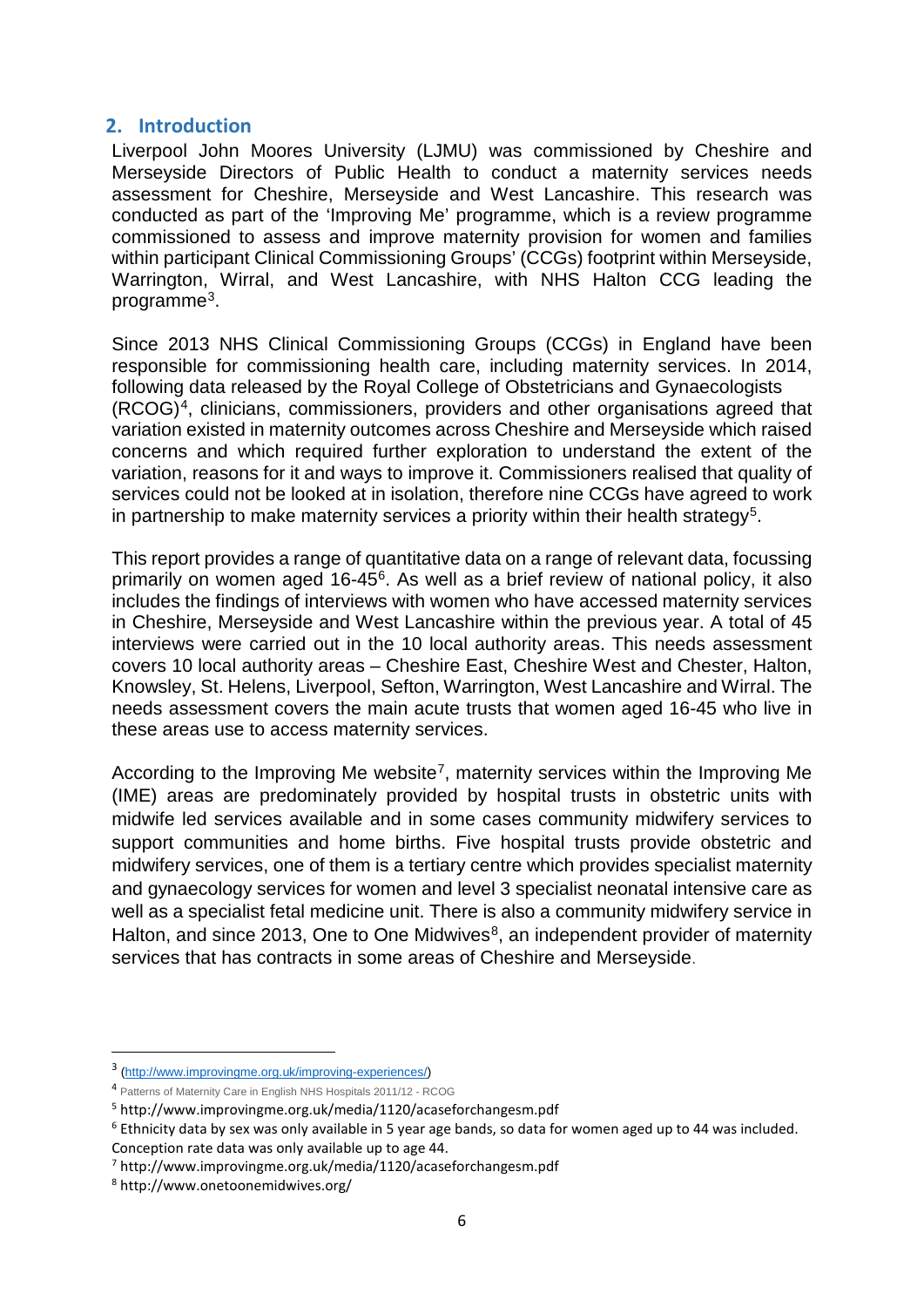## 2. Introduction

Liverpool John Moores University (LJMU) was commissioned by Cheshire and Merseyside Directors of Public Health to conduct a maternity services needs assessment for Cheshire, Merseyside and West Lancashire. This research was conducted as part of the 'Improving Me' programme, which is a review programme commissioned to assess and improve maternity provision for women and families within participant Clinical Commissioning Groups' (CCGs) footprint within Merseyside, Warrington, Wirral, and West Lancashire, with NHS Halton CCG leading the programme[3].

Since 2013 NHS Clinical Commissioning Groups (CCGs) in England have been responsible for commissioning health care, including maternity services. In 2014, following data released by the Royal College of Obstetricians and Gynaecologists (RCOG)[4], clinicians, commissioners, providers and other organisations agreed that variation existed in maternity outcomes across Cheshire and Merseyside which raised concerns and which required further exploration to understand the extent of the variation, reasons for it and ways to improve it. Commissioners realised that quality of services could not be looked at in isolation, therefore nine CCGs have agreed to work in partnership to make maternity services a priority within their health strategy[5].

This report provides a range of quantitative data on a range of relevant data, focussing primarily on women aged 16-45[6]. As well as a brief review of national policy, it also includes the findings of interviews with women who have accessed maternity services in Cheshire, Merseyside and West Lancashire within the previous year. A total of 45 interviews were carried out in the 10 local authority areas. This needs assessment covers 10 local authority areas – Cheshire East, Cheshire West and Chester, Halton, Knowsley, St. Helens, Liverpool, Sefton, Warrington, West Lancashire and Wirral. The needs assessment covers the main acute trusts that women aged 16-45 who live in these areas use to access maternity services.

According to the Improving Me website[7], maternity services within the Improving Me (IME) areas are predominately provided by hospital trusts in obstetric units with midwife led services available and in some cases community midwifery services to support communities and home births. Five hospital trusts provide obstetric and midwifery services, one of them is a tertiary centre which provides specialist maternity and gynaecology services for women and level 3 specialist neonatal intensive care as well as a specialist fetal medicine unit. There is also a community midwifery service in Halton, and since 2013, One to One Midwives[8], an independent provider of maternity services that has contracts in some areas of Cheshire and Merseyside.

---

[3] (http://www.improvingme.org.uk/improving-experiences/)

[4] Patterns of Maternity Care in English NHS Hospitals 2011/12 - RCOG

[5] http://www.improvingme.org.uk/media/1120/acaseforchangesm.pdf

[6] Ethnicity data by sex was only available in 5 year age bands, so data for women aged up to 44 was included. Conception rate data was only available up to age 44.

[7] http://www.improvingme.org.uk/media/1120/acaseforchangesm.pdf

[8] http://www.onetoonemidwives.org/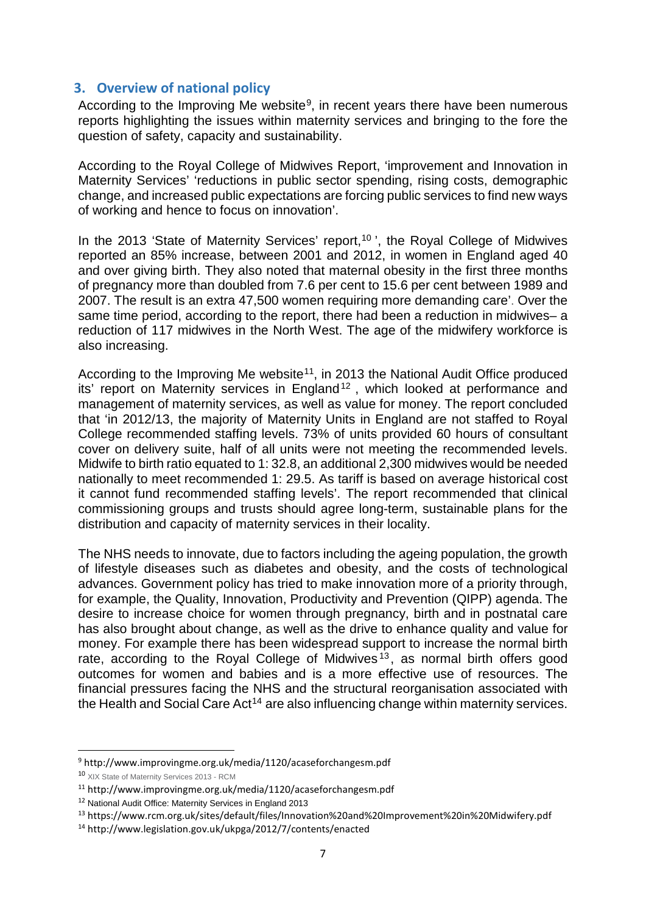## 3. Overview of national policy

According to the Improving Me website[9], in recent years there have been numerous reports highlighting the issues within maternity services and bringing to the fore the question of safety, capacity and sustainability.

According to the Royal College of Midwives Report, 'improvement and Innovation in Maternity Services' 'reductions in public sector spending, rising costs, demographic change, and increased public expectations are forcing public services to find new ways of working and hence to focus on innovation'.

In the 2013 'State of Maternity Services' report,[10] ', the Royal College of Midwives reported an 85% increase, between 2001 and 2012, in women in England aged 40 and over giving birth. They also noted that maternal obesity in the first three months of pregnancy more than doubled from 7.6 per cent to 15.6 per cent between 1989 and 2007. The result is an extra 47,500 women requiring more demanding care'. Over the same time period, according to the report, there had been a reduction in midwives– a reduction of 117 midwives in the North West. The age of the midwifery workforce is also increasing.

According to the Improving Me website[11], in 2013 the National Audit Office produced its' report on Maternity services in England[12], which looked at performance and management of maternity services, as well as value for money. The report concluded that 'in 2012/13, the majority of Maternity Units in England are not staffed to Royal College recommended staffing levels. 73% of units provided 60 hours of consultant cover on delivery suite, half of all units were not meeting the recommended levels. Midwife to birth ratio equated to 1: 32.8, an additional 2,300 midwives would be needed nationally to meet recommended 1: 29.5. As tariff is based on average historical cost it cannot fund recommended staffing levels'. The report recommended that clinical commissioning groups and trusts should agree long-term, sustainable plans for the distribution and capacity of maternity services in their locality.

The NHS needs to innovate, due to factors including the ageing population, the growth of lifestyle diseases such as diabetes and obesity, and the costs of technological advances. Government policy has tried to make innovation more of a priority through, for example, the Quality, Innovation, Productivity and Prevention (QIPP) agenda. The desire to increase choice for women through pregnancy, birth and in postnatal care has also brought about change, as well as the drive to enhance quality and value for money. For example there has been widespread support to increase the normal birth rate, according to the Royal College of Midwives[13], as normal birth offers good outcomes for women and babies and is a more effective use of resources. The financial pressures facing the NHS and the structural reorganisation associated with the Health and Social Care Act[14] are also influencing change within maternity services.

---

[9] http://www.improvingme.org.uk/media/1120/acaseforchangesm.pdf

[10] XIX State of Maternity Services 2013 - RCM

[11] http://www.improvingme.org.uk/media/1120/acaseforchangesm.pdf

[12] National Audit Office: Maternity Services in England 2013

[13] https://www.rcm.org.uk/sites/default/files/Innovation%20and%20Improvement%20in%20Midwifery.pdf

[14] http://www.legislation.gov.uk/ukpga/2012/7/contents/enacted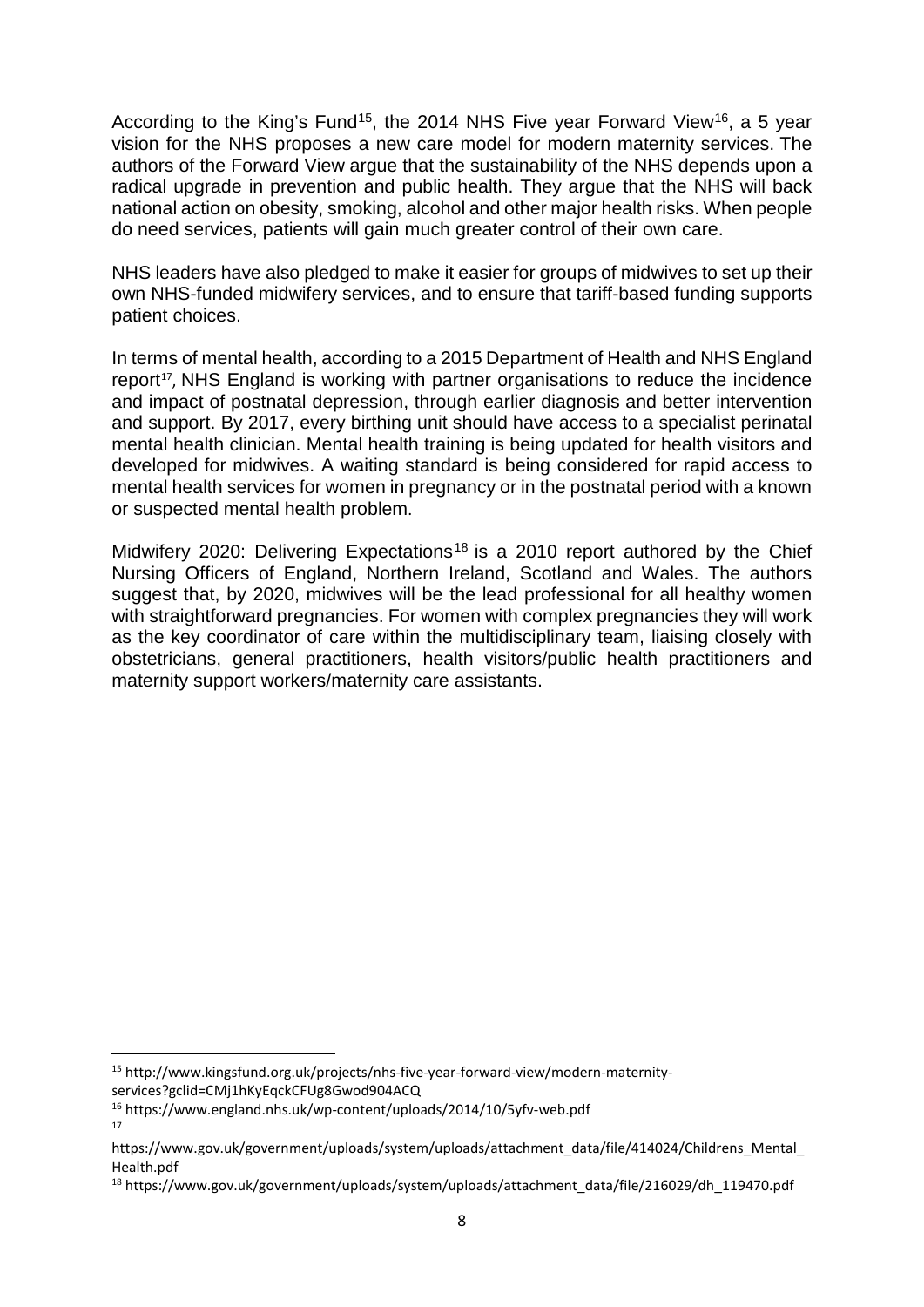According to the King's Fund[15], the 2014 NHS Five year Forward View[16], a 5 year vision for the NHS proposes a new care model for modern maternity services. The authors of the Forward View argue that the sustainability of the NHS depends upon a radical upgrade in prevention and public health. They argue that the NHS will back national action on obesity, smoking, alcohol and other major health risks. When people do need services, patients will gain much greater control of their own care.

NHS leaders have also pledged to make it easier for groups of midwives to set up their own NHS-funded midwifery services, and to ensure that tariff-based funding supports patient choices.

In terms of mental health, according to a 2015 Department of Health and NHS England report[17], NHS England is working with partner organisations to reduce the incidence and impact of postnatal depression, through earlier diagnosis and better intervention and support. By 2017, every birthing unit should have access to a specialist perinatal mental health clinician. Mental health training is being updated for health visitors and developed for midwives. A waiting standard is being considered for rapid access to mental health services for women in pregnancy or in the postnatal period with a known or suspected mental health problem.

Midwifery 2020: Delivering Expectations[18] is a 2010 report authored by the Chief Nursing Officers of England, Northern Ireland, Scotland and Wales. The authors suggest that, by 2020, midwives will be the lead professional for all healthy women with straightforward pregnancies. For women with complex pregnancies they will work as the key coordinator of care within the multidisciplinary team, liaising closely with obstetricians, general practitioners, health visitors/public health practitioners and maternity support workers/maternity care assistants.

---

[15] http://www.kingsfund.org.uk/projects/nhs-five-year-forward-view/modern-maternity-services?gclid=CMj1hKyEqckCFUg8Gwod904ACQ

[16] https://www.england.nhs.uk/wp-content/uploads/2014/10/5yfv-web.pdf

[17] https://www.gov.uk/government/uploads/system/uploads/attachment_data/file/414024/Childrens_Mental_Health.pdf

[18] https://www.gov.uk/government/uploads/system/uploads/attachment_data/file/216029/dh_119470.pdf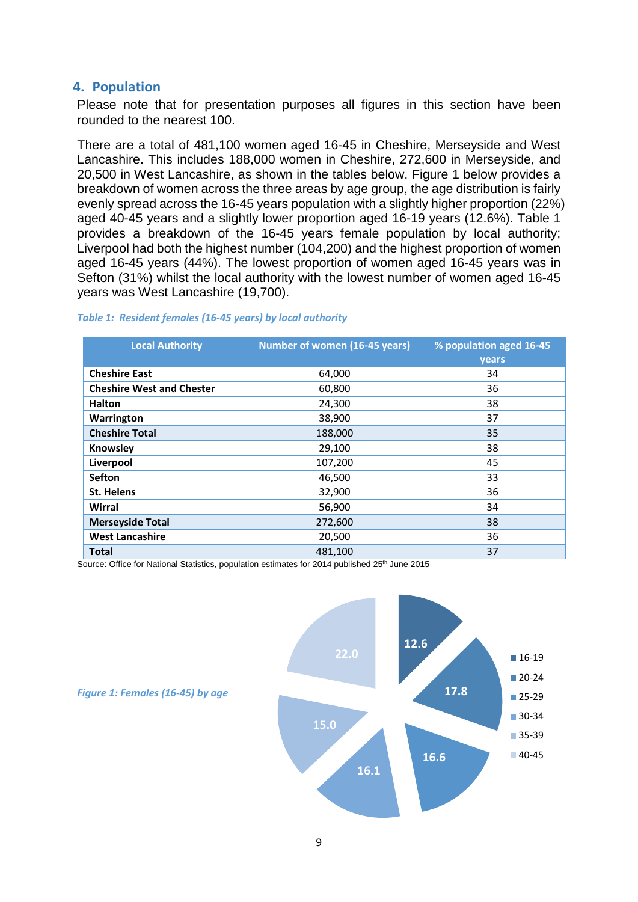## 4. Population

Please note that for presentation purposes all figures in this section have been rounded to the nearest 100.

There are a total of 481,100 women aged 16-45 in Cheshire, Merseyside and West Lancashire. This includes 188,000 women in Cheshire, 272,600 in Merseyside, and 20,500 in West Lancashire, as shown in the tables below. Figure 1 below provides a breakdown of women across the three areas by age group, the age distribution is fairly evenly spread across the 16-45 years population with a slightly higher proportion (22%) aged 40-45 years and a slightly lower proportion aged 16-19 years (12.6%). Table 1 provides a breakdown of the 16-45 years female population by local authority; Liverpool had both the highest number (104,200) and the highest proportion of women aged 16-45 years (44%). The lowest proportion of women aged 16-45 years was in Sefton (31%) whilst the local authority with the lowest number of women aged 16-45 years was West Lancashire (19,700).

*Table 1: Resident females (16-45 years) by local authority*

| Local Authority | Number of women (16-45 years) | % population aged 16-45 years |
|---|---|---|
| **Cheshire East** | 64,000 | 34 |
| **Cheshire West and Chester** | 60,800 | 36 |
| **Halton** | 24,300 | 38 |
| **Warrington** | 38,900 | 37 |
| **Cheshire Total** | 188,000 | 35 |
| **Knowsley** | 29,100 | 38 |
| **Liverpool** | 107,200 | 45 |
| **Sefton** | 46,500 | 33 |
| **St. Helens** | 32,900 | 36 |
| **Wirral** | 56,900 | 34 |
| **Merseyside Total** | 272,600 | 38 |
| **West Lancashire** | 20,500 | 36 |
| **Total** | 481,100 | 37 |

Source: Office for National Statistics, population estimates for 2014 published 25th June 2015

*Figure 1: Females (16-45) by age*

| Age group | % |
|---|---|
| 16-19 | 12.6 |
| 20-24 | 17.8 |
| 25-29 | 16.6 |
| 30-34 | 16.1 |
| 35-39 | 15.0 |
| 40-45 | 22.0 |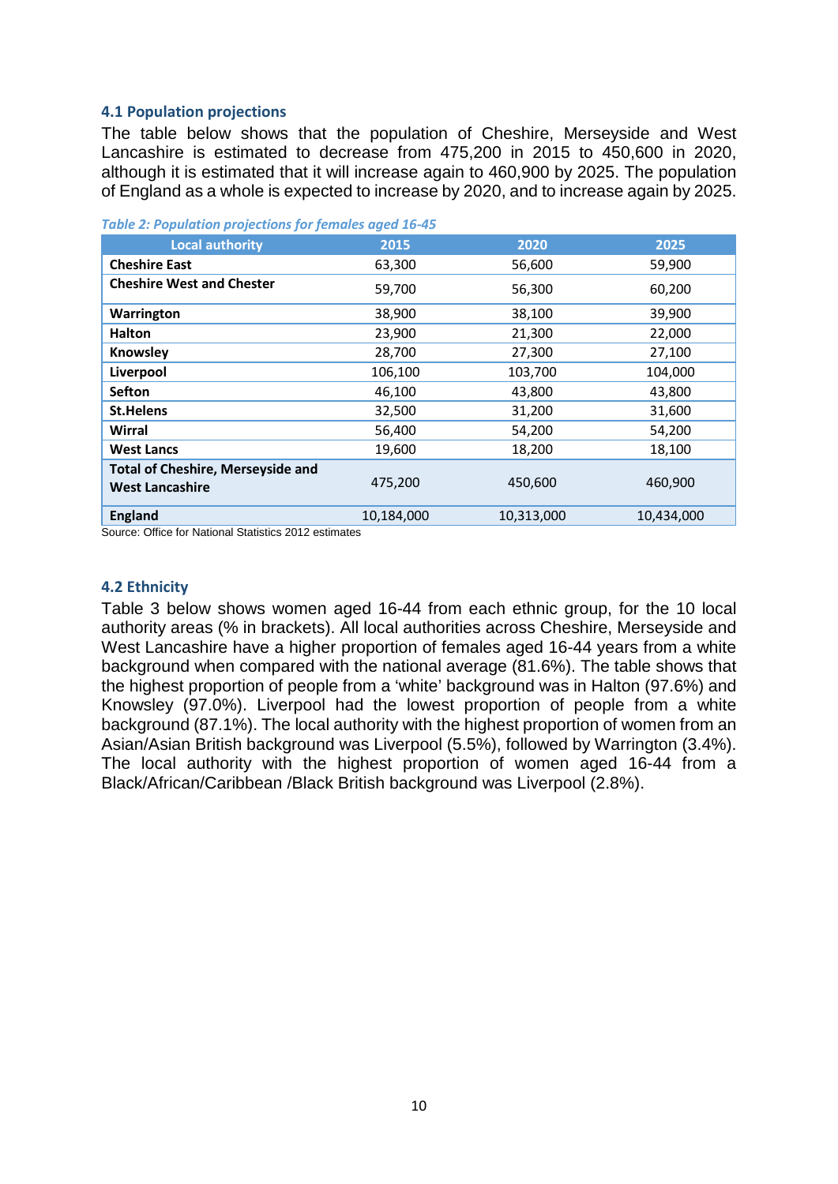### 4.1 Population projections

The table below shows that the population of Cheshire, Merseyside and West Lancashire is estimated to decrease from 475,200 in 2015 to 450,600 in 2020, although it is estimated that it will increase again to 460,900 by 2025. The population of England as a whole is expected to increase by 2020, and to increase again by 2025.

*Table 2: Population projections for females aged 16-45*

| Local authority | 2015 | 2020 | 2025 |
|---|---|---|---|
| **Cheshire East** | 63,300 | 56,600 | 59,900 |
| **Cheshire West and Chester** | 59,700 | 56,300 | 60,200 |
| **Warrington** | 38,900 | 38,100 | 39,900 |
| **Halton** | 23,900 | 21,300 | 22,000 |
| **Knowsley** | 28,700 | 27,300 | 27,100 |
| **Liverpool** | 106,100 | 103,700 | 104,000 |
| **Sefton** | 46,100 | 43,800 | 43,800 |
| **St.Helens** | 32,500 | 31,200 | 31,600 |
| **Wirral** | 56,400 | 54,200 | 54,200 |
| **West Lancs** | 19,600 | 18,200 | 18,100 |
| **Total of Cheshire, Merseyside and West Lancashire** | 475,200 | 450,600 | 460,900 |
| **England** | 10,184,000 | 10,313,000 | 10,434,000 |

Source: Office for National Statistics 2012 estimates

### 4.2 Ethnicity

Table 3 below shows women aged 16-44 from each ethnic group, for the 10 local authority areas (% in brackets). All local authorities across Cheshire, Merseyside and West Lancashire have a higher proportion of females aged 16-44 years from a white background when compared with the national average (81.6%). The table shows that the highest proportion of people from a 'white' background was in Halton (97.6%) and Knowsley (97.0%). Liverpool had the lowest proportion of people from a white background (87.1%). The local authority with the highest proportion of women from an Asian/Asian British background was Liverpool (5.5%), followed by Warrington (3.4%). The local authority with the highest proportion of women aged 16-44 from a Black/African/Caribbean /Black British background was Liverpool (2.8%).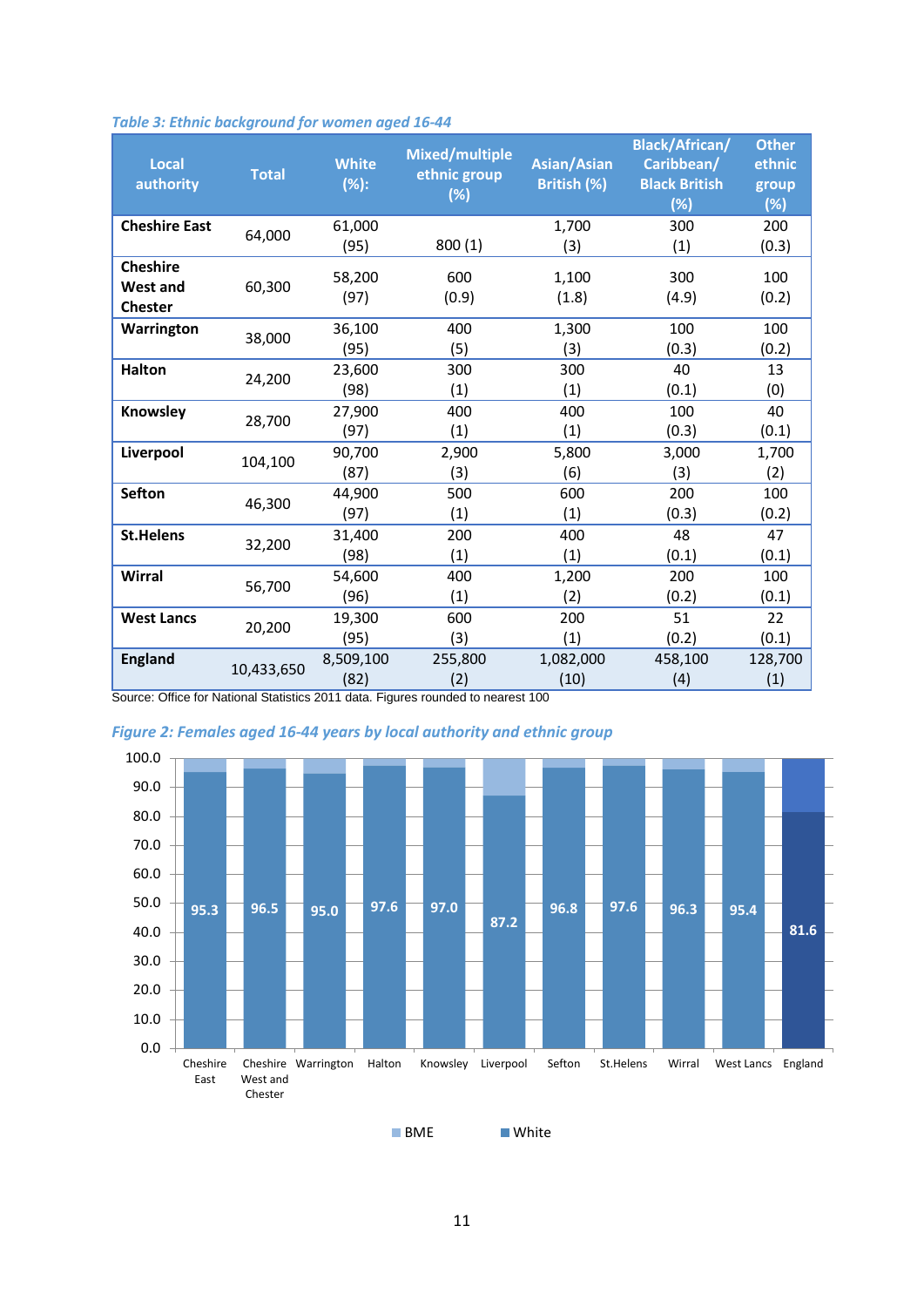*Table 3: Ethnic background for women aged 16-44*

| Local authority | Total | White (%): | Mixed/multiple ethnic group (%) | Asian/Asian British (%) | Black/African/ Caribbean/ Black British (%) | Other ethnic group (%) |
|---|---|---|---|---|---|---|
| **Cheshire East** | 64,000 | 61,000 (95) | 800 (1) | 1,700 (3) | 300 (1) | 200 (0.3) |
| **Cheshire West and Chester** | 60,300 | 58,200 (97) | 600 (0.9) | 1,100 (1.8) | 300 (4.9) | 100 (0.2) |
| **Warrington** | 38,000 | 36,100 (95) | 400 (5) | 1,300 (3) | 100 (0.3) | 100 (0.2) |
| **Halton** | 24,200 | 23,600 (98) | 300 (1) | 300 (1) | 40 (0.1) | 13 (0) |
| **Knowsley** | 28,700 | 27,900 (97) | 400 (1) | 400 (1) | 100 (0.3) | 40 (0.1) |
| **Liverpool** | 104,100 | 90,700 (87) | 2,900 (3) | 5,800 (6) | 3,000 (3) | 1,700 (2) |
| **Sefton** | 46,300 | 44,900 (97) | 500 (1) | 600 (1) | 200 (0.3) | 100 (0.2) |
| **St.Helens** | 32,200 | 31,400 (98) | 200 (1) | 400 (1) | 48 (0.1) | 47 (0.1) |
| **Wirral** | 56,700 | 54,600 (96) | 400 (1) | 1,200 (2) | 200 (0.2) | 100 (0.1) |
| **West Lancs** | 20,200 | 19,300 (95) | 600 (3) | 200 (1) | 51 (0.2) | 22 (0.1) |
| **England** | 10,433,650 | 8,509,100 (82) | 255,800 (2) | 1,082,000 (10) | 458,100 (4) | 128,700 (1) |

Source: Office for National Statistics 2011 data. Figures rounded to nearest 100

*Figure 2: Females aged 16-44 years by local authority and ethnic group*

| Local authority | White (%) |
|---|---|
| Cheshire East | 95.3 |
| Cheshire West and Chester | 96.5 |
| Warrington | 95.0 |
| Halton | 97.6 |
| Knowsley | 97.0 |
| Liverpool | 87.2 |
| Sefton | 96.8 |
| St.Helens | 97.6 |
| Wirral | 96.3 |
| West Lancs | 95.4 |
| England | 81.6 |

BME / White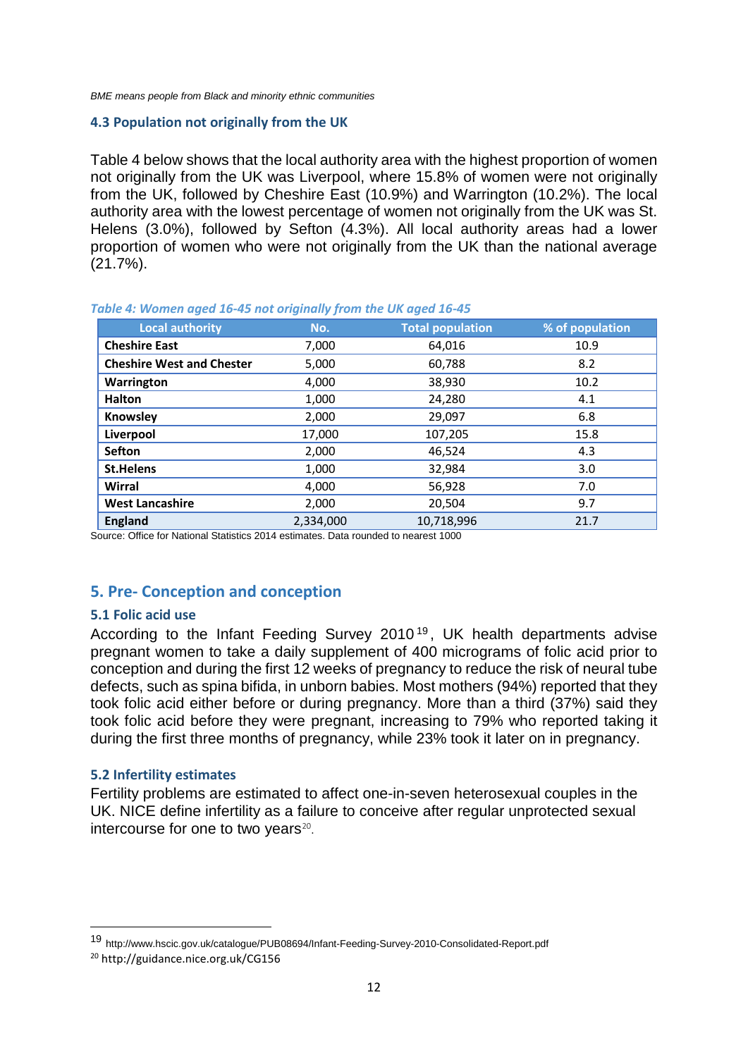*BME means people from Black and minority ethnic communities*

### 4.3 Population not originally from the UK

Table 4 below shows that the local authority area with the highest proportion of women not originally from the UK was Liverpool, where 15.8% of women were not originally from the UK, followed by Cheshire East (10.9%) and Warrington (10.2%). The local authority area with the lowest percentage of women not originally from the UK was St. Helens (3.0%), followed by Sefton (4.3%). All local authority areas had a lower proportion of women who were not originally from the UK than the national average (21.7%).

*Table 4: Women aged 16-45 not originally from the UK aged 16-45*

| Local authority | No. | Total population | % of population |
|---|---|---|---|
| **Cheshire East** | 7,000 | 64,016 | 10.9 |
| **Cheshire West and Chester** | 5,000 | 60,788 | 8.2 |
| **Warrington** | 4,000 | 38,930 | 10.2 |
| **Halton** | 1,000 | 24,280 | 4.1 |
| **Knowsley** | 2,000 | 29,097 | 6.8 |
| **Liverpool** | 17,000 | 107,205 | 15.8 |
| **Sefton** | 2,000 | 46,524 | 4.3 |
| **St.Helens** | 1,000 | 32,984 | 3.0 |
| **Wirral** | 4,000 | 56,928 | 7.0 |
| **West Lancashire** | 2,000 | 20,504 | 9.7 |
| **England** | 2,334,000 | 10,718,996 | 21.7 |

Source: Office for National Statistics 2014 estimates. Data rounded to nearest 1000

## 5. Pre- Conception and conception

### 5.1 Folic acid use

According to the Infant Feeding Survey 2010[19], UK health departments advise pregnant women to take a daily supplement of 400 micrograms of folic acid prior to conception and during the first 12 weeks of pregnancy to reduce the risk of neural tube defects, such as spina bifida, in unborn babies. Most mothers (94%) reported that they took folic acid either before or during pregnancy. More than a third (37%) said they took folic acid before they were pregnant, increasing to 79% who reported taking it during the first three months of pregnancy, while 23% took it later on in pregnancy.

### 5.2 Infertility estimates

Fertility problems are estimated to affect one-in-seven heterosexual couples in the UK. NICE define infertility as a failure to conceive after regular unprotected sexual intercourse for one to two years[20].

[19] http://www.hscic.gov.uk/catalogue/PUB08694/Infant-Feeding-Survey-2010-Consolidated-Report.pdf

[20] http://guidance.nice.org.uk/CG156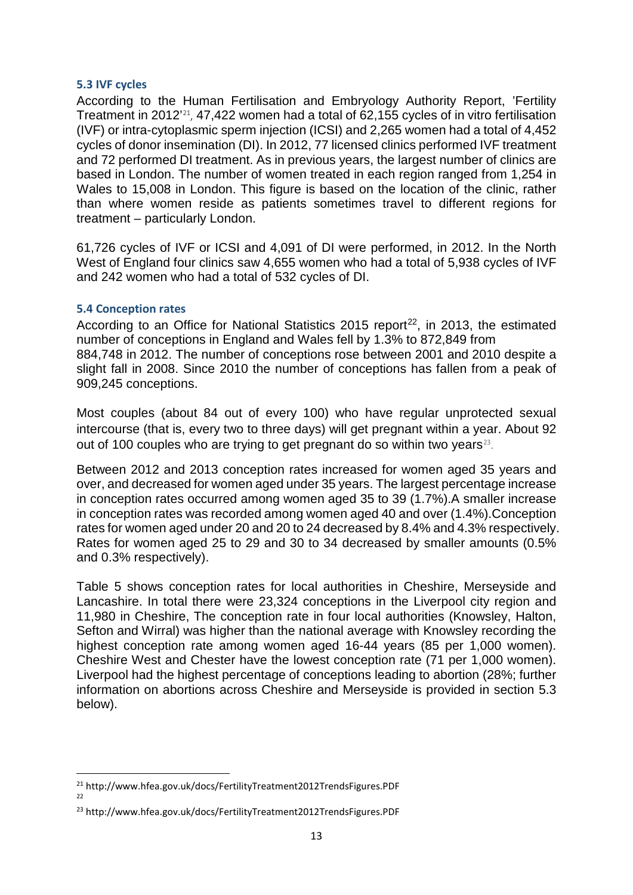### 5.3 IVF cycles

According to the Human Fertilisation and Embryology Authority Report, 'Fertility Treatment in 2012'[21], 47,422 women had a total of 62,155 cycles of in vitro fertilisation (IVF) or intra-cytoplasmic sperm injection (ICSI) and 2,265 women had a total of 4,452 cycles of donor insemination (DI). In 2012, 77 licensed clinics performed IVF treatment and 72 performed DI treatment. As in previous years, the largest number of clinics are based in London. The number of women treated in each region ranged from 1,254 in Wales to 15,008 in London. This figure is based on the location of the clinic, rather than where women reside as patients sometimes travel to different regions for treatment – particularly London.

61,726 cycles of IVF or ICSI and 4,091 of DI were performed, in 2012. In the North West of England four clinics saw 4,655 women who had a total of 5,938 cycles of IVF and 242 women who had a total of 532 cycles of DI.

### 5.4 Conception rates

According to an Office for National Statistics 2015 report[22], in 2013, the estimated number of conceptions in England and Wales fell by 1.3% to 872,849 from 884,748 in 2012. The number of conceptions rose between 2001 and 2010 despite a slight fall in 2008. Since 2010 the number of conceptions has fallen from a peak of 909,245 conceptions.

Most couples (about 84 out of every 100) who have regular unprotected sexual intercourse (that is, every two to three days) will get pregnant within a year. About 92 out of 100 couples who are trying to get pregnant do so within two years[23].

Between 2012 and 2013 conception rates increased for women aged 35 years and over, and decreased for women aged under 35 years. The largest percentage increase in conception rates occurred among women aged 35 to 39 (1.7%).A smaller increase in conception rates was recorded among women aged 40 and over (1.4%).Conception rates for women aged under 20 and 20 to 24 decreased by 8.4% and 4.3% respectively. Rates for women aged 25 to 29 and 30 to 34 decreased by smaller amounts (0.5% and 0.3% respectively).

Table 5 shows conception rates for local authorities in Cheshire, Merseyside and Lancashire. In total there were 23,324 conceptions in the Liverpool city region and 11,980 in Cheshire, The conception rate in four local authorities (Knowsley, Halton, Sefton and Wirral) was higher than the national average with Knowsley recording the highest conception rate among women aged 16-44 years (85 per 1,000 women). Cheshire West and Chester have the lowest conception rate (71 per 1,000 women). Liverpool had the highest percentage of conceptions leading to abortion (28%; further information on abortions across Cheshire and Merseyside is provided in section 5.3 below).

---

[21] http://www.hfea.gov.uk/docs/FertilityTreatment2012TrendsFigures.PDF

[22]

[23] http://www.hfea.gov.uk/docs/FertilityTreatment2012TrendsFigures.PDF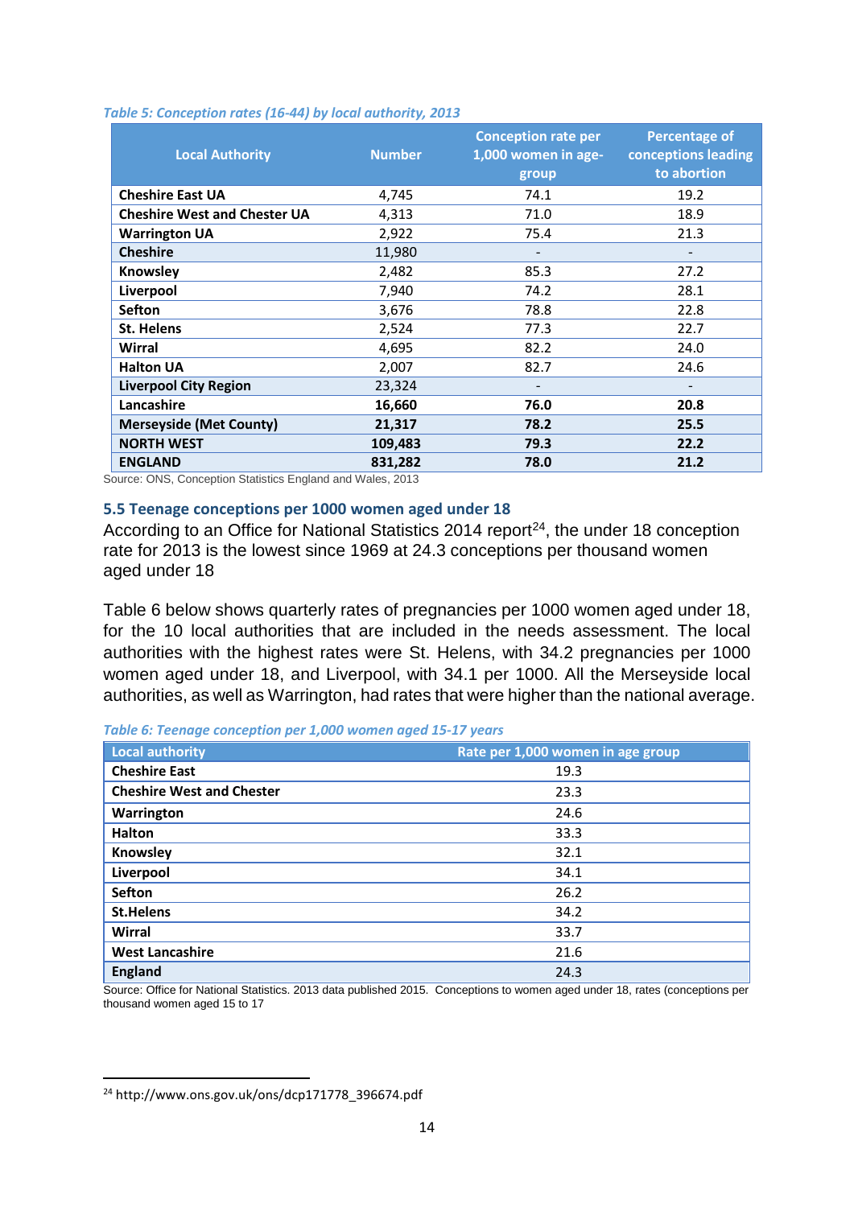*Table 5: Conception rates (16-44) by local authority, 2013*

| Local Authority | Number | Conception rate per 1,000 women in age-group | Percentage of conceptions leading to abortion |
|---|---|---|---|
| **Cheshire East UA** | 4,745 | 74.1 | 19.2 |
| **Cheshire West and Chester UA** | 4,313 | 71.0 | 18.9 |
| **Warrington UA** | 2,922 | 75.4 | 21.3 |
| **Cheshire** | 11,980 | - | - |
| **Knowsley** | 2,482 | 85.3 | 27.2 |
| **Liverpool** | 7,940 | 74.2 | 28.1 |
| **Sefton** | 3,676 | 78.8 | 22.8 |
| **St. Helens** | 2,524 | 77.3 | 22.7 |
| **Wirral** | 4,695 | 82.2 | 24.0 |
| **Halton UA** | 2,007 | 82.7 | 24.6 |
| **Liverpool City Region** | 23,324 | - | - |
| **Lancashire** | **16,660** | **76.0** | **20.8** |
| **Merseyside (Met County)** | **21,317** | **78.2** | **25.5** |
| **NORTH WEST** | **109,483** | **79.3** | **22.2** |
| **ENGLAND** | **831,282** | **78.0** | **21.2** |

Source: ONS, Conception Statistics England and Wales, 2013

### 5.5 Teenage conceptions per 1000 women aged under 18

According to an Office for National Statistics 2014 report[24], the under 18 conception rate for 2013 is the lowest since 1969 at 24.3 conceptions per thousand women aged under 18

Table 6 below shows quarterly rates of pregnancies per 1000 women aged under 18, for the 10 local authorities that are included in the needs assessment. The local authorities with the highest rates were St. Helens, with 34.2 pregnancies per 1000 women aged under 18, and Liverpool, with 34.1 per 1000. All the Merseyside local authorities, as well as Warrington, had rates that were higher than the national average.

*Table 6: Teenage conception per 1,000 women aged 15-17 years*

| Local authority | Rate per 1,000 women in age group |
|---|---|
| **Cheshire East** | 19.3 |
| **Cheshire West and Chester** | 23.3 |
| **Warrington** | 24.6 |
| **Halton** | 33.3 |
| **Knowsley** | 32.1 |
| **Liverpool** | 34.1 |
| **Sefton** | 26.2 |
| **St.Helens** | 34.2 |
| **Wirral** | 33.7 |
| **West Lancashire** | 21.6 |
| **England** | 24.3 |

Source: Office for National Statistics. 2013 data published 2015. Conceptions to women aged under 18, rates (conceptions per thousand women aged 15 to 17

[24] http://www.ons.gov.uk/ons/dcp171778_396674.pdf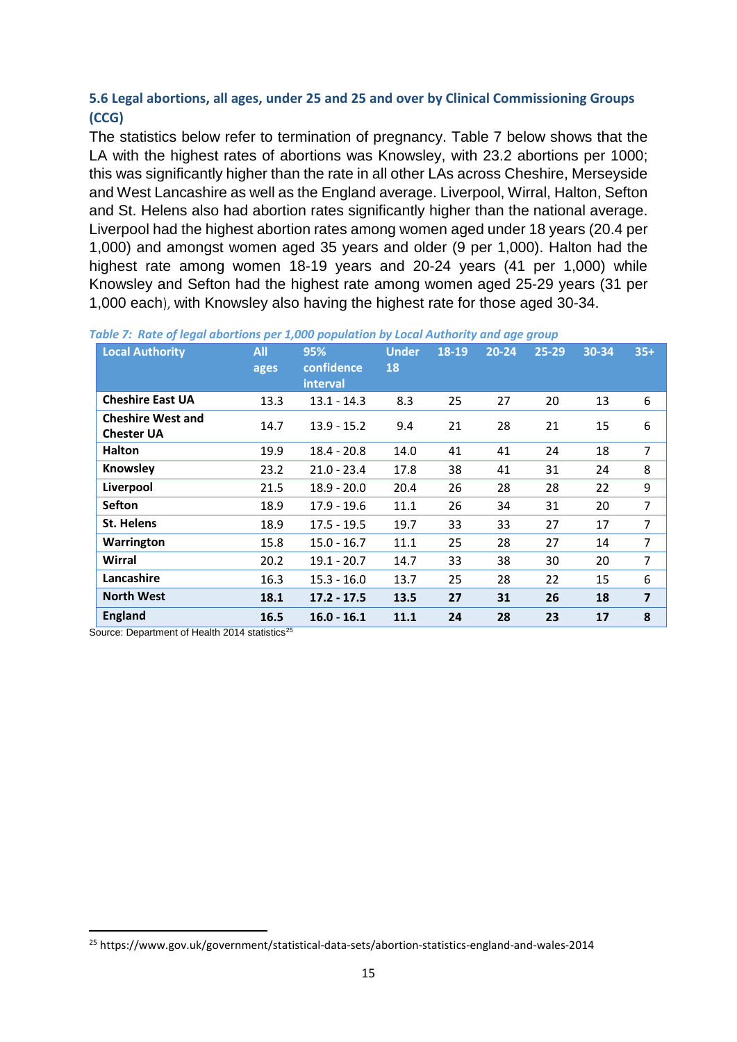### 5.6 Legal abortions, all ages, under 25 and 25 and over by Clinical Commissioning Groups (CCG)

The statistics below refer to termination of pregnancy. Table 7 below shows that the LA with the highest rates of abortions was Knowsley, with 23.2 abortions per 1000; this was significantly higher than the rate in all other LAs across Cheshire, Merseyside and West Lancashire as well as the England average. Liverpool, Wirral, Halton, Sefton and St. Helens also had abortion rates significantly higher than the national average. Liverpool had the highest abortion rates among women aged under 18 years (20.4 per 1,000) and amongst women aged 35 years and older (9 per 1,000). Halton had the highest rate among women 18-19 years and 20-24 years (41 per 1,000) while Knowsley and Sefton had the highest rate among women aged 25-29 years (31 per 1,000 each), with Knowsley also having the highest rate for those aged 30-34.

*Table 7: Rate of legal abortions per 1,000 population by Local Authority and age group*

| Local Authority | All ages | 95% confidence interval | Under 18 | 18-19 | 20-24 | 25-29 | 30-34 | 35+ |
|---|---|---|---|---|---|---|---|---|
| **Cheshire East UA** | 13.3 | 13.1 - 14.3 | 8.3 | 25 | 27 | 20 | 13 | 6 |
| **Cheshire West and Chester UA** | 14.7 | 13.9 - 15.2 | 9.4 | 21 | 28 | 21 | 15 | 6 |
| **Halton** | 19.9 | 18.4 - 20.8 | 14.0 | 41 | 41 | 24 | 18 | 7 |
| **Knowsley** | 23.2 | 21.0 - 23.4 | 17.8 | 38 | 41 | 31 | 24 | 8 |
| **Liverpool** | 21.5 | 18.9 - 20.0 | 20.4 | 26 | 28 | 28 | 22 | 9 |
| **Sefton** | 18.9 | 17.9 - 19.6 | 11.1 | 26 | 34 | 31 | 20 | 7 |
| **St. Helens** | 18.9 | 17.5 - 19.5 | 19.7 | 33 | 33 | 27 | 17 | 7 |
| **Warrington** | 15.8 | 15.0 - 16.7 | 11.1 | 25 | 28 | 27 | 14 | 7 |
| **Wirral** | 20.2 | 19.1 - 20.7 | 14.7 | 33 | 38 | 30 | 20 | 7 |
| **Lancashire** | 16.3 | 15.3 - 16.0 | 13.7 | 25 | 28 | 22 | 15 | 6 |
| **North West** | **18.1** | **17.2 - 17.5** | **13.5** | **27** | **31** | **26** | **18** | **7** |
| **England** | **16.5** | **16.0 - 16.1** | **11.1** | **24** | **28** | **23** | **17** | **8** |

Source: Department of Health 2014 statistics[25]

[25] https://www.gov.uk/government/statistical-data-sets/abortion-statistics-england-and-wales-2014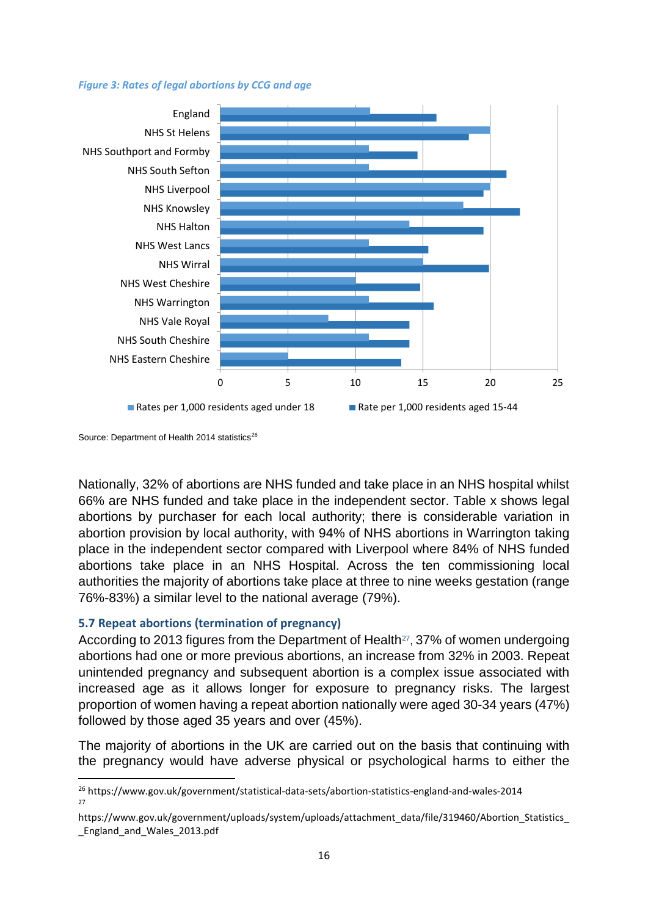*Figure 3: Rates of legal abortions by CCG and age*

Source: Department of Health 2014 statistics[26]

Nationally, 32% of abortions are NHS funded and take place in an NHS hospital whilst 66% are NHS funded and take place in the independent sector. Table x shows legal abortions by purchaser for each local authority; there is considerable variation in abortion provision by local authority, with 94% of NHS abortions in Warrington taking place in the independent sector compared with Liverpool where 84% of NHS funded abortions take place in an NHS Hospital. Across the ten commissioning local authorities the majority of abortions take place at three to nine weeks gestation (range 76%-83%) a similar level to the national average (79%).

### 5.7 Repeat abortions (termination of pregnancy)

According to 2013 figures from the Department of Health[27], 37% of women undergoing abortions had one or more previous abortions, an increase from 32% in 2003. Repeat unintended pregnancy and subsequent abortion is a complex issue associated with increased age as it allows longer for exposure to pregnancy risks. The largest proportion of women having a repeat abortion nationally were aged 30-34 years (47%) followed by those aged 35 years and over (45%).

The majority of abortions in the UK are carried out on the basis that continuing with the pregnancy would have adverse physical or psychological harms to either the

---

[26] https://www.gov.uk/government/statistical-data-sets/abortion-statistics-england-and-wales-2014

[27] https://www.gov.uk/government/uploads/system/uploads/attachment_data/file/319460/Abortion_Statistics__England_and_Wales_2013.pdf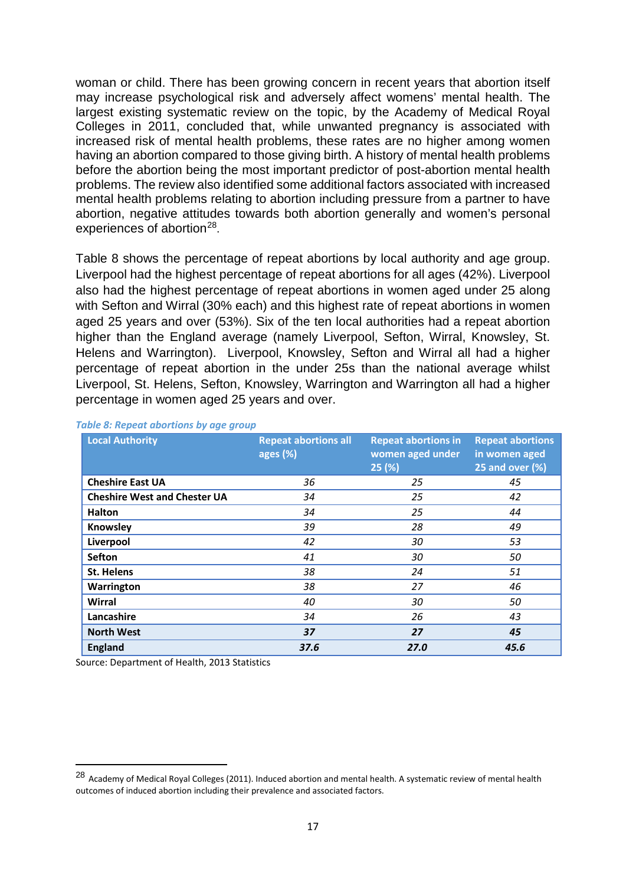woman or child. There has been growing concern in recent years that abortion itself may increase psychological risk and adversely affect womens' mental health. The largest existing systematic review on the topic, by the Academy of Medical Royal Colleges in 2011, concluded that, while unwanted pregnancy is associated with increased risk of mental health problems, these rates are no higher among women having an abortion compared to those giving birth. A history of mental health problems before the abortion being the most important predictor of post-abortion mental health problems. The review also identified some additional factors associated with increased mental health problems relating to abortion including pressure from a partner to have abortion, negative attitudes towards both abortion generally and women's personal experiences of abortion[28].

Table 8 shows the percentage of repeat abortions by local authority and age group. Liverpool had the highest percentage of repeat abortions for all ages (42%). Liverpool also had the highest percentage of repeat abortions in women aged under 25 along with Sefton and Wirral (30% each) and this highest rate of repeat abortions in women aged 25 years and over (53%). Six of the ten local authorities had a repeat abortion higher than the England average (namely Liverpool, Sefton, Wirral, Knowsley, St. Helens and Warrington). Liverpool, Knowsley, Sefton and Wirral all had a higher percentage of repeat abortion in the under 25s than the national average whilst Liverpool, St. Helens, Sefton, Knowsley, Warrington and Warrington all had a higher percentage in women aged 25 years and over.

*Table 8: Repeat abortions by age group*

| Local Authority | Repeat abortions all ages (%) | Repeat abortions in women aged under 25 (%) | Repeat abortions in women aged 25 and over (%) |
|---|---|---|---|
| **Cheshire East UA** | *36* | *25* | *45* |
| **Cheshire West and Chester UA** | *34* | *25* | *42* |
| **Halton** | *34* | *25* | *44* |
| **Knowsley** | *39* | *28* | *49* |
| **Liverpool** | *42* | *30* | *53* |
| **Sefton** | *41* | *30* | *50* |
| **St. Helens** | *38* | *24* | *51* |
| **Warrington** | *38* | *27* | *46* |
| **Wirral** | *40* | *30* | *50* |
| **Lancashire** | *34* | *26* | *43* |
| **North West** | ***37*** | ***27*** | ***45*** |
| **England** | ***37.6*** | ***27.0*** | ***45.6*** |

Source: Department of Health, 2013 Statistics

[28] Academy of Medical Royal Colleges (2011). Induced abortion and mental health. A systematic review of mental health outcomes of induced abortion including their prevalence and associated factors.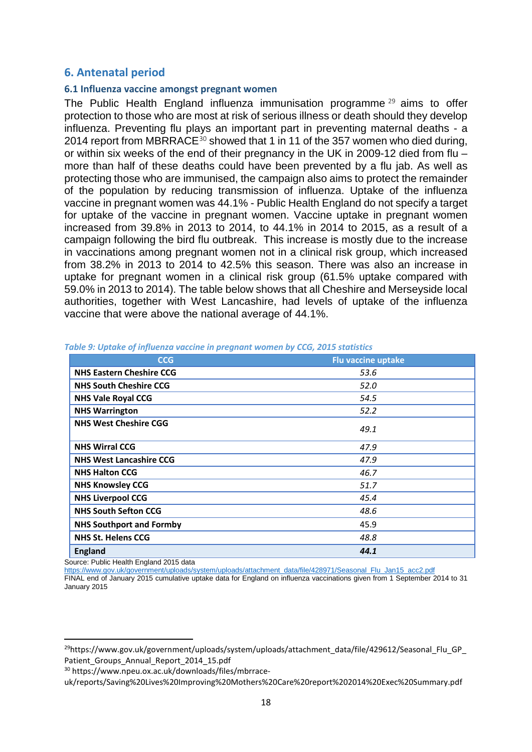## 6. Antenatal period

### 6.1 Influenza vaccine amongst pregnant women

The Public Health England influenza immunisation programme [29] aims to offer protection to those who are most at risk of serious illness or death should they develop influenza. Preventing flu plays an important part in preventing maternal deaths - a 2014 report from MBRRACE[30] showed that 1 in 11 of the 357 women who died during, or within six weeks of the end of their pregnancy in the UK in 2009-12 died from flu – more than half of these deaths could have been prevented by a flu jab. As well as protecting those who are immunised, the campaign also aims to protect the remainder of the population by reducing transmission of influenza. Uptake of the influenza vaccine in pregnant women was 44.1% - Public Health England do not specify a target for uptake of the vaccine in pregnant women. Vaccine uptake in pregnant women increased from 39.8% in 2013 to 2014, to 44.1% in 2014 to 2015, as a result of a campaign following the bird flu outbreak. This increase is mostly due to the increase in vaccinations among pregnant women not in a clinical risk group, which increased from 38.2% in 2013 to 2014 to 42.5% this season. There was also an increase in uptake for pregnant women in a clinical risk group (61.5% uptake compared with 59.0% in 2013 to 2014). The table below shows that all Cheshire and Merseyside local authorities, together with West Lancashire, had levels of uptake of the influenza vaccine that were above the national average of 44.1%.

*Table 9: Uptake of influenza vaccine in pregnant women by CCG, 2015 statistics*

| CCG | Flu vaccine uptake |
|---|---|
| **NHS Eastern Cheshire CCG** | *53.6* |
| **NHS South Cheshire CCG** | *52.0* |
| **NHS Vale Royal CCG** | *54.5* |
| **NHS Warrington** | *52.2* |
| **NHS West Cheshire CGG** | *49.1* |
| **NHS Wirral CCG** | *47.9* |
| **NHS West Lancashire CCG** | *47.9* |
| **NHS Halton CCG** | *46.7* |
| **NHS Knowsley CCG** | *51.7* |
| **NHS Liverpool CCG** | *45.4* |
| **NHS South Sefton CCG** | *48.6* |
| **NHS Southport and Formby** | 45.9 |
| **NHS St. Helens CCG** | *48.8* |
| **England** | ***44.1*** |

Source: Public Health England 2015 data
https://www.gov.uk/government/uploads/system/uploads/attachment_data/file/428971/Seasonal_Flu_Jan15_acc2.pdf
FINAL end of January 2015 cumulative uptake data for England on influenza vaccinations given from 1 September 2014 to 31 January 2015

---

[29] https://www.gov.uk/government/uploads/system/uploads/attachment_data/file/429612/Seasonal_Flu_GP_Patient_Groups_Annual_Report_2014_15.pdf

[30] https://www.npeu.ox.ac.uk/downloads/files/mbrrace-uk/reports/Saving%20Lives%20Improving%20Mothers%20Care%20report%202014%20Exec%20Summary.pdf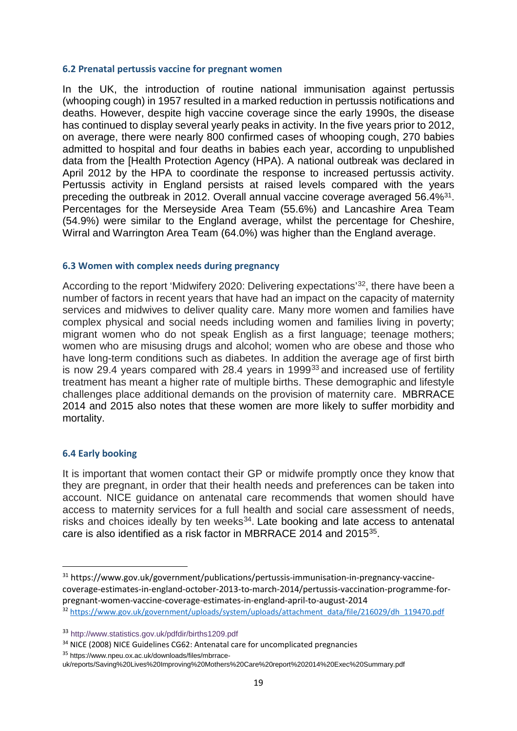### 6.2 Prenatal pertussis vaccine for pregnant women

In the UK, the introduction of routine national immunisation against pertussis (whooping cough) in 1957 resulted in a marked reduction in pertussis notifications and deaths. However, despite high vaccine coverage since the early 1990s, the disease has continued to display several yearly peaks in activity. In the five years prior to 2012, on average, there were nearly 800 confirmed cases of whooping cough, 270 babies admitted to hospital and four deaths in babies each year, according to unpublished data from the [Health Protection Agency (HPA). A national outbreak was declared in April 2012 by the HPA to coordinate the response to increased pertussis activity. Pertussis activity in England persists at raised levels compared with the years preceding the outbreak in 2012. Overall annual vaccine coverage averaged 56.4%[31]. Percentages for the Merseyside Area Team (55.6%) and Lancashire Area Team (54.9%) were similar to the England average, whilst the percentage for Cheshire, Wirral and Warrington Area Team (64.0%) was higher than the England average.

### 6.3 Women with complex needs during pregnancy

According to the report 'Midwifery 2020: Delivering expectations'[32], there have been a number of factors in recent years that have had an impact on the capacity of maternity services and midwives to deliver quality care. Many more women and families have complex physical and social needs including women and families living in poverty; migrant women who do not speak English as a first language; teenage mothers; women who are misusing drugs and alcohol; women who are obese and those who have long-term conditions such as diabetes. In addition the average age of first birth is now 29.4 years compared with 28.4 years in 1999[33] and increased use of fertility treatment has meant a higher rate of multiple births. These demographic and lifestyle challenges place additional demands on the provision of maternity care. MBRRACE 2014 and 2015 also notes that these women are more likely to suffer morbidity and mortality.

### 6.4 Early booking

It is important that women contact their GP or midwife promptly once they know that they are pregnant, in order that their health needs and preferences can be taken into account. NICE guidance on antenatal care recommends that women should have access to maternity services for a full health and social care assessment of needs, risks and choices ideally by ten weeks[34]. Late booking and late access to antenatal care is also identified as a risk factor in MBRRACE 2014 and 2015[35].

---

[31] https://www.gov.uk/government/publications/pertussis-immunisation-in-pregnancy-vaccine-coverage-estimates-in-england-october-2013-to-march-2014/pertussis-vaccination-programme-for-pregnant-women-vaccine-coverage-estimates-in-england-april-to-august-2014

[32] https://www.gov.uk/government/uploads/system/uploads/attachment_data/file/216029/dh_119470.pdf

[33] http://www.statistics.gov.uk/pdfdir/births1209.pdf

[34] NICE (2008) NICE Guidelines CG62: Antenatal care for uncomplicated pregnancies

[35] https://www.npeu.ox.ac.uk/downloads/files/mbrrace-uk/reports/Saving%20Lives%20Improving%20Mothers%20Care%20report%202014%20Exec%20Summary.pdf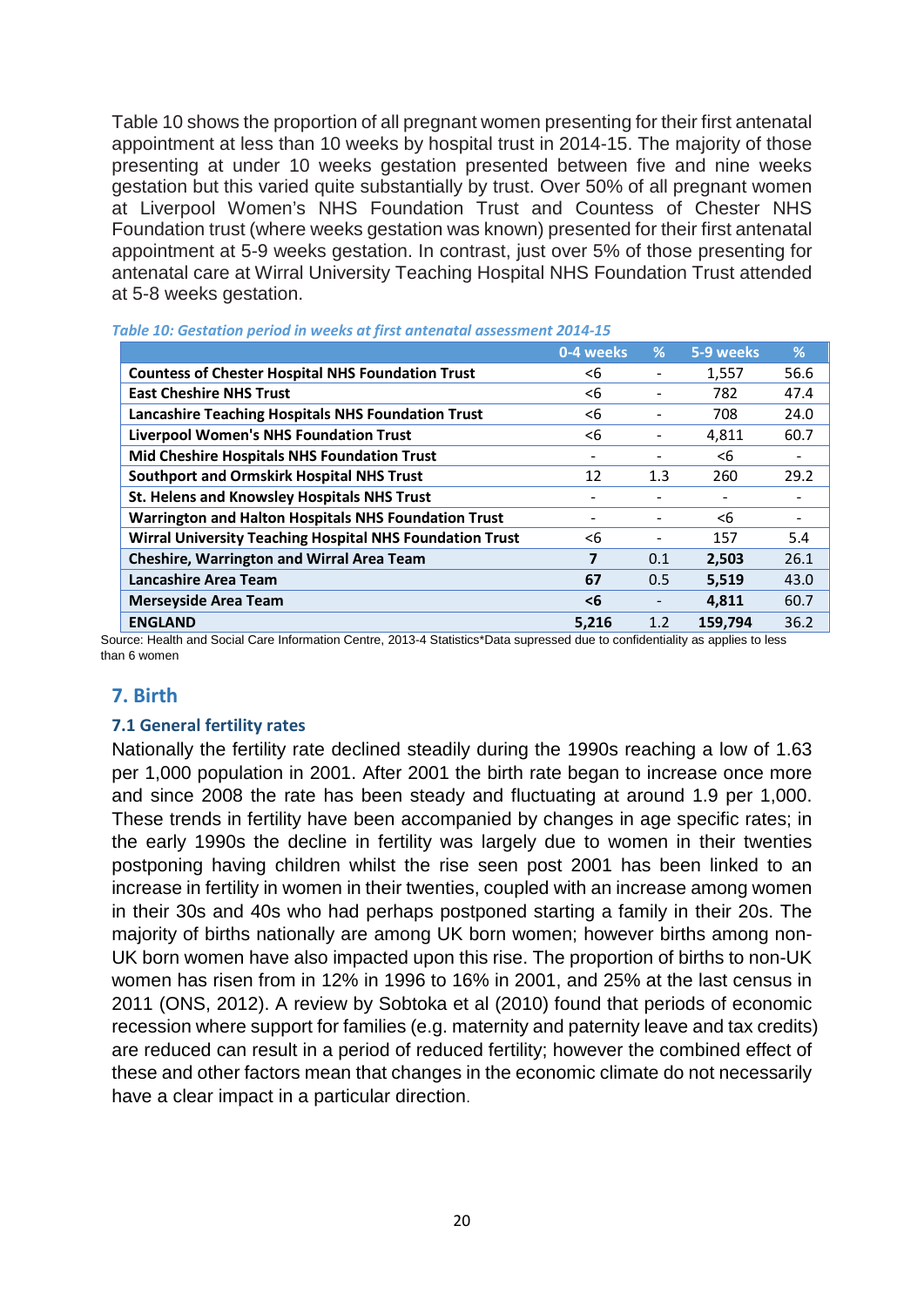Table 10 shows the proportion of all pregnant women presenting for their first antenatal appointment at less than 10 weeks by hospital trust in 2014-15. The majority of those presenting at under 10 weeks gestation presented between five and nine weeks gestation but this varied quite substantially by trust. Over 50% of all pregnant women at Liverpool Women's NHS Foundation Trust and Countess of Chester NHS Foundation trust (where weeks gestation was known) presented for their first antenatal appointment at 5-9 weeks gestation. In contrast, just over 5% of those presenting for antenatal care at Wirral University Teaching Hospital NHS Foundation Trust attended at 5-8 weeks gestation.

*Table 10: Gestation period in weeks at first antenatal assessment 2014-15*

| | 0-4 weeks | % | 5-9 weeks | % |
|---|---|---|---|---|
| **Countess of Chester Hospital NHS Foundation Trust** | <6 | - | 1,557 | 56.6 |
| **East Cheshire NHS Trust** | <6 | - | 782 | 47.4 |
| **Lancashire Teaching Hospitals NHS Foundation Trust** | <6 | - | 708 | 24.0 |
| **Liverpool Women's NHS Foundation Trust** | <6 | - | 4,811 | 60.7 |
| **Mid Cheshire Hospitals NHS Foundation Trust** | - | - | <6 | - |
| **Southport and Ormskirk Hospital NHS Trust** | 12 | 1.3 | 260 | 29.2 |
| **St. Helens and Knowsley Hospitals NHS Trust** | - | - | - | - |
| **Warrington and Halton Hospitals NHS Foundation Trust** | - | - | <6 | - |
| **Wirral University Teaching Hospital NHS Foundation Trust** | <6 | - | 157 | 5.4 |
| **Cheshire, Warrington and Wirral Area Team** | **7** | 0.1 | **2,503** | 26.1 |
| **Lancashire Area Team** | **67** | 0.5 | **5,519** | 43.0 |
| **Merseyside Area Team** | **<6** | - | **4,811** | 60.7 |
| **ENGLAND** | **5,216** | 1.2 | **159,794** | 36.2 |

Source: Health and Social Care Information Centre, 2013-4 Statistics*Data supressed due to confidentiality as applies to less than 6 women

## 7. Birth

### 7.1 General fertility rates

Nationally the fertility rate declined steadily during the 1990s reaching a low of 1.63 per 1,000 population in 2001. After 2001 the birth rate began to increase once more and since 2008 the rate has been steady and fluctuating at around 1.9 per 1,000. These trends in fertility have been accompanied by changes in age specific rates; in the early 1990s the decline in fertility was largely due to women in their twenties postponing having children whilst the rise seen post 2001 has been linked to an increase in fertility in women in their twenties, coupled with an increase among women in their 30s and 40s who had perhaps postponed starting a family in their 20s. The majority of births nationally are among UK born women; however births among non-UK born women have also impacted upon this rise. The proportion of births to non-UK women has risen from in 12% in 1996 to 16% in 2001, and 25% at the last census in 2011 (ONS, 2012). A review by Sobtoka et al (2010) found that periods of economic recession where support for families (e.g. maternity and paternity leave and tax credits) are reduced can result in a period of reduced fertility; however the combined effect of these and other factors mean that changes in the economic climate do not necessarily have a clear impact in a particular direction.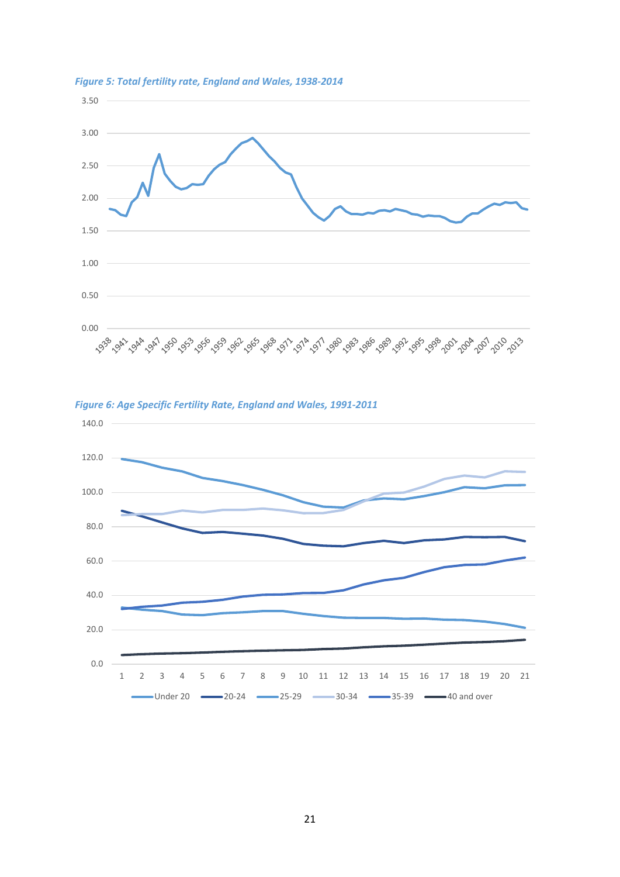*Figure 5: Total fertility rate, England and Wales, 1938-2014*

*Figure 6: Age Specific Fertility Rate, England and Wales, 1991-2011*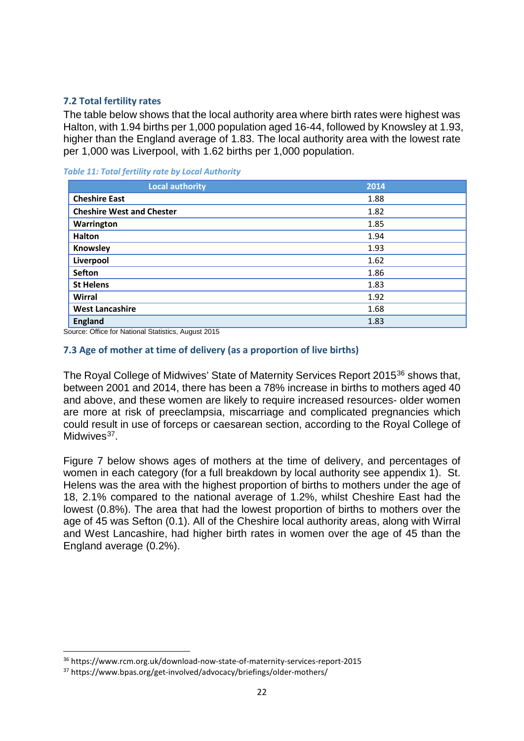### 7.2 Total fertility rates

The table below shows that the local authority area where birth rates were highest was Halton, with 1.94 births per 1,000 population aged 16-44, followed by Knowsley at 1.93, higher than the England average of 1.83. The local authority area with the lowest rate per 1,000 was Liverpool, with 1.62 births per 1,000 population.

*Table 11: Total fertility rate by Local Authority*

| Local authority | 2014 |
|---|---|
| **Cheshire East** | 1.88 |
| **Cheshire West and Chester** | 1.82 |
| **Warrington** | 1.85 |
| **Halton** | 1.94 |
| **Knowsley** | 1.93 |
| **Liverpool** | 1.62 |
| **Sefton** | 1.86 |
| **St Helens** | 1.83 |
| **Wirral** | 1.92 |
| **West Lancashire** | 1.68 |
| **England** | 1.83 |

Source: Office for National Statistics, August 2015

### 7.3 Age of mother at time of delivery (as a proportion of live births)

The Royal College of Midwives' State of Maternity Services Report 2015[36] shows that, between 2001 and 2014, there has been a 78% increase in births to mothers aged 40 and above, and these women are likely to require increased resources- older women are more at risk of preeclampsia, miscarriage and complicated pregnancies which could result in use of forceps or caesarean section, according to the Royal College of Midwives[37].

Figure 7 below shows ages of mothers at the time of delivery, and percentages of women in each category (for a full breakdown by local authority see appendix 1). St. Helens was the area with the highest proportion of births to mothers under the age of 18, 2.1% compared to the national average of 1.2%, whilst Cheshire East had the lowest (0.8%). The area that had the lowest proportion of births to mothers over the age of 45 was Sefton (0.1). All of the Cheshire local authority areas, along with Wirral and West Lancashire, had higher birth rates in women over the age of 45 than the England average (0.2%).

---

[36] https://www.rcm.org.uk/download-now-state-of-maternity-services-report-2015

[37] https://www.bpas.org/get-involved/advocacy/briefings/older-mothers/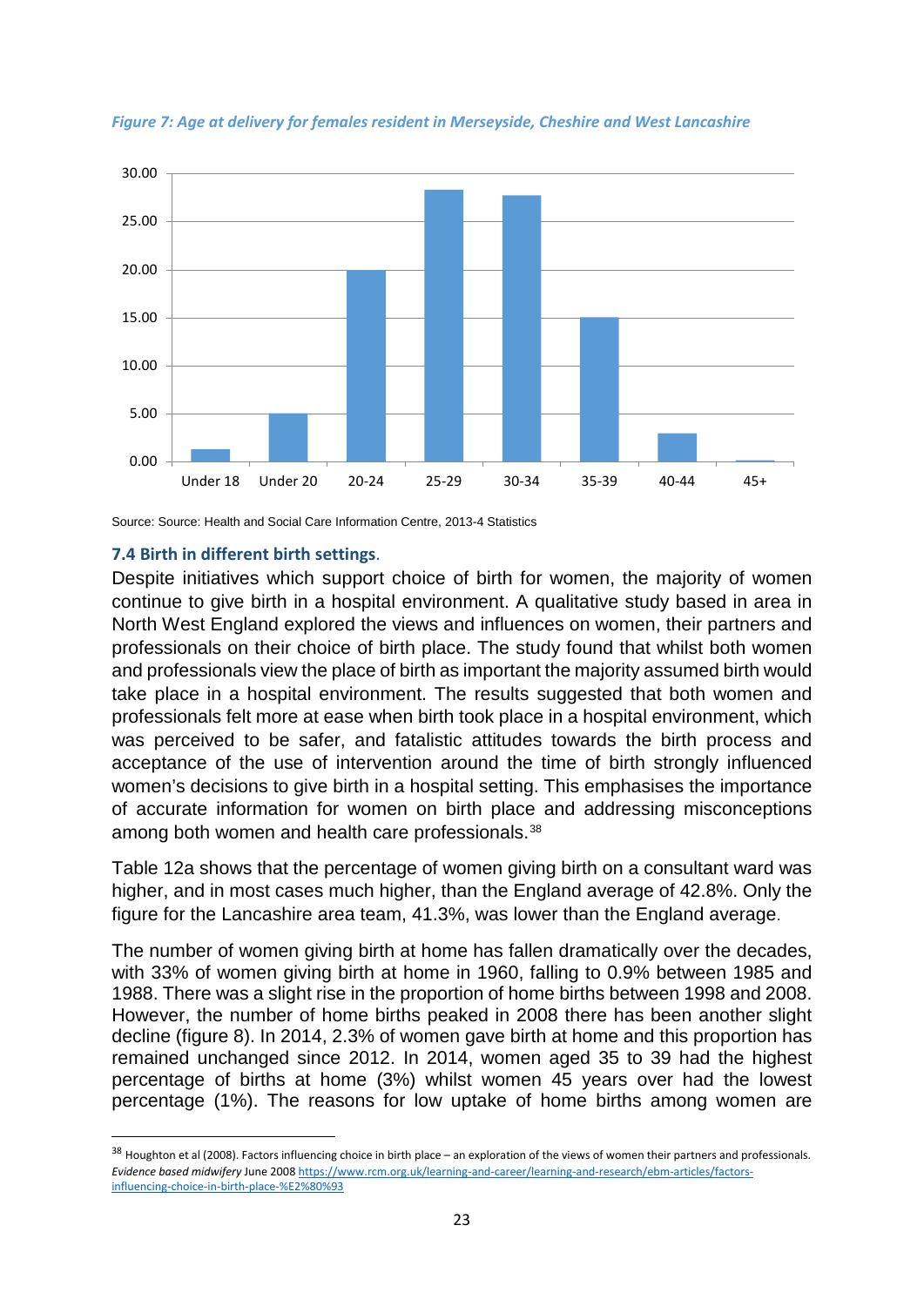*Figure 7: Age at delivery for females resident in Merseyside, Cheshire and West Lancashire*

Source: Source: Health and Social Care Information Centre, 2013-4 Statistics

### 7.4 Birth in different birth settings.

Despite initiatives which support choice of birth for women, the majority of women continue to give birth in a hospital environment. A qualitative study based in area in North West England explored the views and influences on women, their partners and professionals on their choice of birth place. The study found that whilst both women and professionals view the place of birth as important the majority assumed birth would take place in a hospital environment. The results suggested that both women and professionals felt more at ease when birth took place in a hospital environment, which was perceived to be safer, and fatalistic attitudes towards the birth process and acceptance of the use of intervention around the time of birth strongly influenced women's decisions to give birth in a hospital setting. This emphasises the importance of accurate information for women on birth place and addressing misconceptions among both women and health care professionals.[38]

Table 12a shows that the percentage of women giving birth on a consultant ward was higher, and in most cases much higher, than the England average of 42.8%. Only the figure for the Lancashire area team, 41.3%, was lower than the England average.

The number of women giving birth at home has fallen dramatically over the decades, with 33% of women giving birth at home in 1960, falling to 0.9% between 1985 and 1988. There was a slight rise in the proportion of home births between 1998 and 2008. However, the number of home births peaked in 2008 there has been another slight decline (figure 8). In 2014, 2.3% of women gave birth at home and this proportion has remained unchanged since 2012. In 2014, women aged 35 to 39 had the highest percentage of births at home (3%) whilst women 45 years over had the lowest percentage (1%). The reasons for low uptake of home births among women are

---

[38] Houghton et al (2008). Factors influencing choice in birth place – an exploration of the views of women their partners and professionals. *Evidence based midwifery* June 2008 https://www.rcm.org.uk/learning-and-career/learning-and-research/ebm-articles/factors-influencing-choice-in-birth-place-%E2%80%93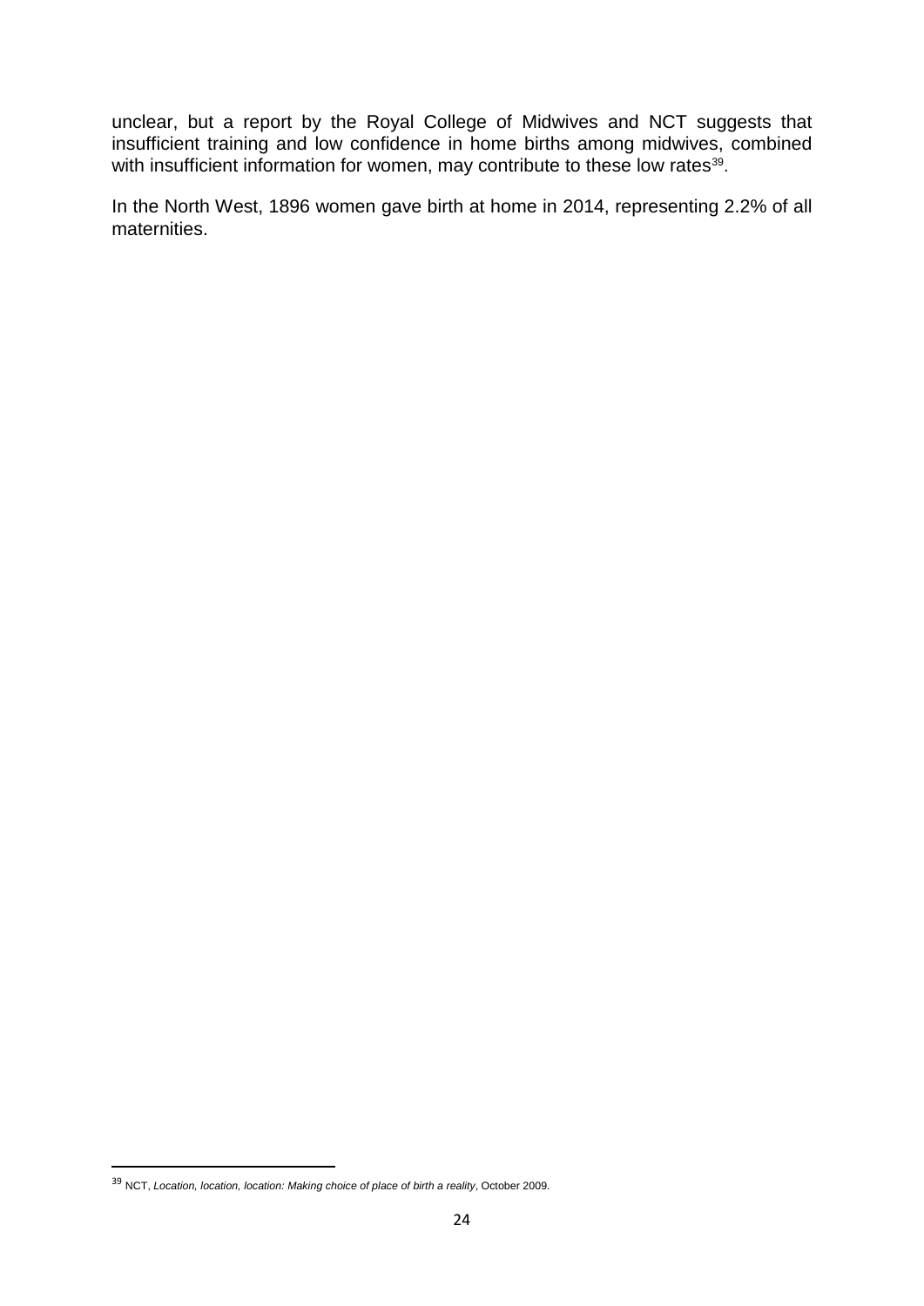unclear, but a report by the Royal College of Midwives and NCT suggests that insufficient training and low confidence in home births among midwives, combined with insufficient information for women, may contribute to these low rates[39].

In the North West, 1896 women gave birth at home in 2014, representing 2.2% of all maternities.

[39] NCT, *Location, location, location: Making choice of place of birth a reality*, October 2009.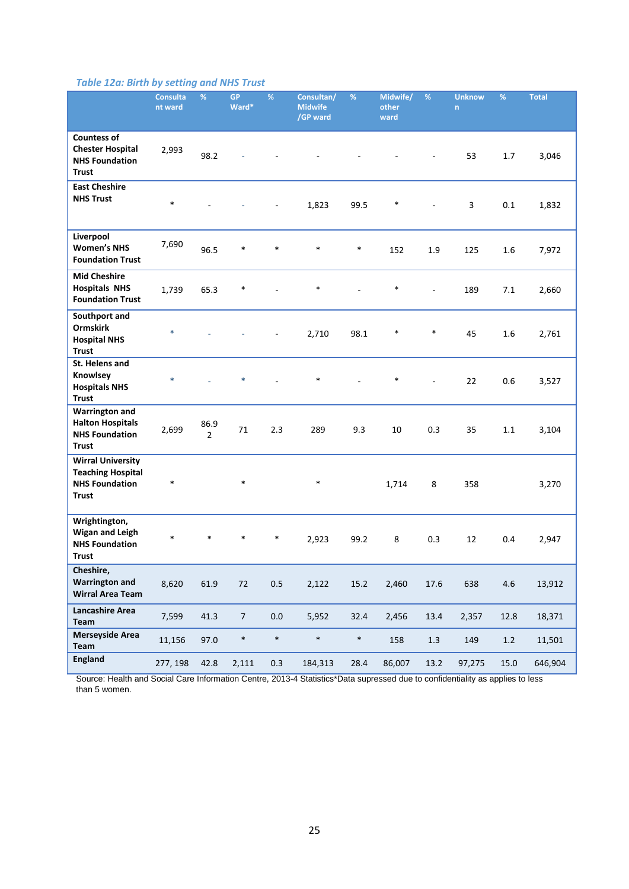*Table 12a: Birth by setting and NHS Trust*

| | Consultant ward | % | GP Ward* | % | Consultan/ Midwife /GP ward | % | Midwife/ other ward | % | Unknown | % | Total |
|---|---|---|---|---|---|---|---|---|---|---|---|
| **Countess of Chester Hospital NHS Foundation Trust** | 2,993 | 98.2 | - | - | - | - | - | - | 53 | 1.7 | 3,046 |
| **East Cheshire NHS Trust** | * | - | - | - | 1,823 | 99.5 | * | - | 3 | 0.1 | 1,832 |
| **Liverpool Women's NHS Foundation Trust** | 7,690 | 96.5 | * | * | * | * | 152 | 1.9 | 125 | 1.6 | 7,972 |
| **Mid Cheshire Hospitals NHS Foundation Trust** | 1,739 | 65.3 | * | - | * | - | * | - | 189 | 7.1 | 2,660 |
| **Southport and Ormskirk Hospital NHS Trust** | * | - | - | - | 2,710 | 98.1 | * | * | 45 | 1.6 | 2,761 |
| **St. Helens and Knowlsey Hospitals NHS Trust** | * | - | * | - | * | - | * | - | 22 | 0.6 | 3,527 |
| **Warrington and Halton Hospitals NHS Foundation Trust** | 2,699 | 86.92 | 71 | 2.3 | 289 | 9.3 | 10 | 0.3 | 35 | 1.1 | 3,104 |
| **Wirral University Teaching Hospital NHS Foundation Trust** | * | | * | | * | | 1,714 | 8 | 358 | | 3,270 |
| **Wrightington, Wigan and Leigh NHS Foundation Trust** | * | * | * | * | 2,923 | 99.2 | 8 | 0.3 | 12 | 0.4 | 2,947 |
| **Cheshire, Warrington and Wirral Area Team** | 8,620 | 61.9 | 72 | 0.5 | 2,122 | 15.2 | 2,460 | 17.6 | 638 | 4.6 | 13,912 |
| **Lancashire Area Team** | 7,599 | 41.3 | 7 | 0.0 | 5,952 | 32.4 | 2,456 | 13.4 | 2,357 | 12.8 | 18,371 |
| **Merseyside Area Team** | 11,156 | 97.0 | * | * | * | * | 158 | 1.3 | 149 | 1.2 | 11,501 |
| **England** | 277, 198 | 42.8 | 2,111 | 0.3 | 184,313 | 28.4 | 86,007 | 13.2 | 97,275 | 15.0 | 646,904 |

Source: Health and Social Care Information Centre, 2013-4 Statistics*Data supressed due to confidentiality as applies to less than 5 women.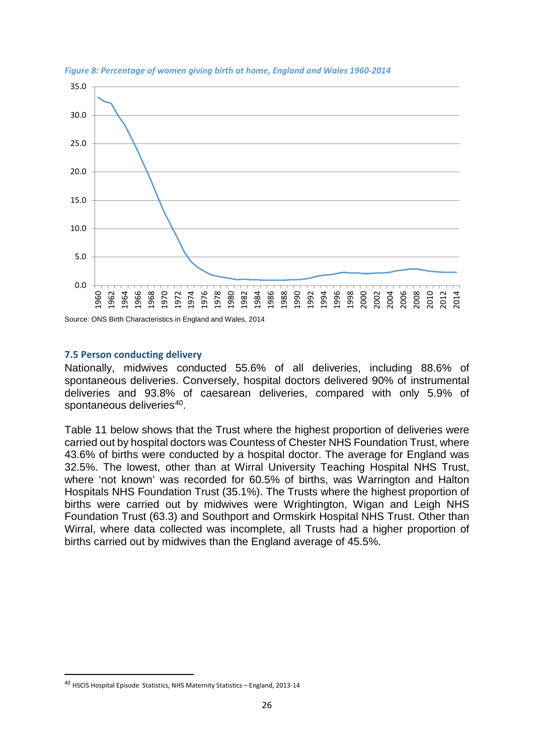*Figure 8: Percentage of women giving birth at home, England and Wales 1960-2014*

Source: ONS Birth Characteristics in England and Wales, 2014

### 7.5 Person conducting delivery

Nationally, midwives conducted 55.6% of all deliveries, including 88.6% of spontaneous deliveries. Conversely, hospital doctors delivered 90% of instrumental deliveries and 93.8% of caesarean deliveries, compared with only 5.9% of spontaneous deliveries[40].

Table 11 below shows that the Trust where the highest proportion of deliveries were carried out by hospital doctors was Countess of Chester NHS Foundation Trust, where 43.6% of births were conducted by a hospital doctor. The average for England was 32.5%. The lowest, other than at Wirral University Teaching Hospital NHS Trust, where 'not known' was recorded for 60.5% of births, was Warrington and Halton Hospitals NHS Foundation Trust (35.1%). The Trusts where the highest proportion of births were carried out by midwives were Wrightington, Wigan and Leigh NHS Foundation Trust (63.3) and Southport and Ormskirk Hospital NHS Trust. Other than Wirral, where data collected was incomplete, all Trusts had a higher proportion of births carried out by midwives than the England average of 45.5%.

[40] HSCIS Hospital Episode Statistics, NHS Maternity Statistics – England, 2013-14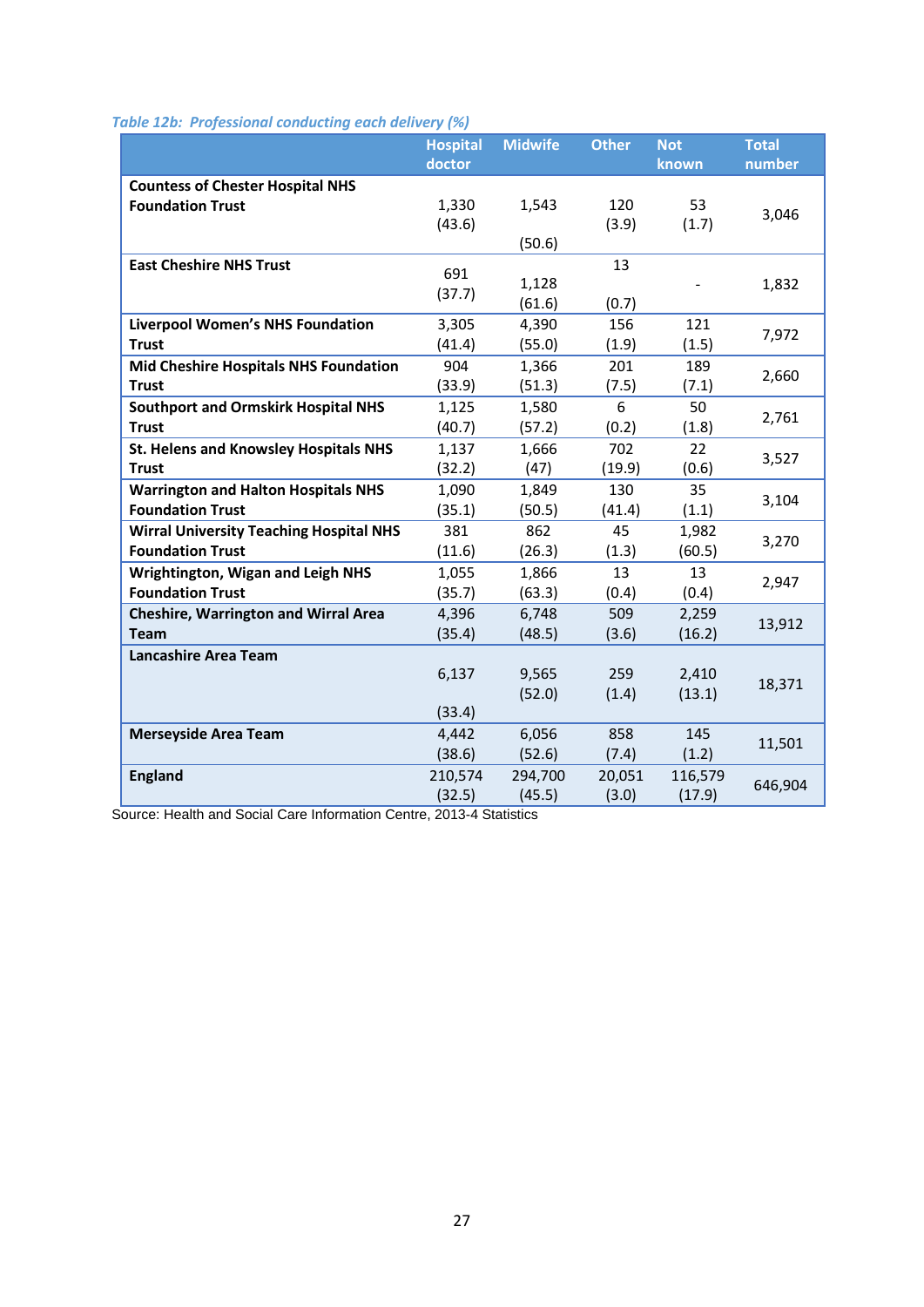*Table 12b: Professional conducting each delivery (%)*

| | Hospital doctor | Midwife | Other | Not known | Total number |
|---|---|---|---|---|---|
| **Countess of Chester Hospital NHS Foundation Trust** | 1,330 (43.6) | 1,543 (50.6) | 120 (3.9) | 53 (1.7) | 3,046 |
| **East Cheshire NHS Trust** | 691 (37.7) | 1,128 (61.6) | 13 (0.7) | - | 1,832 |
| **Liverpool Women's NHS Foundation Trust** | 3,305 (41.4) | 4,390 (55.0) | 156 (1.9) | 121 (1.5) | 7,972 |
| **Mid Cheshire Hospitals NHS Foundation Trust** | 904 (33.9) | 1,366 (51.3) | 201 (7.5) | 189 (7.1) | 2,660 |
| **Southport and Ormskirk Hospital NHS Trust** | 1,125 (40.7) | 1,580 (57.2) | 6 (0.2) | 50 (1.8) | 2,761 |
| **St. Helens and Knowsley Hospitals NHS Trust** | 1,137 (32.2) | 1,666 (47) | 702 (19.9) | 22 (0.6) | 3,527 |
| **Warrington and Halton Hospitals NHS Foundation Trust** | 1,090 (35.1) | 1,849 (50.5) | 130 (41.4) | 35 (1.1) | 3,104 |
| **Wirral University Teaching Hospital NHS Foundation Trust** | 381 (11.6) | 862 (26.3) | 45 (1.3) | 1,982 (60.5) | 3,270 |
| **Wrightington, Wigan and Leigh NHS Foundation Trust** | 1,055 (35.7) | 1,866 (63.3) | 13 (0.4) | 13 (0.4) | 2,947 |
| **Cheshire, Warrington and Wirral Area Team** | 4,396 (35.4) | 6,748 (48.5) | 509 (3.6) | 2,259 (16.2) | 13,912 |
| **Lancashire Area Team** | 6,137 (33.4) | 9,565 (52.0) | 259 (1.4) | 2,410 (13.1) | 18,371 |
| **Merseyside Area Team** | 4,442 (38.6) | 6,056 (52.6) | 858 (7.4) | 145 (1.2) | 11,501 |
| **England** | 210,574 (32.5) | 294,700 (45.5) | 20,051 (3.0) | 116,579 (17.9) | 646,904 |

Source: Health and Social Care Information Centre, 2013-4 Statistics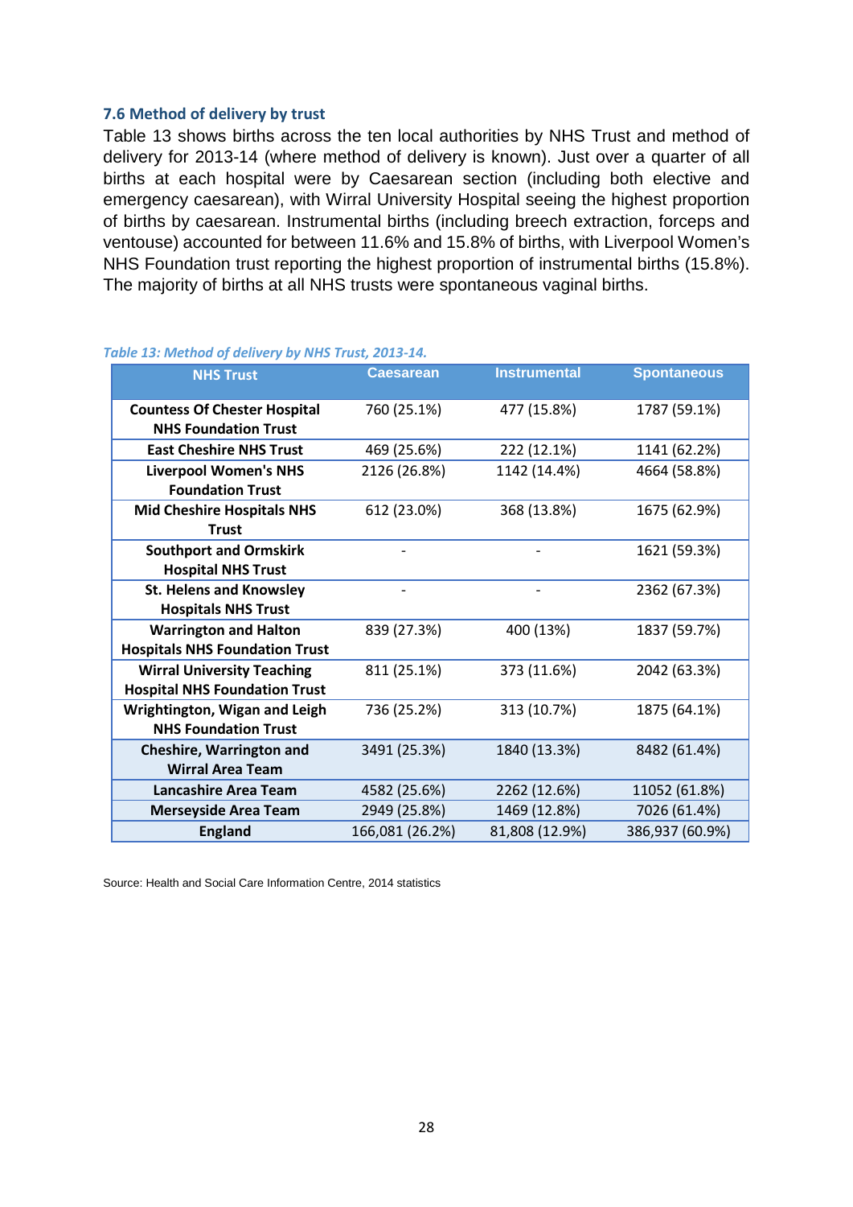### 7.6 Method of delivery by trust

Table 13 shows births across the ten local authorities by NHS Trust and method of delivery for 2013-14 (where method of delivery is known). Just over a quarter of all births at each hospital were by Caesarean section (including both elective and emergency caesarean), with Wirral University Hospital seeing the highest proportion of births by caesarean. Instrumental births (including breech extraction, forceps and ventouse) accounted for between 11.6% and 15.8% of births, with Liverpool Women's NHS Foundation trust reporting the highest proportion of instrumental births (15.8%). The majority of births at all NHS trusts were spontaneous vaginal births.

*Table 13: Method of delivery by NHS Trust, 2013-14.*

| NHS Trust | Caesarean | Instrumental | Spontaneous |
|---|---|---|---|
| **Countess Of Chester Hospital NHS Foundation Trust** | 760 (25.1%) | 477 (15.8%) | 1787 (59.1%) |
| **East Cheshire NHS Trust** | 469 (25.6%) | 222 (12.1%) | 1141 (62.2%) |
| **Liverpool Women's NHS Foundation Trust** | 2126 (26.8%) | 1142 (14.4%) | 4664 (58.8%) |
| **Mid Cheshire Hospitals NHS Trust** | 612 (23.0%) | 368 (13.8%) | 1675 (62.9%) |
| **Southport and Ormskirk Hospital NHS Trust** | - | - | 1621 (59.3%) |
| **St. Helens and Knowsley Hospitals NHS Trust** | - | - | 2362 (67.3%) |
| **Warrington and Halton Hospitals NHS Foundation Trust** | 839 (27.3%) | 400 (13%) | 1837 (59.7%) |
| **Wirral University Teaching Hospital NHS Foundation Trust** | 811 (25.1%) | 373 (11.6%) | 2042 (63.3%) |
| **Wrightington, Wigan and Leigh NHS Foundation Trust** | 736 (25.2%) | 313 (10.7%) | 1875 (64.1%) |
| **Cheshire, Warrington and Wirral Area Team** | 3491 (25.3%) | 1840 (13.3%) | 8482 (61.4%) |
| **Lancashire Area Team** | 4582 (25.6%) | 2262 (12.6%) | 11052 (61.8%) |
| **Merseyside Area Team** | 2949 (25.8%) | 1469 (12.8%) | 7026 (61.4%) |
| **England** | 166,081 (26.2%) | 81,808 (12.9%) | 386,937 (60.9%) |

Source: Health and Social Care Information Centre, 2014 statistics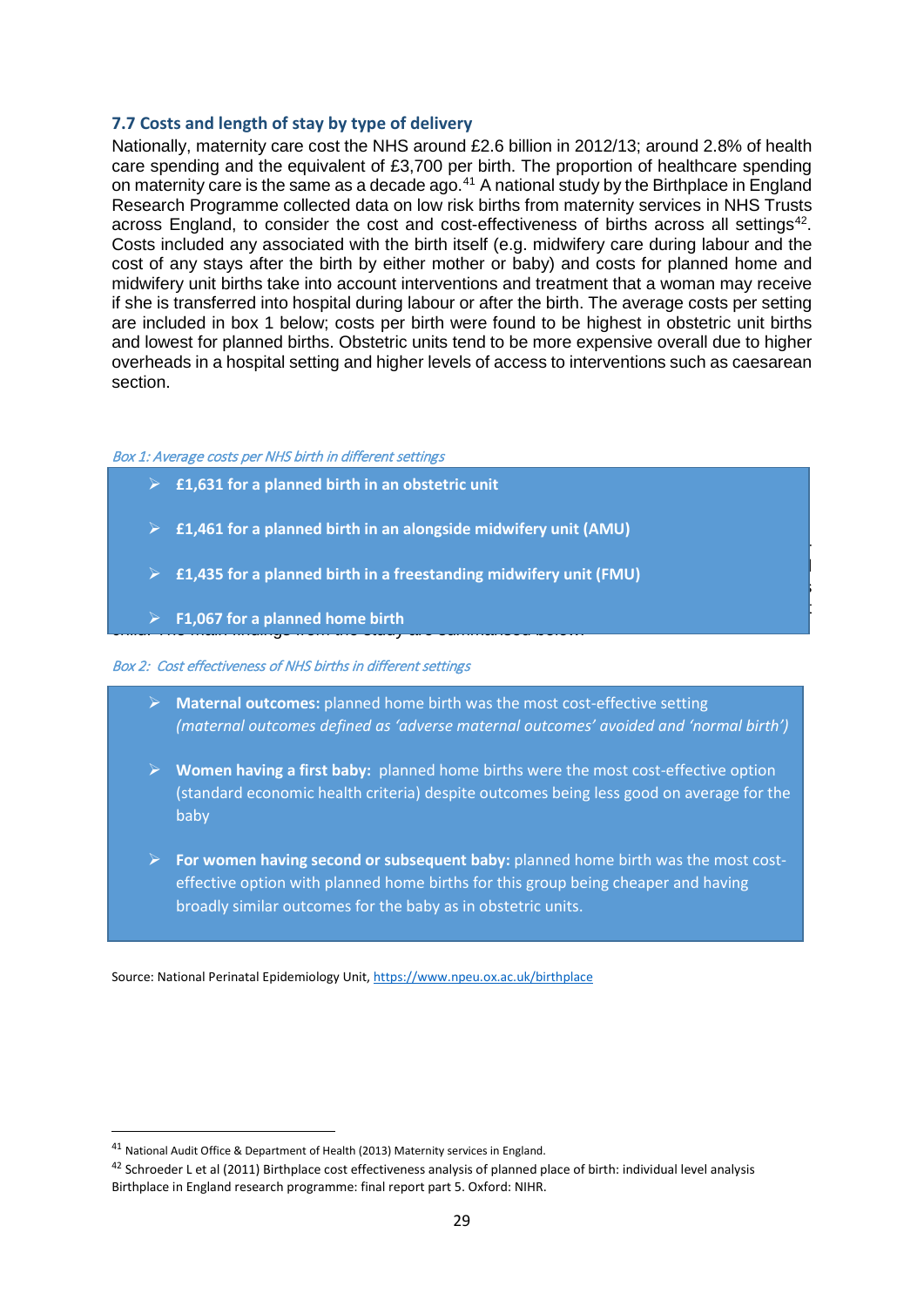### 7.7 Costs and length of stay by type of delivery

Nationally, maternity care cost the NHS around £2.6 billion in 2012/13; around 2.8% of health care spending and the equivalent of £3,700 per birth. The proportion of healthcare spending on maternity care is the same as a decade ago.[41] A national study by the Birthplace in England Research Programme collected data on low risk births from maternity services in NHS Trusts across England, to consider the cost and cost-effectiveness of births across all settings[42]. Costs included any associated with the birth itself (e.g. midwifery care during labour and the cost of any stays after the birth by either mother or baby) and costs for planned home and midwifery unit births take into account interventions and treatment that a woman may receive if she is transferred into hospital during labour or after the birth. The average costs per setting are included in box 1 below; costs per birth were found to be highest in obstetric unit births and lowest for planned births. Obstetric units tend to be more expensive overall due to higher overheads in a hospital setting and higher levels of access to interventions such as caesarean section.

*Box 1: Average costs per NHS birth in different settings*

- **£1,631 for a planned birth in an obstetric unit**
- **£1,461 for a planned birth in an alongside midwifery unit (AMU)**
- **£1,435 for a planned birth in a freestanding midwifery unit (FMU)**
- **F1,067 for a planned home birth**

*Box 2: Cost effectiveness of NHS births in different settings*

- **Maternal outcomes:** planned home birth was the most cost-effective setting *(maternal outcomes defined as 'adverse maternal outcomes' avoided and 'normal birth')*
- **Women having a first baby:** planned home births were the most cost-effective option (standard economic health criteria) despite outcomes being less good on average for the baby
- **For women having second or subsequent baby:** planned home birth was the most cost-effective option with planned home births for this group being cheaper and having broadly similar outcomes for the baby as in obstetric units.

Source: National Perinatal Epidemiology Unit, https://www.npeu.ox.ac.uk/birthplace

---

[41] National Audit Office & Department of Health (2013) Maternity services in England.

[42] Schroeder L et al (2011) Birthplace cost effectiveness analysis of planned place of birth: individual level analysis Birthplace in England research programme: final report part 5. Oxford: NIHR.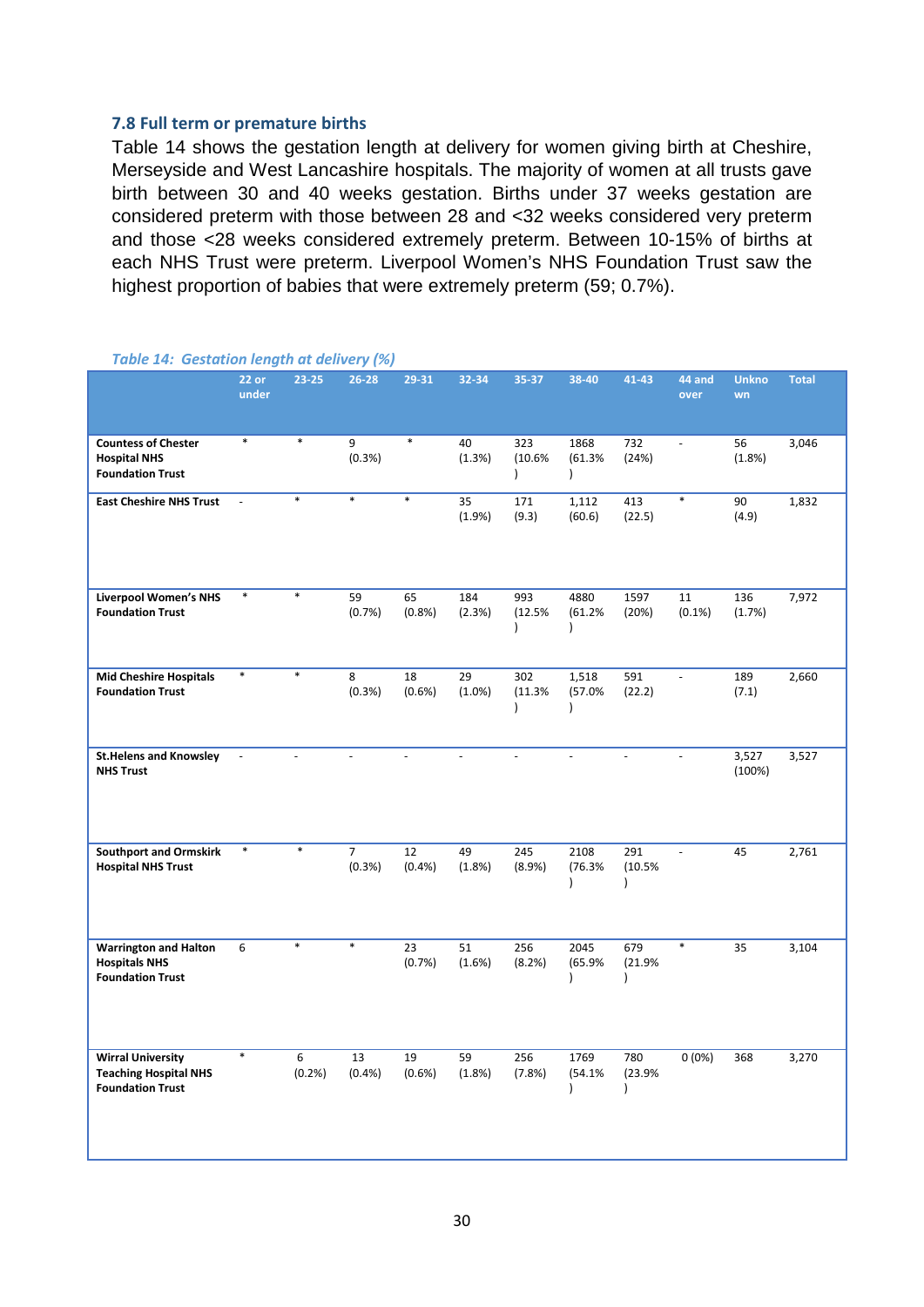### 7.8 Full term or premature births

Table 14 shows the gestation length at delivery for women giving birth at Cheshire, Merseyside and West Lancashire hospitals. The majority of women at all trusts gave birth between 30 and 40 weeks gestation. Births under 37 weeks gestation are considered preterm with those between 28 and <32 weeks considered very preterm and those <28 weeks considered extremely preterm. Between 10-15% of births at each NHS Trust were preterm. Liverpool Women's NHS Foundation Trust saw the highest proportion of babies that were extremely preterm (59; 0.7%).

*Table 14: Gestation length at delivery (%)*

| | 22 or under | 23-25 | 26-28 | 29-31 | 32-34 | 35-37 | 38-40 | 41-43 | 44 and over | Unknown | Total |
|---|---|---|---|---|---|---|---|---|---|---|---|
| **Countess of Chester Hospital NHS Foundation Trust** | * | * | 9 (0.3%) | * | 40 (1.3%) | 323 (10.6%) | 1868 (61.3%) | 732 (24%) | - | 56 (1.8%) | 3,046 |
| **East Cheshire NHS Trust** | - | * | * | * | 35 (1.9%) | 171 (9.3) | 1,112 (60.6) | 413 (22.5) | * | 90 (4.9) | 1,832 |
| **Liverpool Women's NHS Foundation Trust** | * | * | 59 (0.7%) | 65 (0.8%) | 184 (2.3%) | 993 (12.5%) | 4880 (61.2%) | 1597 (20%) | 11 (0.1%) | 136 (1.7%) | 7,972 |
| **Mid Cheshire Hospitals Foundation Trust** | * | * | 8 (0.3%) | 18 (0.6%) | 29 (1.0%) | 302 (11.3%) | 1,518 (57.0%) | 591 (22.2) | - | 189 (7.1) | 2,660 |
| **St.Helens and Knowsley NHS Trust** | - | - | - | - | - | - | - | - | - | 3,527 (100%) | 3,527 |
| **Southport and Ormskirk Hospital NHS Trust** | * | * | 7 (0.3%) | 12 (0.4%) | 49 (1.8%) | 245 (8.9%) | 2108 (76.3%) | 291 (10.5%) | - | 45 | 2,761 |
| **Warrington and Halton Hospitals NHS Foundation Trust** | 6 | * | * | 23 (0.7%) | 51 (1.6%) | 256 (8.2%) | 2045 (65.9%) | 679 (21.9%) | * | 35 | 3,104 |
| **Wirral University Teaching Hospital NHS Foundation Trust** | * | 6 (0.2%) | 13 (0.4%) | 19 (0.6%) | 59 (1.8%) | 256 (7.8%) | 1769 (54.1%) | 780 (23.9%) | 0 (0%) | 368 | 3,270 |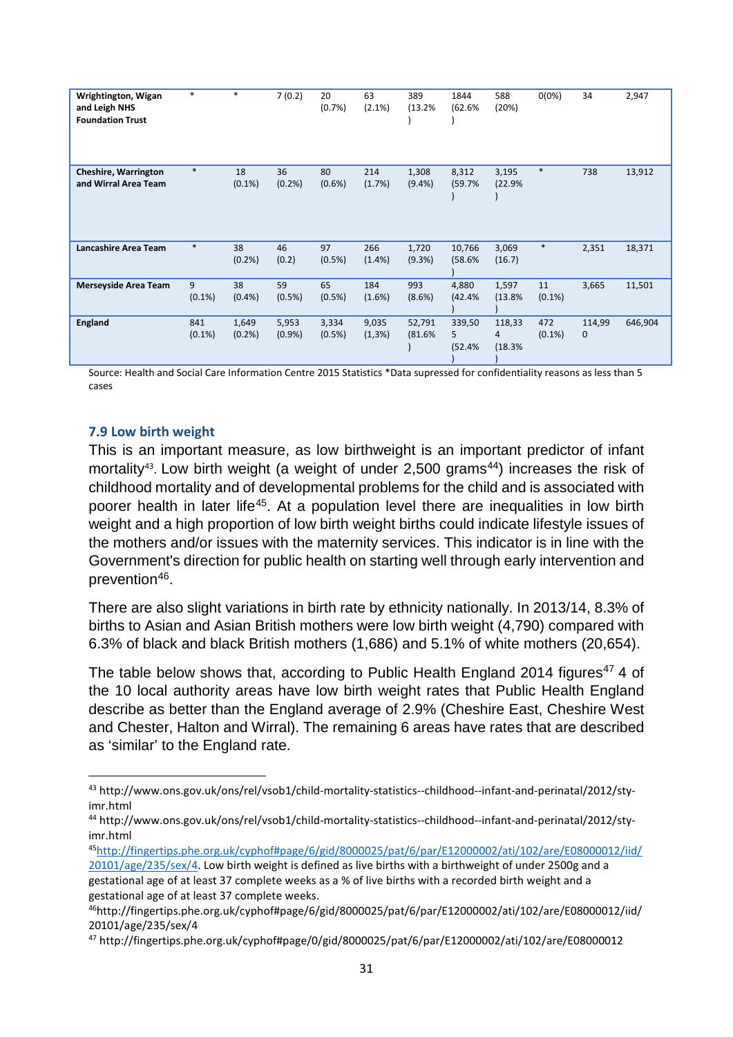| | | | | | | | | | | | |
|---|---|---|---|---|---|---|---|---|---|---|---|
| **Wrightington, Wigan and Leigh NHS Foundation Trust** | * | * | 7 (0.2) | 20 (0.7%) | 63 (2.1%) | 389 (13.2%) | 1844 (62.6%) | 588 (20%) | 0(0%) | 34 | 2,947 |
| **Cheshire, Warrington and Wirral Area Team** | * | 18 (0.1%) | 36 (0.2%) | 80 (0.6%) | 214 (1.7%) | 1,308 (9.4%) | 8,312 (59.7%) | 3,195 (22.9%) | * | 738 | 13,912 |
| **Lancashire Area Team** | * | 38 (0.2%) | 46 (0.2) | 97 (0.5%) | 266 (1.4%) | 1,720 (9.3%) | 10,766 (58.6%) | 3,069 (16.7) | * | 2,351 | 18,371 |
| **Merseyside Area Team** | 9 (0.1%) | 38 (0.4%) | 59 (0.5%) | 65 (0.5%) | 184 (1.6%) | 993 (8.6%) | 4,880 (42.4% | 1,597 (13.8% | 11 (0.1%) | 3,665 | 11,501 |
| **England** | 841 (0.1%) | 1,649 (0.2%) | 5,953 (0.9%) | 3,334 (0.5%) | 9,035 (1,3%) | 52,791 (81.6% | 339,505 (52.4% | 118,334 (18.3% | 472 (0.1%) | 114,990 | 646,904 |

Source: Health and Social Care Information Centre 2015 Statistics *Data supressed for confidentiality reasons as less than 5 cases

### 7.9 Low birth weight

This is an important measure, as low birthweight is an important predictor of infant mortality[43]. Low birth weight (a weight of under 2,500 grams[44]) increases the risk of childhood mortality and of developmental problems for the child and is associated with poorer health in later life[45]. At a population level there are inequalities in low birth weight and a high proportion of low birth weight births could indicate lifestyle issues of the mothers and/or issues with the maternity services. This indicator is in line with the Government's direction for public health on starting well through early intervention and prevention[46].

There are also slight variations in birth rate by ethnicity nationally. In 2013/14, 8.3% of births to Asian and Asian British mothers were low birth weight (4,790) compared with 6.3% of black and black British mothers (1,686) and 5.1% of white mothers (20,654).

The table below shows that, according to Public Health England 2014 figures[47] 4 of the 10 local authority areas have low birth weight rates that Public Health England describe as better than the England average of 2.9% (Cheshire East, Cheshire West and Chester, Halton and Wirral). The remaining 6 areas have rates that are described as 'similar' to the England rate.

---

[43] http://www.ons.gov.uk/ons/rel/vsob1/child-mortality-statistics--childhood--infant-and-perinatal/2012/sty-imr.html

[44] http://www.ons.gov.uk/ons/rel/vsob1/child-mortality-statistics--childhood--infant-and-perinatal/2012/sty-imr.html

[45] http://fingertips.phe.org.uk/cyphof#page/6/gid/8000025/pat/6/par/E12000002/ati/102/are/E08000012/iid/20101/age/235/sex/4. Low birth weight is defined as live births with a birthweight of under 2500g and a gestational age of at least 37 complete weeks as a % of live births with a recorded birth weight and a gestational age of at least 37 complete weeks.

[46] http://fingertips.phe.org.uk/cyphof#page/6/gid/8000025/pat/6/par/E12000002/ati/102/are/E08000012/iid/20101/age/235/sex/4

[47] http://fingertips.phe.org.uk/cyphof#page/0/gid/8000025/pat/6/par/E12000002/ati/102/are/E08000012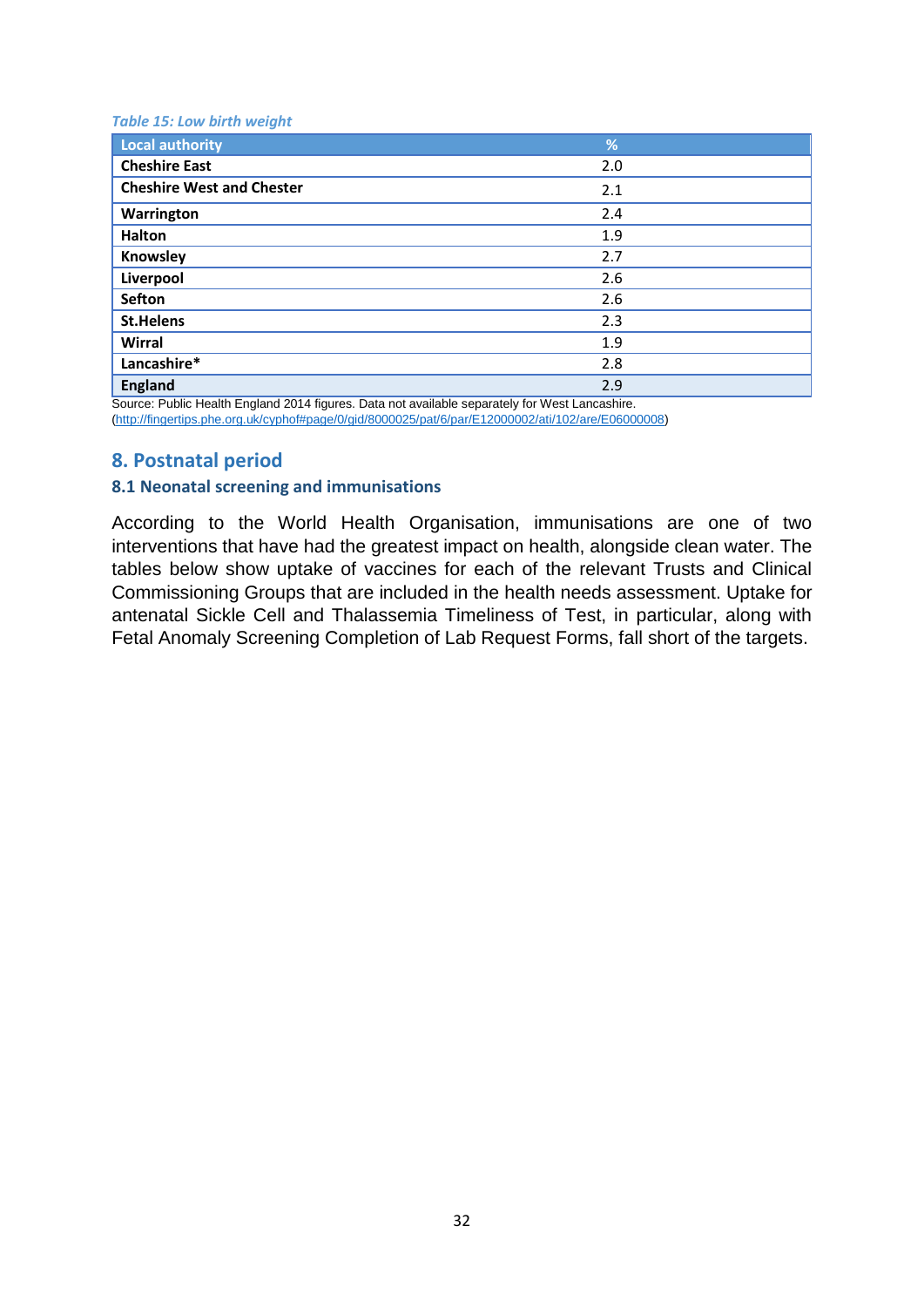*Table 15: Low birth weight*

| Local authority | % |
|---|---|
| **Cheshire East** | 2.0 |
| **Cheshire West and Chester** | 2.1 |
| **Warrington** | 2.4 |
| **Halton** | 1.9 |
| **Knowsley** | 2.7 |
| **Liverpool** | 2.6 |
| **Sefton** | 2.6 |
| **St.Helens** | 2.3 |
| **Wirral** | 1.9 |
| **Lancashire*** | 2.8 |
| **England** | 2.9 |

Source: Public Health England 2014 figures. Data not available separately for West Lancashire.
(http://fingertips.phe.org.uk/cyphof#page/0/gid/8000025/pat/6/par/E12000002/ati/102/are/E06000008)

## 8. Postnatal period

### 8.1 Neonatal screening and immunisations

According to the World Health Organisation, immunisations are one of two interventions that have had the greatest impact on health, alongside clean water. The tables below show uptake of vaccines for each of the relevant Trusts and Clinical Commissioning Groups that are included in the health needs assessment. Uptake for antenatal Sickle Cell and Thalassemia Timeliness of Test, in particular, along with Fetal Anomaly Screening Completion of Lab Request Forms, fall short of the targets.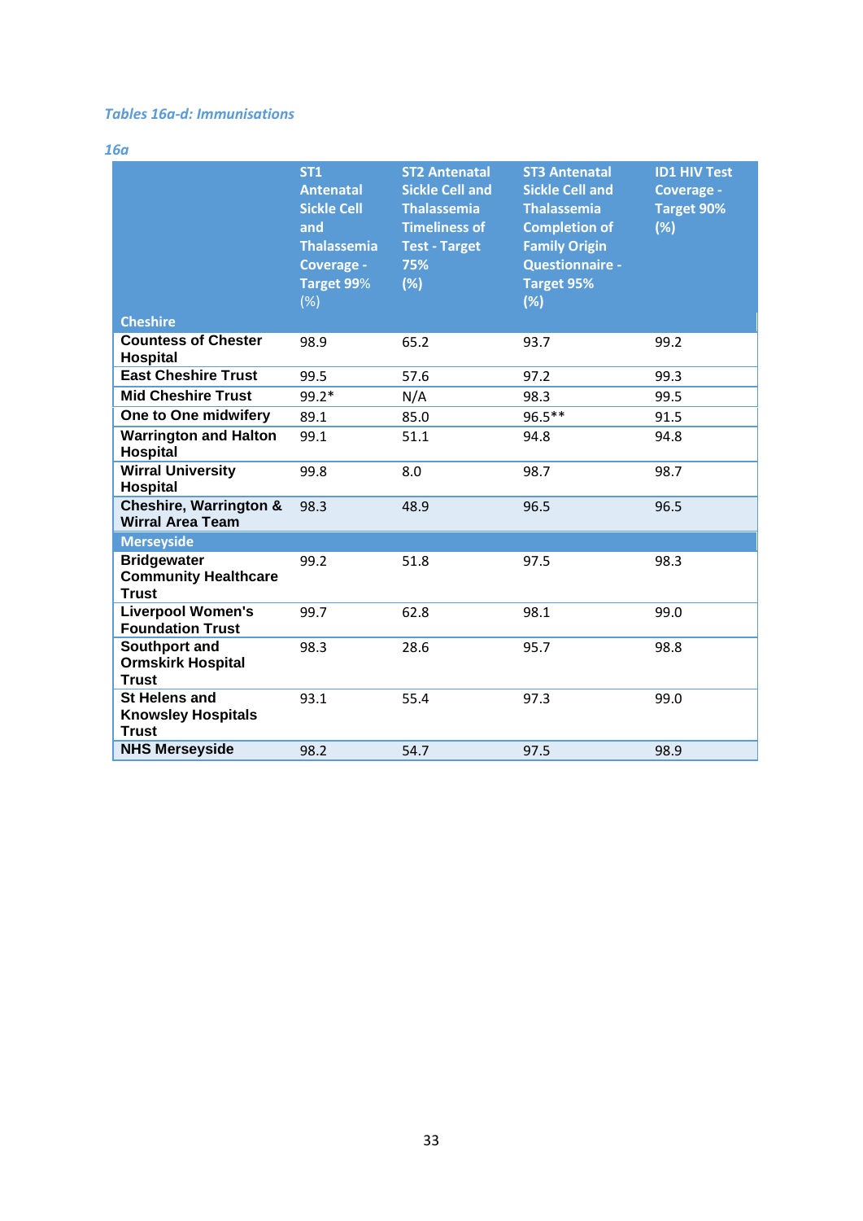*Tables 16a-d: Immunisations*

*16a*

| Cheshire | ST1 Antenatal Sickle Cell and Thalassemia Coverage - Target 99% (%) | ST2 Antenatal Sickle Cell and Thalassemia Timeliness of Test - Target 75% (%) | ST3 Antenatal Sickle Cell and Thalassemia Completion of Family Origin Questionnaire - Target 95% (%) | ID1 HIV Test Coverage - Target 90% (%) |
|---|---|---|---|---|
| **Countess of Chester Hospital** | 98.9 | 65.2 | 93.7 | 99.2 |
| **East Cheshire Trust** | 99.5 | 57.6 | 97.2 | 99.3 |
| **Mid Cheshire Trust** | 99.2* | N/A | 98.3 | 99.5 |
| **One to One midwifery** | 89.1 | 85.0 | 96.5** | 91.5 |
| **Warrington and Halton Hospital** | 99.1 | 51.1 | 94.8 | 94.8 |
| **Wirral University Hospital** | 99.8 | 8.0 | 98.7 | 98.7 |
| **Cheshire, Warrington & Wirral Area Team** | 98.3 | 48.9 | 96.5 | 96.5 |
| **Merseyside** | | | | |
| **Bridgewater Community Healthcare Trust** | 99.2 | 51.8 | 97.5 | 98.3 |
| **Liverpool Women's Foundation Trust** | 99.7 | 62.8 | 98.1 | 99.0 |
| **Southport and Ormskirk Hospital Trust** | 98.3 | 28.6 | 95.7 | 98.8 |
| **St Helens and Knowsley Hospitals Trust** | 93.1 | 55.4 | 97.3 | 99.0 |
| **NHS Merseyside** | 98.2 | 54.7 | 97.5 | 98.9 |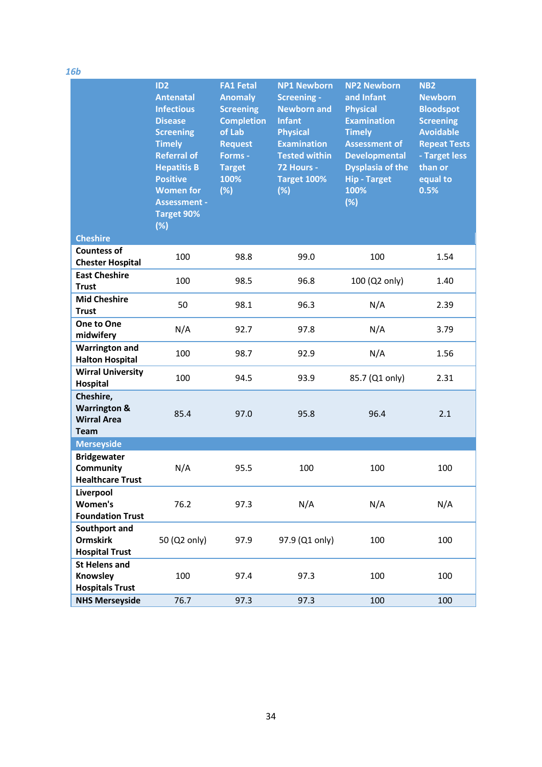*16b*

| | ID2 Antenatal Infectious Disease Screening Timely Referral of Hepatitis B Positive Women for Assessment - Target 90% (%) | FA1 Fetal Anomaly Screening Completion of Lab Request Forms - Target 100% (%) | NP1 Newborn Screening - Newborn and Infant Physical Examination Tested within 72 Hours - Target 100% (%) | NP2 Newborn and Infant Physical Examination Timely Assessment of Developmental Dysplasia of the Hip - Target 100% (%) | NB2 Newborn Bloodspot Screening Avoidable Repeat Tests - Target less than or equal to 0.5% |
|---|---|---|---|---|---|
| **Cheshire** | | | | | |
| **Countess of Chester Hospital** | 100 | 98.8 | 99.0 | 100 | 1.54 |
| **East Cheshire Trust** | 100 | 98.5 | 96.8 | 100 (Q2 only) | 1.40 |
| **Mid Cheshire Trust** | 50 | 98.1 | 96.3 | N/A | 2.39 |
| **One to One midwifery** | N/A | 92.7 | 97.8 | N/A | 3.79 |
| **Warrington and Halton Hospital** | 100 | 98.7 | 92.9 | N/A | 1.56 |
| **Wirral University Hospital** | 100 | 94.5 | 93.9 | 85.7 (Q1 only) | 2.31 |
| **Cheshire, Warrington & Wirral Area Team** | 85.4 | 97.0 | 95.8 | 96.4 | 2.1 |
| **Merseyside** | | | | | |
| **Bridgewater Community Healthcare Trust** | N/A | 95.5 | 100 | 100 | 100 |
| **Liverpool Women's Foundation Trust** | 76.2 | 97.3 | N/A | N/A | N/A |
| **Southport and Ormskirk Hospital Trust** | 50 (Q2 only) | 97.9 | 97.9 (Q1 only) | 100 | 100 |
| **St Helens and Knowsley Hospitals Trust** | 100 | 97.4 | 97.3 | 100 | 100 |
| **NHS Merseyside** | 76.7 | 97.3 | 97.3 | 100 | 100 |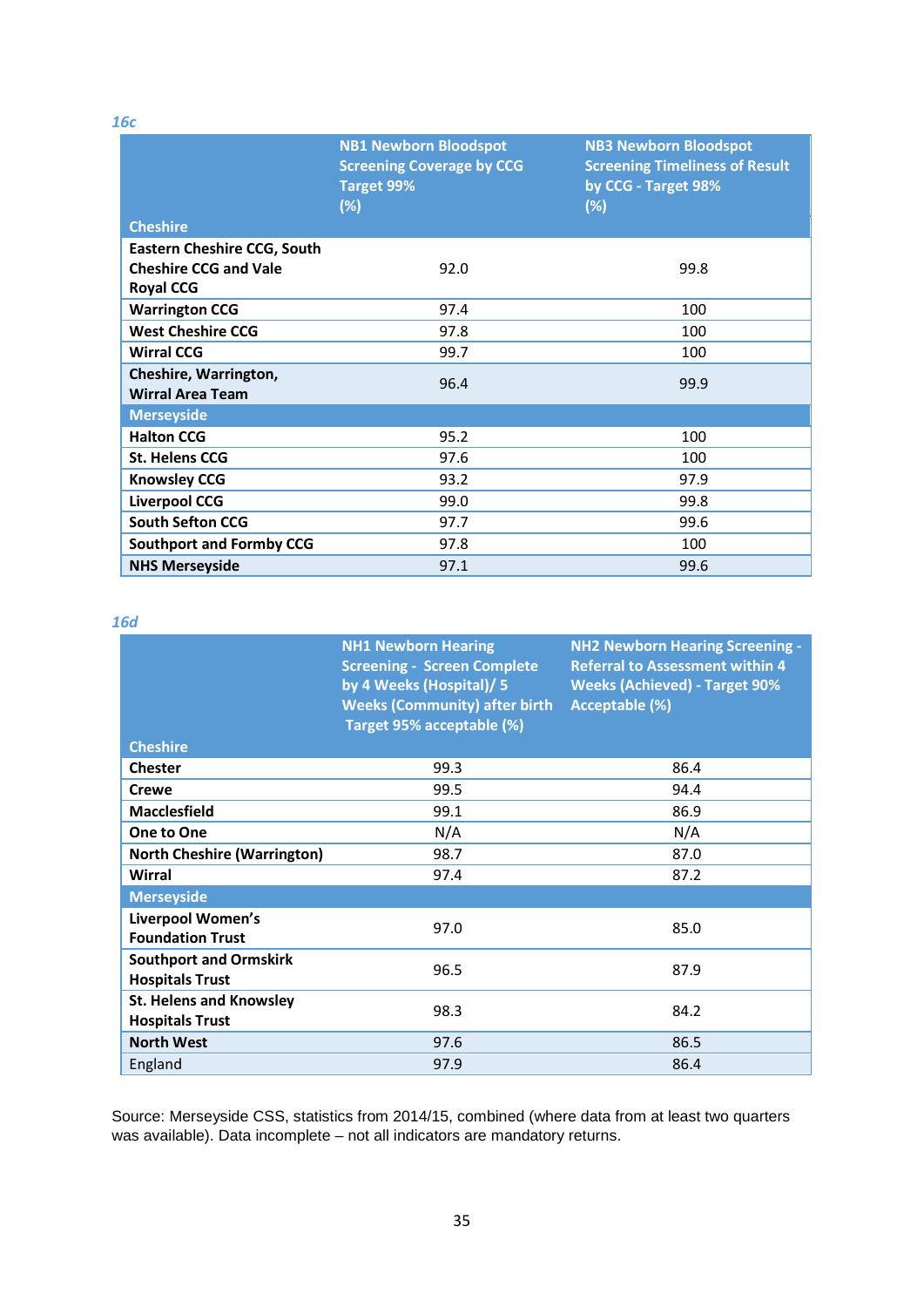*16c*

| Cheshire | NB1 Newborn Bloodspot Screening Coverage by CCG Target 99% (%) | NB3 Newborn Bloodspot Screening Timeliness of Result by CCG - Target 98% (%) |
|---|---|---|
| **Eastern Cheshire CCG, South Cheshire CCG and Vale Royal CCG** | 92.0 | 99.8 |
| **Warrington CCG** | 97.4 | 100 |
| **West Cheshire CCG** | 97.8 | 100 |
| **Wirral CCG** | 99.7 | 100 |
| **Cheshire, Warrington, Wirral Area Team** | 96.4 | 99.9 |
| **Merseyside** | | |
| **Halton CCG** | 95.2 | 100 |
| **St. Helens CCG** | 97.6 | 100 |
| **Knowsley CCG** | 93.2 | 97.9 |
| **Liverpool CCG** | 99.0 | 99.8 |
| **South Sefton CCG** | 97.7 | 99.6 |
| **Southport and Formby CCG** | 97.8 | 100 |
| **NHS Merseyside** | 97.1 | 99.6 |

*16d*

| Cheshire | NH1 Newborn Hearing Screening - Screen Complete by 4 Weeks (Hospital)/ 5 Weeks (Community) after birth Target 95% acceptable (%) | NH2 Newborn Hearing Screening - Referral to Assessment within 4 Weeks (Achieved) - Target 90% Acceptable (%) |
|---|---|---|
| **Chester** | 99.3 | 86.4 |
| **Crewe** | 99.5 | 94.4 |
| **Macclesfield** | 99.1 | 86.9 |
| **One to One** | N/A | N/A |
| **North Cheshire (Warrington)** | 98.7 | 87.0 |
| **Wirral** | 97.4 | 87.2 |
| **Merseyside** | | |
| **Liverpool Women's Foundation Trust** | 97.0 | 85.0 |
| **Southport and Ormskirk Hospitals Trust** | 96.5 | 87.9 |
| **St. Helens and Knowsley Hospitals Trust** | 98.3 | 84.2 |
| **North West** | 97.6 | 86.5 |
| England | 97.9 | 86.4 |

Source: Merseyside CSS, statistics from 2014/15, combined (where data from at least two quarters was available). Data incomplete – not all indicators are mandatory returns.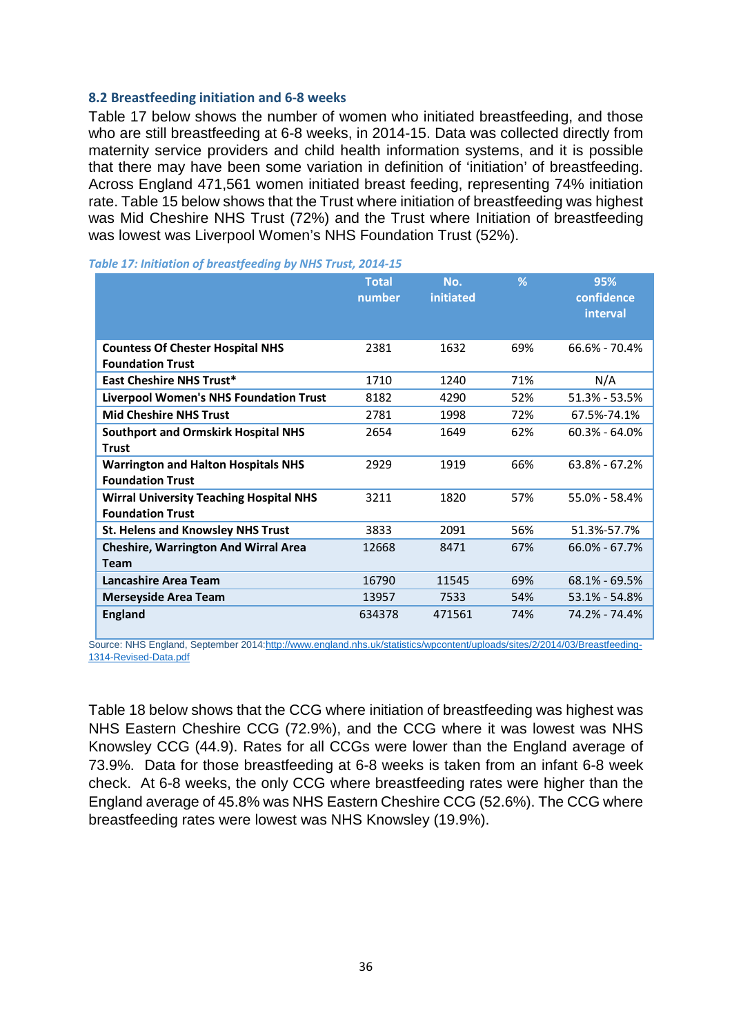### 8.2 Breastfeeding initiation and 6-8 weeks

Table 17 below shows the number of women who initiated breastfeeding, and those who are still breastfeeding at 6-8 weeks, in 2014-15. Data was collected directly from maternity service providers and child health information systems, and it is possible that there may have been some variation in definition of 'initiation' of breastfeeding. Across England 471,561 women initiated breast feeding, representing 74% initiation rate. Table 15 below shows that the Trust where initiation of breastfeeding was highest was Mid Cheshire NHS Trust (72%) and the Trust where Initiation of breastfeeding was lowest was Liverpool Women's NHS Foundation Trust (52%).

*Table 17: Initiation of breastfeeding by NHS Trust, 2014-15*

| | Total number | No. initiated | % | 95% confidence interval |
|---|---|---|---|---|
| **Countess Of Chester Hospital NHS Foundation Trust** | 2381 | 1632 | 69% | 66.6% - 70.4% |
| **East Cheshire NHS Trust*** | 1710 | 1240 | 71% | N/A |
| **Liverpool Women's NHS Foundation Trust** | 8182 | 4290 | 52% | 51.3% - 53.5% |
| **Mid Cheshire NHS Trust** | 2781 | 1998 | 72% | 67.5%-74.1% |
| **Southport and Ormskirk Hospital NHS Trust** | 2654 | 1649 | 62% | 60.3% - 64.0% |
| **Warrington and Halton Hospitals NHS Foundation Trust** | 2929 | 1919 | 66% | 63.8% - 67.2% |
| **Wirral University Teaching Hospital NHS Foundation Trust** | 3211 | 1820 | 57% | 55.0% - 58.4% |
| **St. Helens and Knowsley NHS Trust** | 3833 | 2091 | 56% | 51.3%-57.7% |
| **Cheshire, Warrington And Wirral Area Team** | 12668 | 8471 | 67% | 66.0% - 67.7% |
| **Lancashire Area Team** | 16790 | 11545 | 69% | 68.1% - 69.5% |
| **Merseyside Area Team** | 13957 | 7533 | 54% | 53.1% - 54.8% |
| **England** | 634378 | 471561 | 74% | 74.2% - 74.4% |

Source: NHS England, September 2014:http://www.england.nhs.uk/statistics/wpcontent/uploads/sites/2/2014/03/Breastfeeding-1314-Revised-Data.pdf

Table 18 below shows that the CCG where initiation of breastfeeding was highest was NHS Eastern Cheshire CCG (72.9%), and the CCG where it was lowest was NHS Knowsley CCG (44.9). Rates for all CCGs were lower than the England average of 73.9%. Data for those breastfeeding at 6-8 weeks is taken from an infant 6-8 week check. At 6-8 weeks, the only CCG where breastfeeding rates were higher than the England average of 45.8% was NHS Eastern Cheshire CCG (52.6%). The CCG where breastfeeding rates were lowest was NHS Knowsley (19.9%).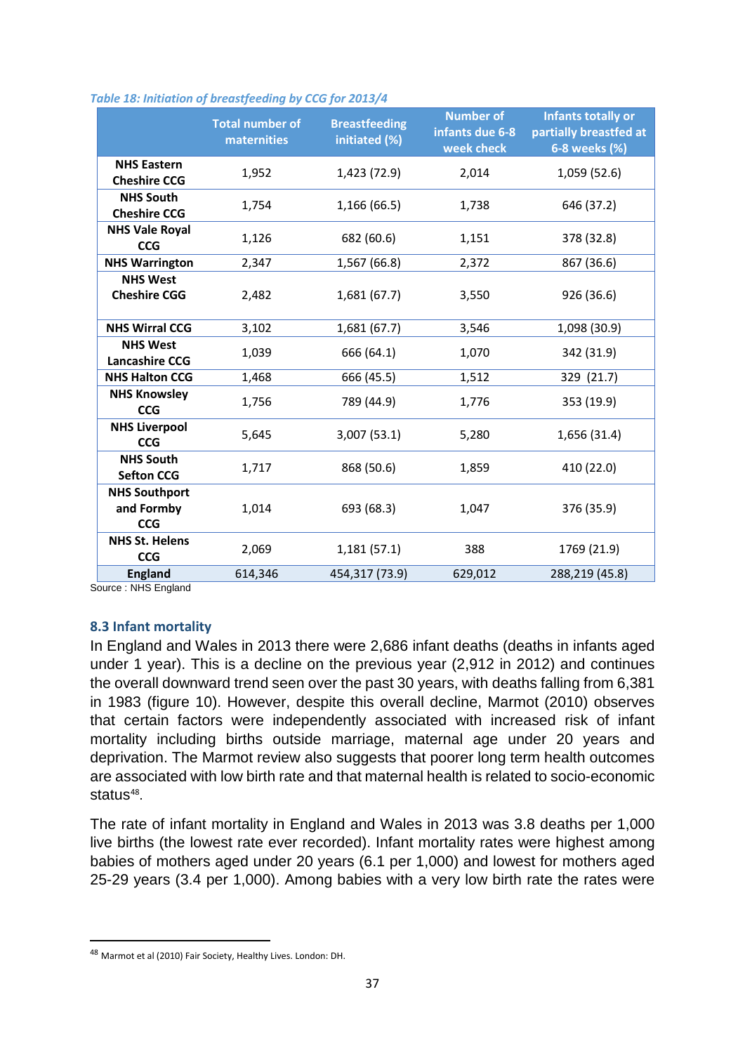*Table 18: Initiation of breastfeeding by CCG for 2013/4*

| | Total number of maternities | Breastfeeding initiated (%) | Number of infants due 6-8 week check | Infants totally or partially breastfed at 6-8 weeks (%) |
|---|---|---|---|---|
| **NHS Eastern Cheshire CCG** | 1,952 | 1,423 (72.9) | 2,014 | 1,059 (52.6) |
| **NHS South Cheshire CCG** | 1,754 | 1,166 (66.5) | 1,738 | 646 (37.2) |
| **NHS Vale Royal CCG** | 1,126 | 682 (60.6) | 1,151 | 378 (32.8) |
| **NHS Warrington** | 2,347 | 1,567 (66.8) | 2,372 | 867 (36.6) |
| **NHS West Cheshire CGG** | 2,482 | 1,681 (67.7) | 3,550 | 926 (36.6) |
| **NHS Wirral CCG** | 3,102 | 1,681 (67.7) | 3,546 | 1,098 (30.9) |
| **NHS West Lancashire CCG** | 1,039 | 666 (64.1) | 1,070 | 342 (31.9) |
| **NHS Halton CCG** | 1,468 | 666 (45.5) | 1,512 | 329 (21.7) |
| **NHS Knowsley CCG** | 1,756 | 789 (44.9) | 1,776 | 353 (19.9) |
| **NHS Liverpool CCG** | 5,645 | 3,007 (53.1) | 5,280 | 1,656 (31.4) |
| **NHS South Sefton CCG** | 1,717 | 868 (50.6) | 1,859 | 410 (22.0) |
| **NHS Southport and Formby CCG** | 1,014 | 693 (68.3) | 1,047 | 376 (35.9) |
| **NHS St. Helens CCG** | 2,069 | 1,181 (57.1) | 388 | 1769 (21.9) |
| **England** | 614,346 | 454,317 (73.9) | 629,012 | 288,219 (45.8) |

Source : NHS England

## 8.3 Infant mortality

In England and Wales in 2013 there were 2,686 infant deaths (deaths in infants aged under 1 year). This is a decline on the previous year (2,912 in 2012) and continues the overall downward trend seen over the past 30 years, with deaths falling from 6,381 in 1983 (figure 10). However, despite this overall decline, Marmot (2010) observes that certain factors were independently associated with increased risk of infant mortality including births outside marriage, maternal age under 20 years and deprivation. The Marmot review also suggests that poorer long term health outcomes are associated with low birth rate and that maternal health is related to socio-economic status[48].

The rate of infant mortality in England and Wales in 2013 was 3.8 deaths per 1,000 live births (the lowest rate ever recorded). Infant mortality rates were highest among babies of mothers aged under 20 years (6.1 per 1,000) and lowest for mothers aged 25-29 years (3.4 per 1,000). Among babies with a very low birth rate the rates were

[48] Marmot et al (2010) Fair Society, Healthy Lives. London: DH.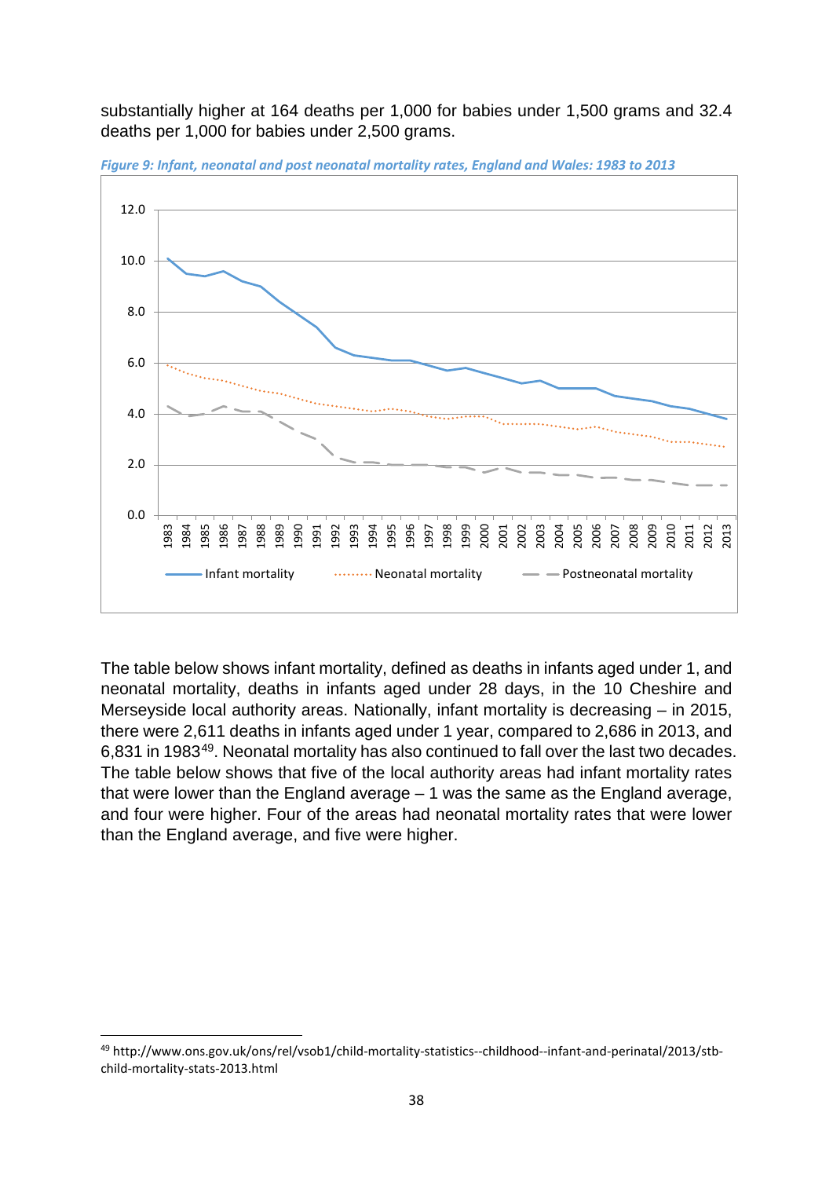substantially higher at 164 deaths per 1,000 for babies under 1,500 grams and 32.4 deaths per 1,000 for babies under 2,500 grams.

*Figure 9: Infant, neonatal and post neonatal mortality rates, England and Wales: 1983 to 2013*

The table below shows infant mortality, defined as deaths in infants aged under 1, and neonatal mortality, deaths in infants aged under 28 days, in the 10 Cheshire and Merseyside local authority areas. Nationally, infant mortality is decreasing – in 2015, there were 2,611 deaths in infants aged under 1 year, compared to 2,686 in 2013, and 6,831 in 1983[49]. Neonatal mortality has also continued to fall over the last two decades. The table below shows that five of the local authority areas had infant mortality rates that were lower than the England average – 1 was the same as the England average, and four were higher. Four of the areas had neonatal mortality rates that were lower than the England average, and five were higher.

[49] http://www.ons.gov.uk/ons/rel/vsob1/child-mortality-statistics--childhood--infant-and-perinatal/2013/stb-child-mortality-stats-2013.html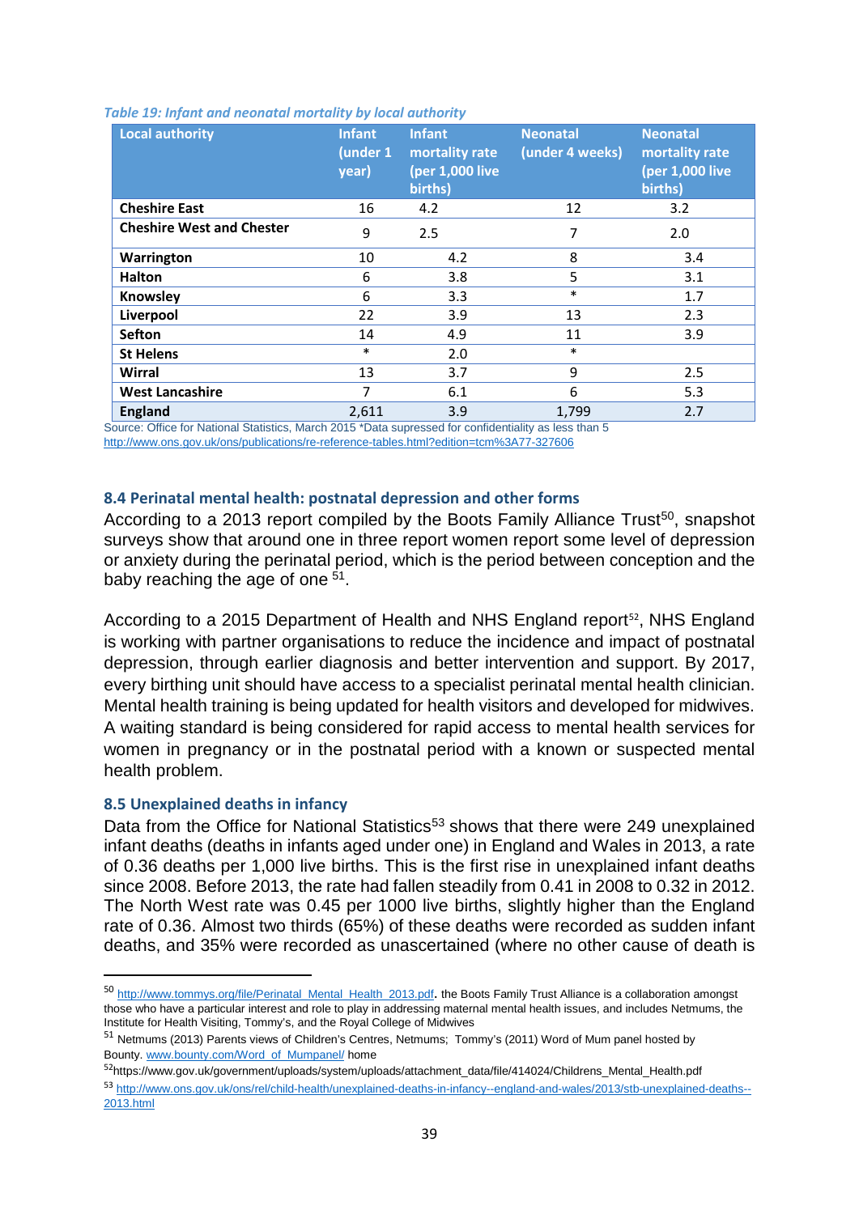*Table 19: Infant and neonatal mortality by local authority*

| Local authority | Infant (under 1 year) | Infant mortality rate (per 1,000 live births) | Neonatal (under 4 weeks) | Neonatal mortality rate (per 1,000 live births) |
|---|---|---|---|---|
| **Cheshire East** | 16 | 4.2 | 12 | 3.2 |
| **Cheshire West and Chester** | 9 | 2.5 | 7 | 2.0 |
| **Warrington** | 10 | 4.2 | 8 | 3.4 |
| **Halton** | 6 | 3.8 | 5 | 3.1 |
| **Knowsley** | 6 | 3.3 | * | 1.7 |
| **Liverpool** | 22 | 3.9 | 13 | 2.3 |
| **Sefton** | 14 | 4.9 | 11 | 3.9 |
| **St Helens** | * | 2.0 | * | |
| **Wirral** | 13 | 3.7 | 9 | 2.5 |
| **West Lancashire** | 7 | 6.1 | 6 | 5.3 |
| **England** | 2,611 | 3.9 | 1,799 | 2.7 |

Source: Office for National Statistics, March 2015 *Data supressed for confidentiality as less than 5
http://www.ons.gov.uk/ons/publications/re-reference-tables.html?edition=tcm%3A77-327606

### 8.4 Perinatal mental health: postnatal depression and other forms

According to a 2013 report compiled by the Boots Family Alliance Trust[50], snapshot surveys show that around one in three report women report some level of depression or anxiety during the perinatal period, which is the period between conception and the baby reaching the age of one [51].

According to a 2015 Department of Health and NHS England report[52], NHS England is working with partner organisations to reduce the incidence and impact of postnatal depression, through earlier diagnosis and better intervention and support. By 2017, every birthing unit should have access to a specialist perinatal mental health clinician. Mental health training is being updated for health visitors and developed for midwives. A waiting standard is being considered for rapid access to mental health services for women in pregnancy or in the postnatal period with a known or suspected mental health problem.

### 8.5 Unexplained deaths in infancy

Data from the Office for National Statistics[53] shows that there were 249 unexplained infant deaths (deaths in infants aged under one) in England and Wales in 2013, a rate of 0.36 deaths per 1,000 live births. This is the first rise in unexplained infant deaths since 2008. Before 2013, the rate had fallen steadily from 0.41 in 2008 to 0.32 in 2012. The North West rate was 0.45 per 1000 live births, slightly higher than the England rate of 0.36. Almost two thirds (65%) of these deaths were recorded as sudden infant deaths, and 35% were recorded as unascertained (where no other cause of death is

---

[50] http://www.tommys.org/file/Perinatal_Mental_Health_2013.pdf. the Boots Family Trust Alliance is a collaboration amongst those who have a particular interest and role to play in addressing maternal mental health issues, and includes Netmums, the Institute for Health Visiting, Tommy's, and the Royal College of Midwives

[51] Netmums (2013) Parents views of Children's Centres, Netmums; Tommy's (2011) Word of Mum panel hosted by Bounty. www.bounty.com/Word_of_Mumpanel/ home

[52] https://www.gov.uk/government/uploads/system/uploads/attachment_data/file/414024/Childrens_Mental_Health.pdf

[53] http://www.ons.gov.uk/ons/rel/child-health/unexplained-deaths-in-infancy--england-and-wales/2013/stb-unexplained-deaths--2013.html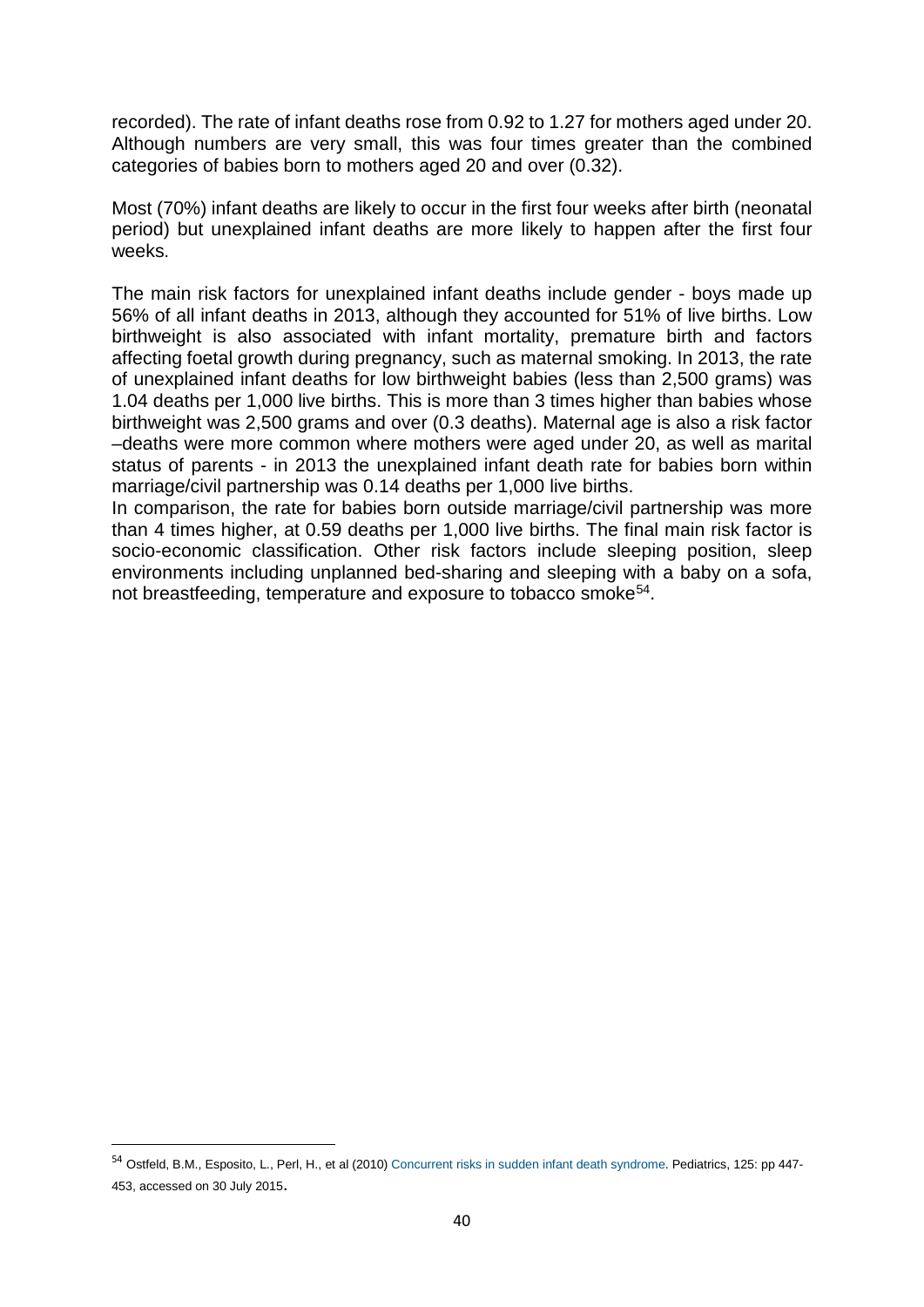recorded). The rate of infant deaths rose from 0.92 to 1.27 for mothers aged under 20. Although numbers are very small, this was four times greater than the combined categories of babies born to mothers aged 20 and over (0.32).

Most (70%) infant deaths are likely to occur in the first four weeks after birth (neonatal period) but unexplained infant deaths are more likely to happen after the first four weeks.

The main risk factors for unexplained infant deaths include gender - boys made up 56% of all infant deaths in 2013, although they accounted for 51% of live births. Low birthweight is also associated with infant mortality, premature birth and factors affecting foetal growth during pregnancy, such as maternal smoking. In 2013, the rate of unexplained infant deaths for low birthweight babies (less than 2,500 grams) was 1.04 deaths per 1,000 live births. This is more than 3 times higher than babies whose birthweight was 2,500 grams and over (0.3 deaths). Maternal age is also a risk factor –deaths were more common where mothers were aged under 20, as well as marital status of parents - in 2013 the unexplained infant death rate for babies born within marriage/civil partnership was 0.14 deaths per 1,000 live births.
In comparison, the rate for babies born outside marriage/civil partnership was more than 4 times higher, at 0.59 deaths per 1,000 live births. The final main risk factor is socio-economic classification. Other risk factors include sleeping position, sleep environments including unplanned bed-sharing and sleeping with a baby on a sofa, not breastfeeding, temperature and exposure to tobacco smoke[54].

[54] Ostfeld, B.M., Esposito, L., Perl, H., et al (2010) Concurrent risks in sudden infant death syndrome. Pediatrics, 125: pp 447-453, accessed on 30 July 2015.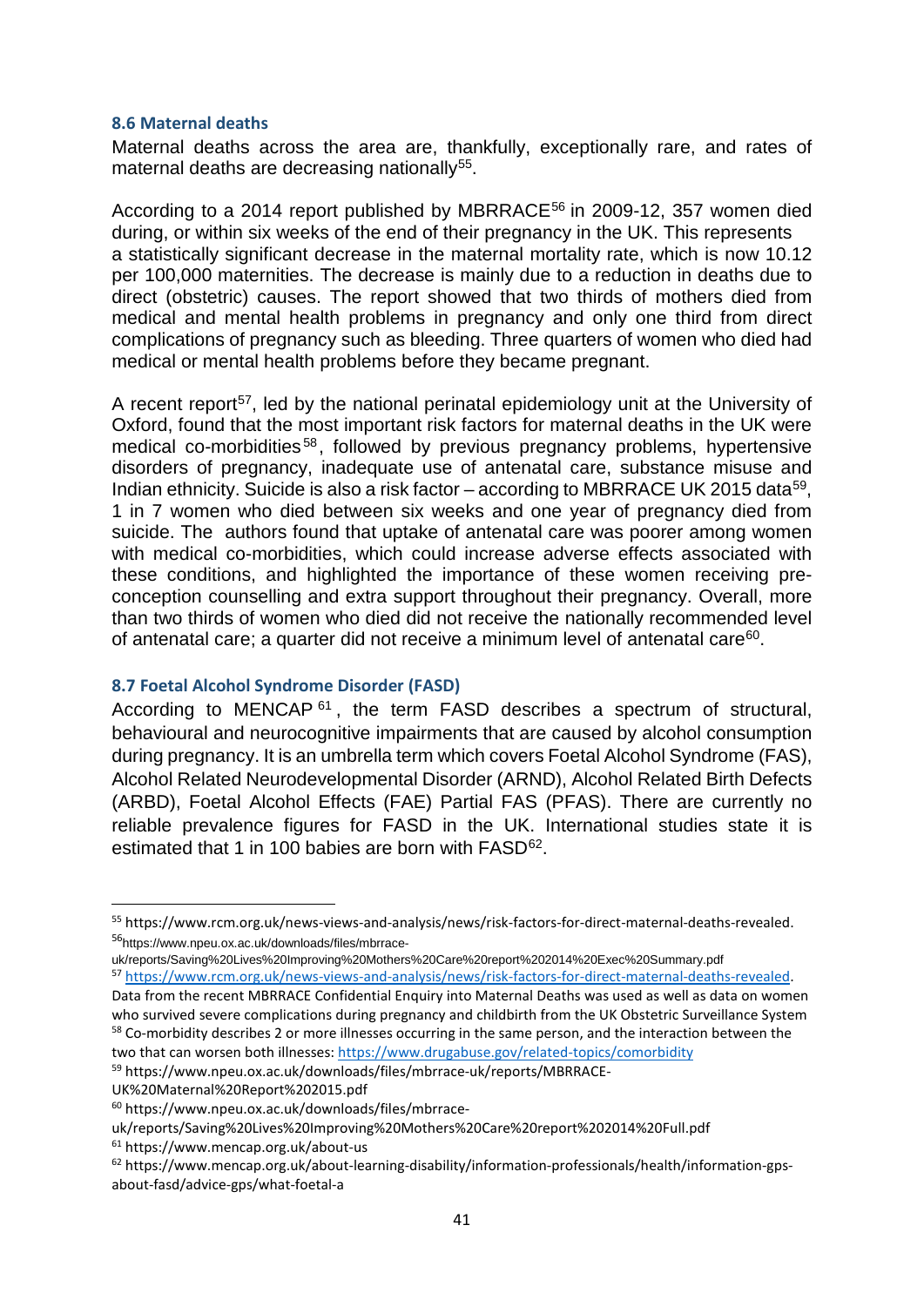### 8.6 Maternal deaths

Maternal deaths across the area are, thankfully, exceptionally rare, and rates of maternal deaths are decreasing nationally[55].

According to a 2014 report published by MBRRACE[56] in 2009-12, 357 women died during, or within six weeks of the end of their pregnancy in the UK. This represents a statistically significant decrease in the maternal mortality rate, which is now 10.12 per 100,000 maternities. The decrease is mainly due to a reduction in deaths due to direct (obstetric) causes. The report showed that two thirds of mothers died from medical and mental health problems in pregnancy and only one third from direct complications of pregnancy such as bleeding. Three quarters of women who died had medical or mental health problems before they became pregnant.

A recent report[57], led by the national perinatal epidemiology unit at the University of Oxford, found that the most important risk factors for maternal deaths in the UK were medical co-morbidities[58], followed by previous pregnancy problems, hypertensive disorders of pregnancy, inadequate use of antenatal care, substance misuse and Indian ethnicity. Suicide is also a risk factor – according to MBRRACE UK 2015 data[59], 1 in 7 women who died between six weeks and one year of pregnancy died from suicide. The authors found that uptake of antenatal care was poorer among women with medical co-morbidities, which could increase adverse effects associated with these conditions, and highlighted the importance of these women receiving pre-conception counselling and extra support throughout their pregnancy. Overall, more than two thirds of women who died did not receive the nationally recommended level of antenatal care; a quarter did not receive a minimum level of antenatal care[60].

### 8.7 Foetal Alcohol Syndrome Disorder (FASD)

According to MENCAP[61], the term FASD describes a spectrum of structural, behavioural and neurocognitive impairments that are caused by alcohol consumption during pregnancy. It is an umbrella term which covers Foetal Alcohol Syndrome (FAS), Alcohol Related Neurodevelopmental Disorder (ARND), Alcohol Related Birth Defects (ARBD), Foetal Alcohol Effects (FAE) Partial FAS (PFAS). There are currently no reliable prevalence figures for FASD in the UK. International studies state it is estimated that 1 in 100 babies are born with FASD[62].

---

[55] https://www.rcm.org.uk/news-views-and-analysis/news/risk-factors-for-direct-maternal-deaths-revealed.

[56] https://www.npeu.ox.ac.uk/downloads/files/mbrrace-uk/reports/Saving%20Lives%20Improving%20Mothers%20Care%20report%202014%20Exec%20Summary.pdf

[57] https://www.rcm.org.uk/news-views-and-analysis/news/risk-factors-for-direct-maternal-deaths-revealed. Data from the recent MBRRACE Confidential Enquiry into Maternal Deaths was used as well as data on women who survived severe complications during pregnancy and childbirth from the UK Obstetric Surveillance System

[58] Co-morbidity describes 2 or more illnesses occurring in the same person, and the interaction between the two that can worsen both illnesses: https://www.drugabuse.gov/related-topics/comorbidity

[59] https://www.npeu.ox.ac.uk/downloads/files/mbrrace-uk/reports/MBRRACE-UK%20Maternal%20Report%202015.pdf

[60] https://www.npeu.ox.ac.uk/downloads/files/mbrrace-uk/reports/Saving%20Lives%20Improving%20Mothers%20Care%20report%202014%20Full.pdf

[61] https://www.mencap.org.uk/about-us

[62] https://www.mencap.org.uk/about-learning-disability/information-professionals/health/information-gps-about-fasd/advice-gps/what-foetal-a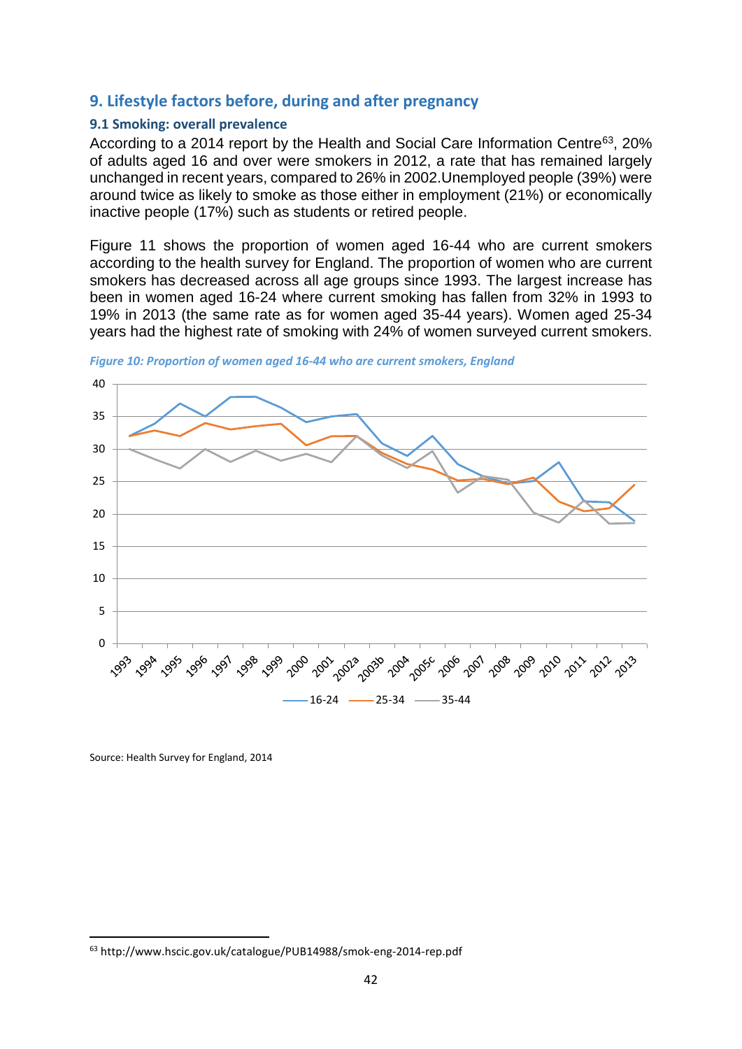## 9. Lifestyle factors before, during and after pregnancy

### 9.1 Smoking: overall prevalence

According to a 2014 report by the Health and Social Care Information Centre[63], 20% of adults aged 16 and over were smokers in 2012, a rate that has remained largely unchanged in recent years, compared to 26% in 2002.Unemployed people (39%) were around twice as likely to smoke as those either in employment (21%) or economically inactive people (17%) such as students or retired people.

Figure 11 shows the proportion of women aged 16-44 who are current smokers according to the health survey for England. The proportion of women who are current smokers has decreased across all age groups since 1993. The largest increase has been in women aged 16-24 where current smoking has fallen from 32% in 1993 to 19% in 2013 (the same rate as for women aged 35-44 years). Women aged 25-34 years had the highest rate of smoking with 24% of women surveyed current smokers.

*Figure 10: Proportion of women aged 16-44 who are current smokers, England*

Source: Health Survey for England, 2014

---

[63] http://www.hscic.gov.uk/catalogue/PUB14988/smok-eng-2014-rep.pdf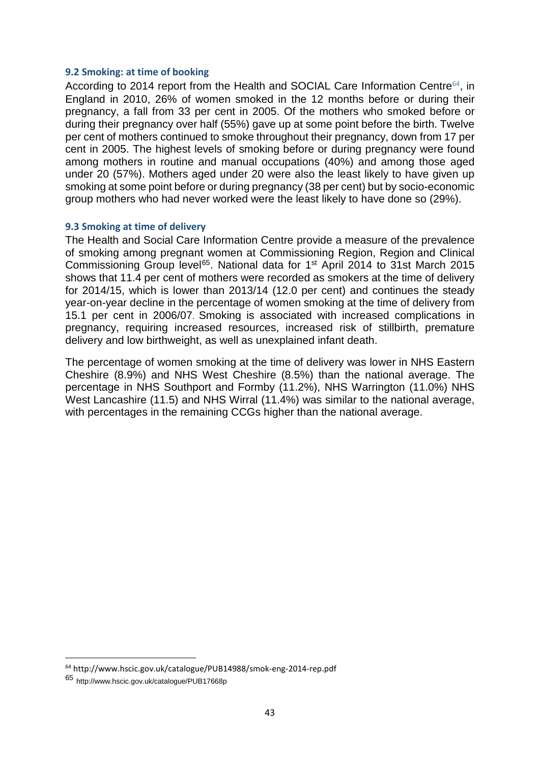### 9.2 Smoking: at time of booking

According to 2014 report from the Health and SOCIAL Care Information Centre[64], in England in 2010, 26% of women smoked in the 12 months before or during their pregnancy, a fall from 33 per cent in 2005. Of the mothers who smoked before or during their pregnancy over half (55%) gave up at some point before the birth. Twelve per cent of mothers continued to smoke throughout their pregnancy, down from 17 per cent in 2005. The highest levels of smoking before or during pregnancy were found among mothers in routine and manual occupations (40%) and among those aged under 20 (57%). Mothers aged under 20 were also the least likely to have given up smoking at some point before or during pregnancy (38 per cent) but by socio-economic group mothers who had never worked were the least likely to have done so (29%).

### 9.3 Smoking at time of delivery

The Health and Social Care Information Centre provide a measure of the prevalence of smoking among pregnant women at Commissioning Region, Region and Clinical Commissioning Group level[65]. National data for 1st April 2014 to 31st March 2015 shows that 11.4 per cent of mothers were recorded as smokers at the time of delivery for 2014/15, which is lower than 2013/14 (12.0 per cent) and continues the steady year-on-year decline in the percentage of women smoking at the time of delivery from 15.1 per cent in 2006/07. Smoking is associated with increased complications in pregnancy, requiring increased resources, increased risk of stillbirth, premature delivery and low birthweight, as well as unexplained infant death.

The percentage of women smoking at the time of delivery was lower in NHS Eastern Cheshire (8.9%) and NHS West Cheshire (8.5%) than the national average. The percentage in NHS Southport and Formby (11.2%), NHS Warrington (11.0%) NHS West Lancashire (11.5) and NHS Wirral (11.4%) was similar to the national average, with percentages in the remaining CCGs higher than the national average.

---

[64] http://www.hscic.gov.uk/catalogue/PUB14988/smok-eng-2014-rep.pdf

[65] http://www.hscic.gov.uk/catalogue/PUB17668p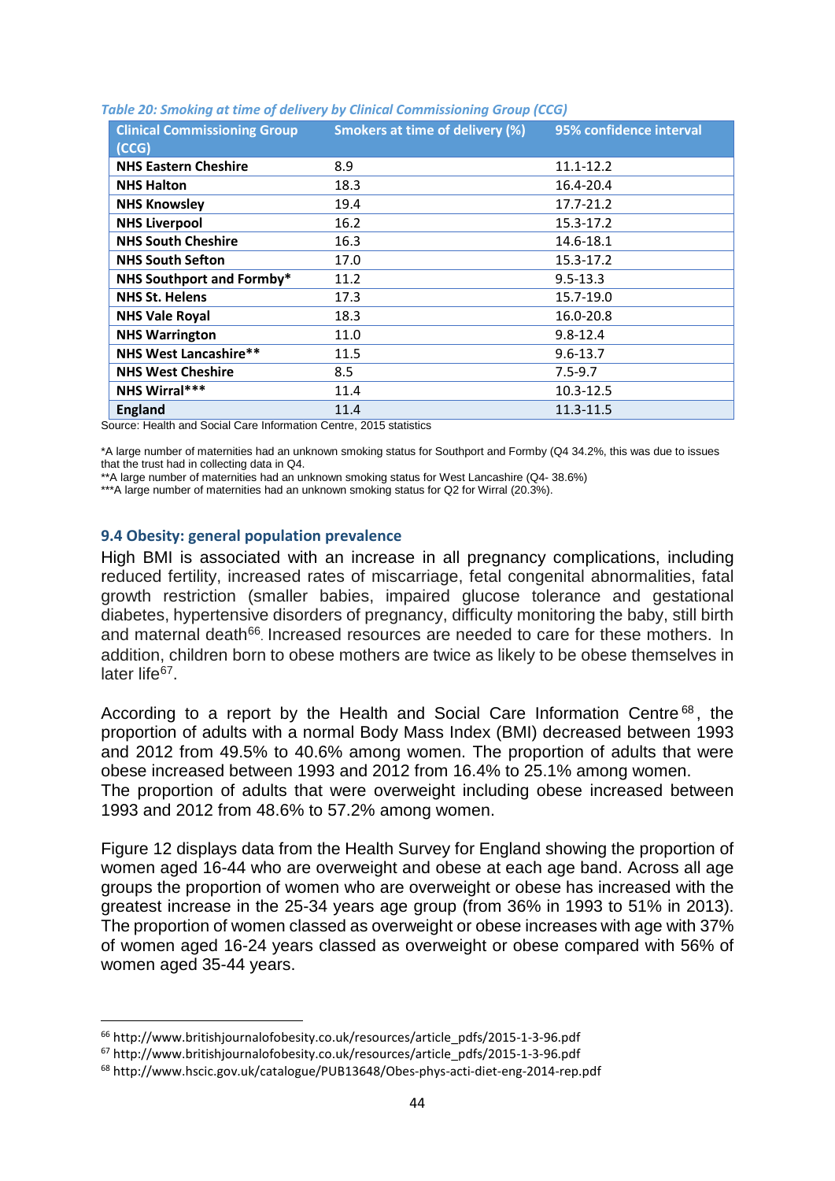*Table 20: Smoking at time of delivery by Clinical Commissioning Group (CCG)*

| Clinical Commissioning Group (CCG) | Smokers at time of delivery (%) | 95% confidence interval |
|---|---|---|
| **NHS Eastern Cheshire** | 8.9 | 11.1-12.2 |
| **NHS Halton** | 18.3 | 16.4-20.4 |
| **NHS Knowsley** | 19.4 | 17.7-21.2 |
| **NHS Liverpool** | 16.2 | 15.3-17.2 |
| **NHS South Cheshire** | 16.3 | 14.6-18.1 |
| **NHS South Sefton** | 17.0 | 15.3-17.2 |
| **NHS Southport and Formby*** | 11.2 | 9.5-13.3 |
| **NHS St. Helens** | 17.3 | 15.7-19.0 |
| **NHS Vale Royal** | 18.3 | 16.0-20.8 |
| **NHS Warrington** | 11.0 | 9.8-12.4 |
| **NHS West Lancashire**** | 11.5 | 9.6-13.7 |
| **NHS West Cheshire** | 8.5 | 7.5-9.7 |
| **NHS Wirral***** | 11.4 | 10.3-12.5 |
| **England** | 11.4 | 11.3-11.5 |

Source: Health and Social Care Information Centre, 2015 statistics

*A large number of maternities had an unknown smoking status for Southport and Formby (Q4 34.2%, this was due to issues that the trust had in collecting data in Q4.

**A large number of maternities had an unknown smoking status for West Lancashire (Q4- 38.6%)

***A large number of maternities had an unknown smoking status for Q2 for Wirral (20.3%).

### 9.4 Obesity: general population prevalence

High BMI is associated with an increase in all pregnancy complications, including reduced fertility, increased rates of miscarriage, fetal congenital abnormalities, fatal growth restriction (smaller babies, impaired glucose tolerance and gestational diabetes, hypertensive disorders of pregnancy, difficulty monitoring the baby, still birth and maternal death[66]. Increased resources are needed to care for these mothers. In addition, children born to obese mothers are twice as likely to be obese themselves in later life[67].

According to a report by the Health and Social Care Information Centre[68], the proportion of adults with a normal Body Mass Index (BMI) decreased between 1993 and 2012 from 49.5% to 40.6% among women. The proportion of adults that were obese increased between 1993 and 2012 from 16.4% to 25.1% among women.
The proportion of adults that were overweight including obese increased between 1993 and 2012 from 48.6% to 57.2% among women.

Figure 12 displays data from the Health Survey for England showing the proportion of women aged 16-44 who are overweight and obese at each age band. Across all age groups the proportion of women who are overweight or obese has increased with the greatest increase in the 25-34 years age group (from 36% in 1993 to 51% in 2013). The proportion of women classed as overweight or obese increases with age with 37% of women aged 16-24 years classed as overweight or obese compared with 56% of women aged 35-44 years.

[66] http://www.britishjournalofobesity.co.uk/resources/article_pdfs/2015-1-3-96.pdf
[67] http://www.britishjournalofobesity.co.uk/resources/article_pdfs/2015-1-3-96.pdf
[68] http://www.hscic.gov.uk/catalogue/PUB13648/Obes-phys-acti-diet-eng-2014-rep.pdf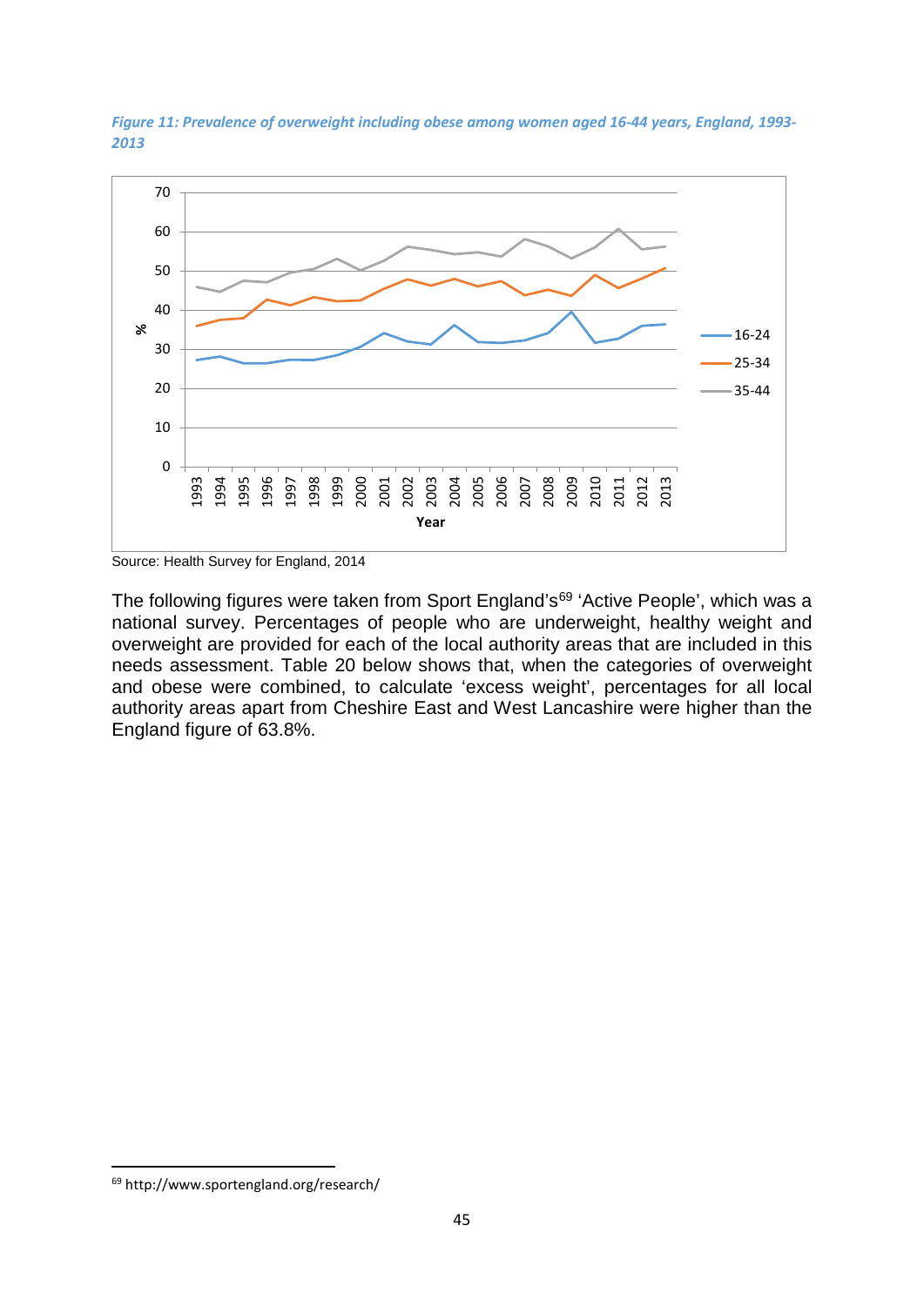*Figure 11: Prevalence of overweight including obese among women aged 16-44 years, England, 1993-2013*

Source: Health Survey for England, 2014

The following figures were taken from Sport England's[69] 'Active People', which was a national survey. Percentages of people who are underweight, healthy weight and overweight are provided for each of the local authority areas that are included in this needs assessment. Table 20 below shows that, when the categories of overweight and obese were combined, to calculate 'excess weight', percentages for all local authority areas apart from Cheshire East and West Lancashire were higher than the England figure of 63.8%.

[69] http://www.sportengland.org/research/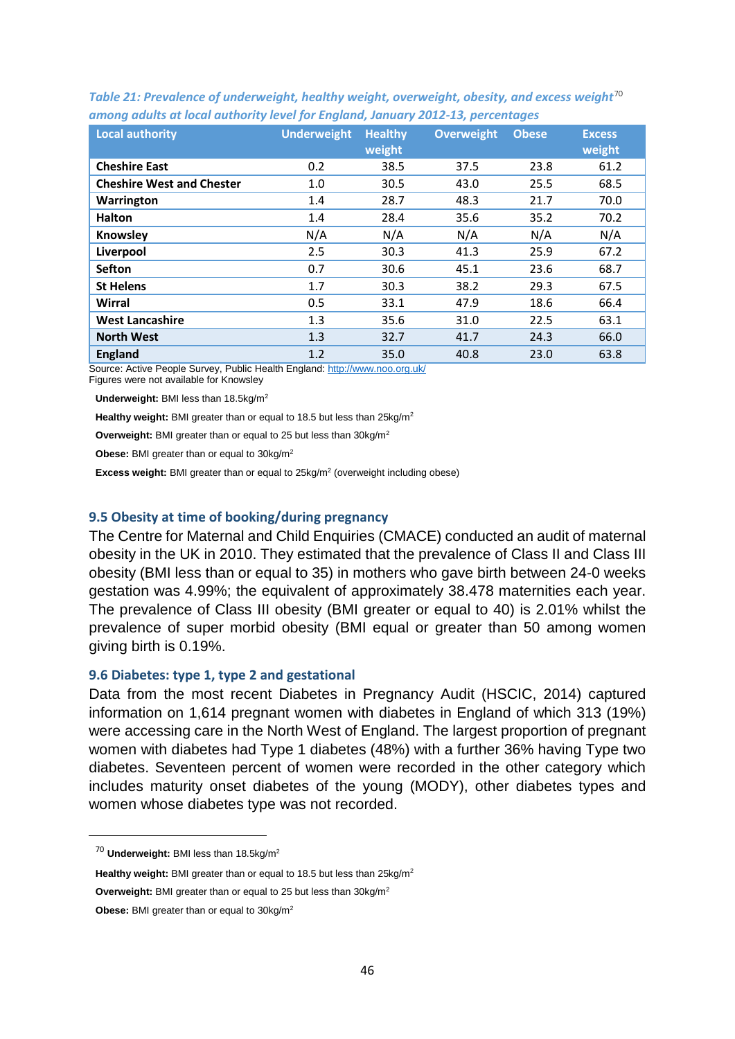*Table 21: Prevalence of underweight, healthy weight, overweight, obesity, and excess weight[70] among adults at local authority level for England, January 2012-13, percentages*

| Local authority | Underweight | Healthy weight | Overweight | Obese | Excess weight |
|---|---|---|---|---|---|
| **Cheshire East** | 0.2 | 38.5 | 37.5 | 23.8 | 61.2 |
| **Cheshire West and Chester** | 1.0 | 30.5 | 43.0 | 25.5 | 68.5 |
| **Warrington** | 1.4 | 28.7 | 48.3 | 21.7 | 70.0 |
| **Halton** | 1.4 | 28.4 | 35.6 | 35.2 | 70.2 |
| **Knowsley** | N/A | N/A | N/A | N/A | N/A |
| **Liverpool** | 2.5 | 30.3 | 41.3 | 25.9 | 67.2 |
| **Sefton** | 0.7 | 30.6 | 45.1 | 23.6 | 68.7 |
| **St Helens** | 1.7 | 30.3 | 38.2 | 29.3 | 67.5 |
| **Wirral** | 0.5 | 33.1 | 47.9 | 18.6 | 66.4 |
| **West Lancashire** | 1.3 | 35.6 | 31.0 | 22.5 | 63.1 |
| **North West** | 1.3 | 32.7 | 41.7 | 24.3 | 66.0 |
| **England** | 1.2 | 35.0 | 40.8 | 23.0 | 63.8 |

Source: Active People Survey, Public Health England: http://www.noo.org.uk/
Figures were not available for Knowsley

**Underweight:** BMI less than 18.5kg/m$^2$

**Healthy weight:** BMI greater than or equal to 18.5 but less than 25kg/m$^2$

**Overweight:** BMI greater than or equal to 25 but less than 30kg/m$^2$

**Obese:** BMI greater than or equal to 30kg/m$^2$

**Excess weight:** BMI greater than or equal to 25kg/m$^2$ (overweight including obese)

## 9.5 Obesity at time of booking/during pregnancy

The Centre for Maternal and Child Enquiries (CMACE) conducted an audit of maternal obesity in the UK in 2010. They estimated that the prevalence of Class II and Class III obesity (BMI less than or equal to 35) in mothers who gave birth between 24-0 weeks gestation was 4.99%; the equivalent of approximately 38.478 maternities each year. The prevalence of Class III obesity (BMI greater or equal to 40) is 2.01% whilst the prevalence of super morbid obesity (BMI equal or greater than 50 among women giving birth is 0.19%.

## 9.6 Diabetes: type 1, type 2 and gestational

Data from the most recent Diabetes in Pregnancy Audit (HSCIC, 2014) captured information on 1,614 pregnant women with diabetes in England of which 313 (19%) were accessing care in the North West of England. The largest proportion of pregnant women with diabetes had Type 1 diabetes (48%) with a further 36% having Type two diabetes. Seventeen percent of women were recorded in the other category which includes maturity onset diabetes of the young (MODY), other diabetes types and women whose diabetes type was not recorded.

---

[70] **Underweight:** BMI less than 18.5kg/m$^2$

**Healthy weight:** BMI greater than or equal to 18.5 but less than 25kg/m$^2$

**Overweight:** BMI greater than or equal to 25 but less than 30kg/m$^2$

**Obese:** BMI greater than or equal to 30kg/m$^2$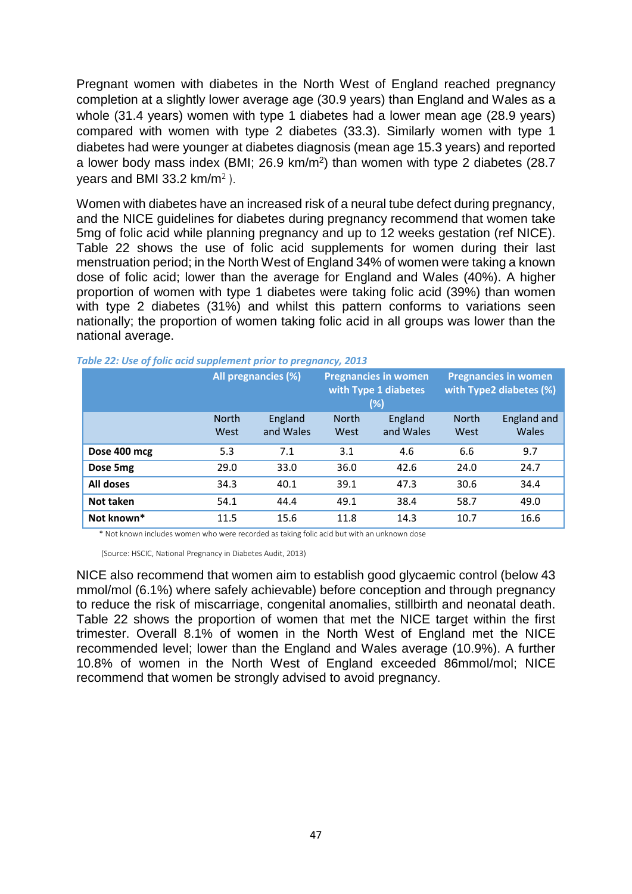Pregnant women with diabetes in the North West of England reached pregnancy completion at a slightly lower average age (30.9 years) than England and Wales as a whole (31.4 years) women with type 1 diabetes had a lower mean age (28.9 years) compared with women with type 2 diabetes (33.3). Similarly women with type 1 diabetes had were younger at diabetes diagnosis (mean age 15.3 years) and reported a lower body mass index (BMI; 26.9 km/m$^2$) than women with type 2 diabetes (28.7 years and BMI 33.2 km/m$^2$ ).

Women with diabetes have an increased risk of a neural tube defect during pregnancy, and the NICE guidelines for diabetes during pregnancy recommend that women take 5mg of folic acid while planning pregnancy and up to 12 weeks gestation (ref NICE). Table 22 shows the use of folic acid supplements for women during their last menstruation period; in the North West of England 34% of women were taking a known dose of folic acid; lower than the average for England and Wales (40%). A higher proportion of women with type 1 diabetes were taking folic acid (39%) than women with type 2 diabetes (31%) and whilst this pattern conforms to variations seen nationally; the proportion of women taking folic acid in all groups was lower than the national average.

*Table 22: Use of folic acid supplement prior to pregnancy, 2013*

| | All pregnancies (%) | | Pregnancies in women with Type 1 diabetes (%) | | Pregnancies in women with Type2 diabetes (%) | |
|---|---|---|---|---|---|---|
| | North West | England and Wales | North West | England and Wales | North West | England and Wales |
| **Dose 400 mcg** | 5.3 | 7.1 | 3.1 | 4.6 | 6.6 | 9.7 |
| **Dose 5mg** | 29.0 | 33.0 | 36.0 | 42.6 | 24.0 | 24.7 |
| **All doses** | 34.3 | 40.1 | 39.1 | 47.3 | 30.6 | 34.4 |
| **Not taken** | 54.1 | 44.4 | 49.1 | 38.4 | 58.7 | 49.0 |
| **Not known*** | 11.5 | 15.6 | 11.8 | 14.3 | 10.7 | 16.6 |

* Not known includes women who were recorded as taking folic acid but with an unknown dose

(Source: HSCIC, National Pregnancy in Diabetes Audit, 2013)

NICE also recommend that women aim to establish good glycaemic control (below 43 mmol/mol (6.1%) where safely achievable) before conception and through pregnancy to reduce the risk of miscarriage, congenital anomalies, stillbirth and neonatal death. Table 22 shows the proportion of women that met the NICE target within the first trimester. Overall 8.1% of women in the North West of England met the NICE recommended level; lower than the England and Wales average (10.9%). A further 10.8% of women in the North West of England exceeded 86mmol/mol; NICE recommend that women be strongly advised to avoid pregnancy.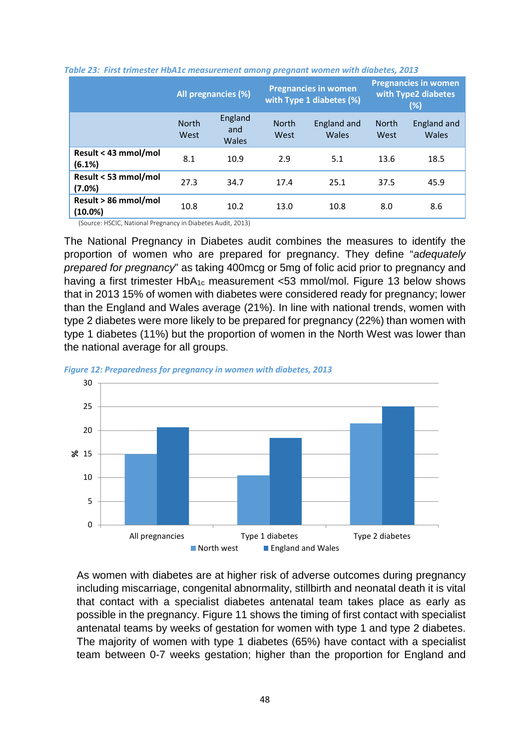*Table 23: First trimester HbA1c measurement among pregnant women with diabetes, 2013*

| | All pregnancies (%) | | Pregnancies in women with Type 1 diabetes (%) | | Pregnancies in women with Type2 diabetes (%) | |
|---|---|---|---|---|---|---|
| | North West | England and Wales | North West | England and Wales | North West | England and Wales |
| **Result < 43 mmol/mol (6.1%)** | 8.1 | 10.9 | 2.9 | 5.1 | 13.6 | 18.5 |
| **Result < 53 mmol/mol (7.0%)** | 27.3 | 34.7 | 17.4 | 25.1 | 37.5 | 45.9 |
| **Result > 86 mmol/mol (10.0%)** | 10.8 | 10.2 | 13.0 | 10.8 | 8.0 | 8.6 |

(Source: HSCIC, National Pregnancy in Diabetes Audit, 2013)

The National Pregnancy in Diabetes audit combines the measures to identify the proportion of women who are prepared for pregnancy. They define "*adequately prepared for pregnancy*" as taking 400mcg or 5mg of folic acid prior to pregnancy and having a first trimester $HbA_{1c}$ measurement <53 mmol/mol. Figure 13 below shows that in 2013 15% of women with diabetes were considered ready for pregnancy; lower than the England and Wales average (21%). In line with national trends, women with type 2 diabetes were more likely to be prepared for pregnancy (22%) than women with type 1 diabetes (11%) but the proportion of women in the North West was lower than the national average for all groups.

*Figure 12: Preparedness for pregnancy in women with diabetes, 2013*

| | North west (%) | England and Wales (%) |
|---|---|---|
| All pregnancies | 15 | 21 |
| Type 1 diabetes | 11 | 18 |
| Type 2 diabetes | 22 | 25 |

As women with diabetes are at higher risk of adverse outcomes during pregnancy including miscarriage, congenital abnormality, stillbirth and neonatal death it is vital that contact with a specialist diabetes antenatal team takes place as early as possible in the pregnancy. Figure 11 shows the timing of first contact with specialist antenatal teams by weeks of gestation for women with type 1 and type 2 diabetes. The majority of women with type 1 diabetes (65%) have contact with a specialist team between 0-7 weeks gestation; higher than the proportion for England and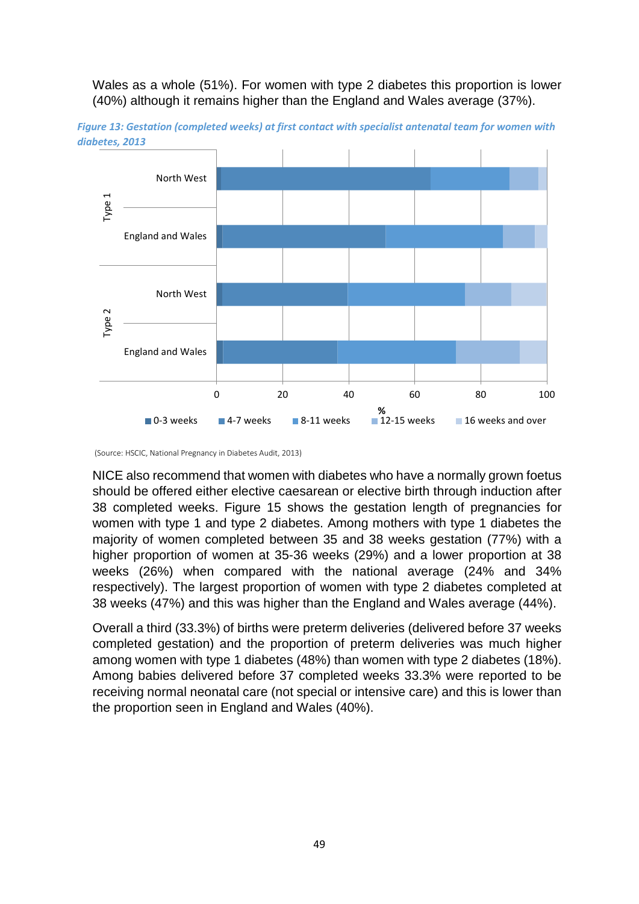Wales as a whole (51%). For women with type 2 diabetes this proportion is lower (40%) although it remains higher than the England and Wales average (37%).

*Figure 13: Gestation (completed weeks) at first contact with specialist antenatal team for women with diabetes, 2013*

(Source: HSCIC, National Pregnancy in Diabetes Audit, 2013)

NICE also recommend that women with diabetes who have a normally grown foetus should be offered either elective caesarean or elective birth through induction after 38 completed weeks. Figure 15 shows the gestation length of pregnancies for women with type 1 and type 2 diabetes. Among mothers with type 1 diabetes the majority of women completed between 35 and 38 weeks gestation (77%) with a higher proportion of women at 35-36 weeks (29%) and a lower proportion at 38 weeks (26%) when compared with the national average (24% and 34% respectively). The largest proportion of women with type 2 diabetes completed at 38 weeks (47%) and this was higher than the England and Wales average (44%).

Overall a third (33.3%) of births were preterm deliveries (delivered before 37 weeks completed gestation) and the proportion of preterm deliveries was much higher among women with type 1 diabetes (48%) than women with type 2 diabetes (18%). Among babies delivered before 37 completed weeks 33.3% were reported to be receiving normal neonatal care (not special or intensive care) and this is lower than the proportion seen in England and Wales (40%).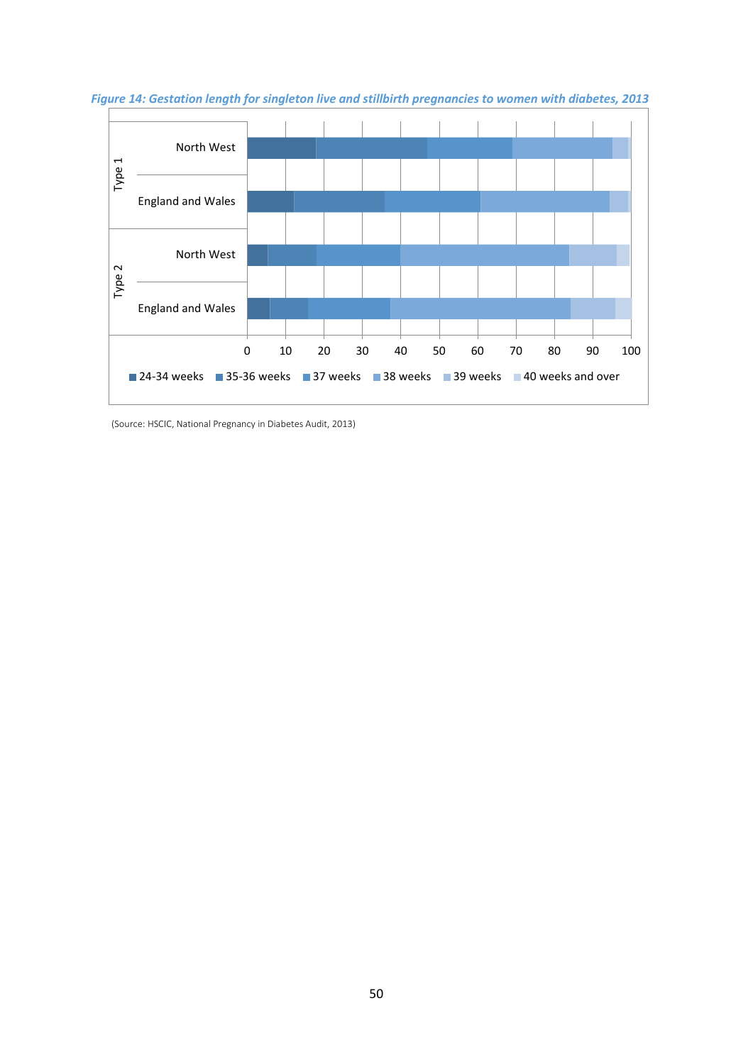*Figure 14: Gestation length for singleton live and stillbirth pregnancies to women with diabetes, 2013*

(Source: HSCIC, National Pregnancy in Diabetes Audit, 2013)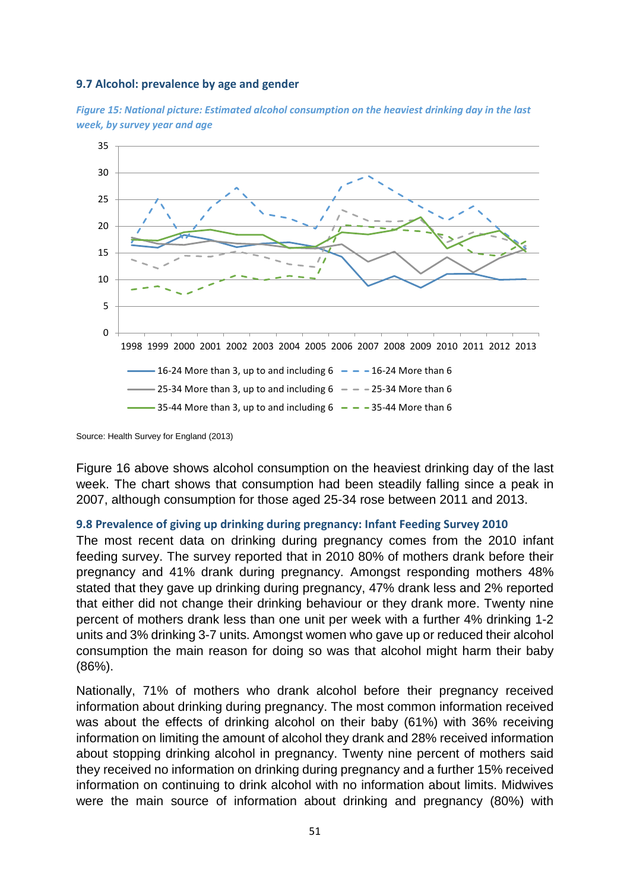### 9.7 Alcohol: prevalence by age and gender

*Figure 15: National picture: Estimated alcohol consumption on the heaviest drinking day in the last week, by survey year and age*

Source: Health Survey for England (2013)

Figure 16 above shows alcohol consumption on the heaviest drinking day of the last week. The chart shows that consumption had been steadily falling since a peak in 2007, although consumption for those aged 25-34 rose between 2011 and 2013.

### 9.8 Prevalence of giving up drinking during pregnancy: Infant Feeding Survey 2010

The most recent data on drinking during pregnancy comes from the 2010 infant feeding survey. The survey reported that in 2010 80% of mothers drank before their pregnancy and 41% drank during pregnancy. Amongst responding mothers 48% stated that they gave up drinking during pregnancy, 47% drank less and 2% reported that either did not change their drinking behaviour or they drank more. Twenty nine percent of mothers drank less than one unit per week with a further 4% drinking 1-2 units and 3% drinking 3-7 units. Amongst women who gave up or reduced their alcohol consumption the main reason for doing so was that alcohol might harm their baby (86%).

Nationally, 71% of mothers who drank alcohol before their pregnancy received information about drinking during pregnancy. The most common information received was about the effects of drinking alcohol on their baby (61%) with 36% receiving information on limiting the amount of alcohol they drank and 28% received information about stopping drinking alcohol in pregnancy. Twenty nine percent of mothers said they received no information on drinking during pregnancy and a further 15% received information on continuing to drink alcohol with no information about limits. Midwives were the main source of information about drinking and pregnancy (80%) with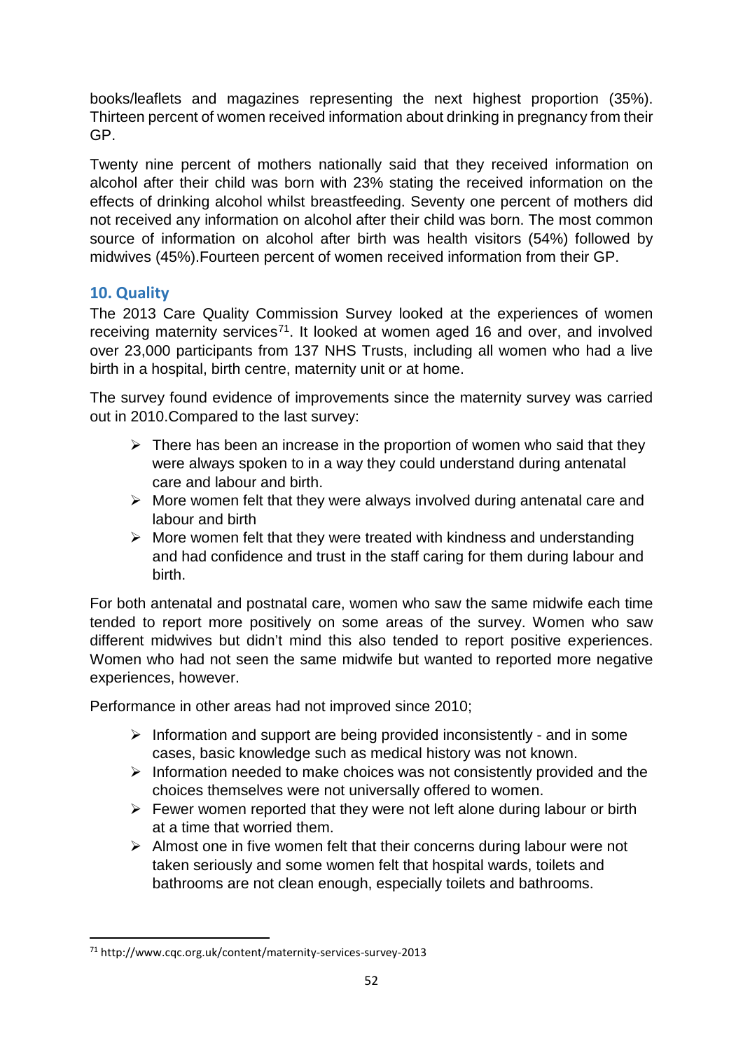books/leaflets and magazines representing the next highest proportion (35%). Thirteen percent of women received information about drinking in pregnancy from their GP.

Twenty nine percent of mothers nationally said that they received information on alcohol after their child was born with 23% stating the received information on the effects of drinking alcohol whilst breastfeeding. Seventy one percent of mothers did not received any information on alcohol after their child was born. The most common source of information on alcohol after birth was health visitors (54%) followed by midwives (45%).Fourteen percent of women received information from their GP.

## 10. Quality

The 2013 Care Quality Commission Survey looked at the experiences of women receiving maternity services[71]. It looked at women aged 16 and over, and involved over 23,000 participants from 137 NHS Trusts, including all women who had a live birth in a hospital, birth centre, maternity unit or at home.

The survey found evidence of improvements since the maternity survey was carried out in 2010.Compared to the last survey:

- There has been an increase in the proportion of women who said that they were always spoken to in a way they could understand during antenatal care and labour and birth.
- More women felt that they were always involved during antenatal care and labour and birth
- More women felt that they were treated with kindness and understanding and had confidence and trust in the staff caring for them during labour and birth.

For both antenatal and postnatal care, women who saw the same midwife each time tended to report more positively on some areas of the survey. Women who saw different midwives but didn't mind this also tended to report positive experiences. Women who had not seen the same midwife but wanted to reported more negative experiences, however.

Performance in other areas had not improved since 2010;

- Information and support are being provided inconsistently - and in some cases, basic knowledge such as medical history was not known.
- Information needed to make choices was not consistently provided and the choices themselves were not universally offered to women.
- Fewer women reported that they were not left alone during labour or birth at a time that worried them.
- Almost one in five women felt that their concerns during labour were not taken seriously and some women felt that hospital wards, toilets and bathrooms are not clean enough, especially toilets and bathrooms.

[71] http://www.cqc.org.uk/content/maternity-services-survey-2013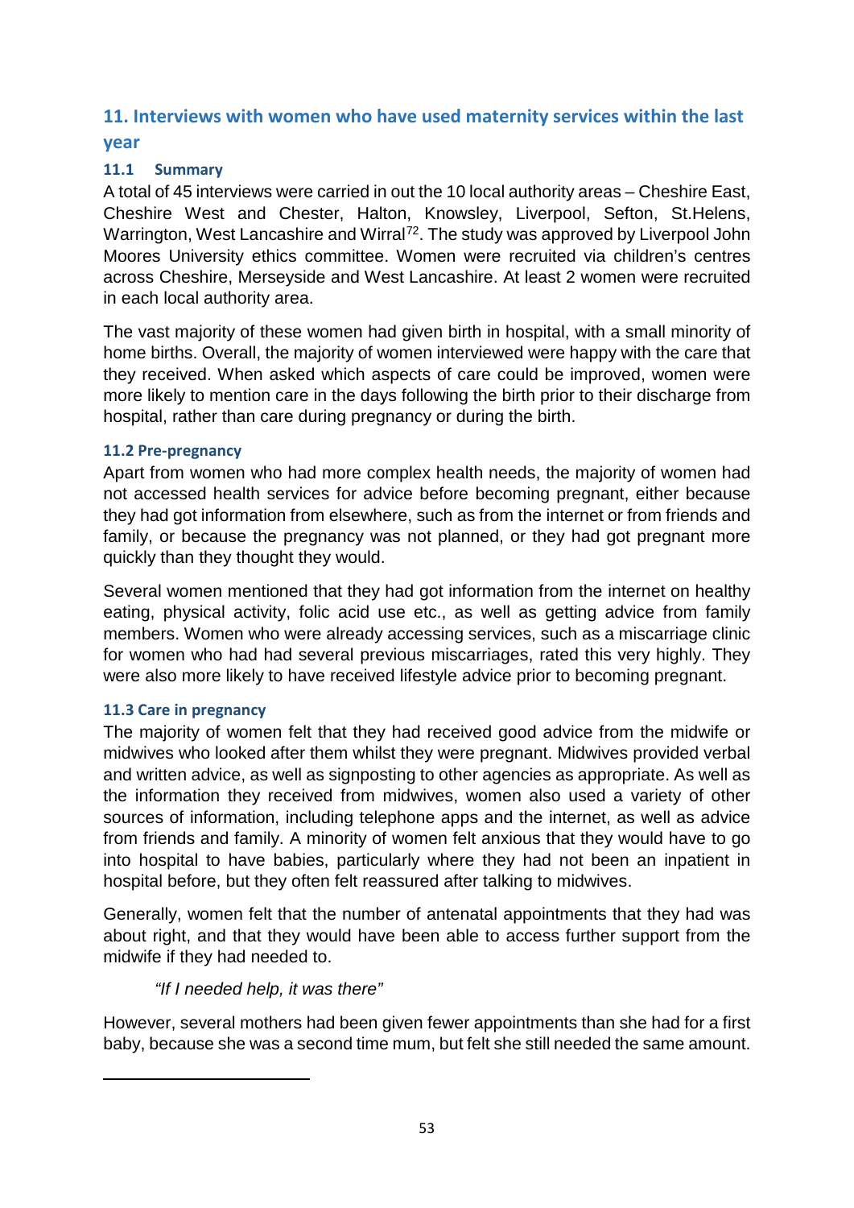## 11. Interviews with women who have used maternity services within the last year

### 11.1 Summary

A total of 45 interviews were carried in out the 10 local authority areas – Cheshire East, Cheshire West and Chester, Halton, Knowsley, Liverpool, Sefton, St.Helens, Warrington, West Lancashire and Wirral[72]. The study was approved by Liverpool John Moores University ethics committee. Women were recruited via children's centres across Cheshire, Merseyside and West Lancashire. At least 2 women were recruited in each local authority area.

The vast majority of these women had given birth in hospital, with a small minority of home births. Overall, the majority of women interviewed were happy with the care that they received. When asked which aspects of care could be improved, women were more likely to mention care in the days following the birth prior to their discharge from hospital, rather than care during pregnancy or during the birth.

### 11.2 Pre-pregnancy

Apart from women who had more complex health needs, the majority of women had not accessed health services for advice before becoming pregnant, either because they had got information from elsewhere, such as from the internet or from friends and family, or because the pregnancy was not planned, or they had got pregnant more quickly than they thought they would.

Several women mentioned that they had got information from the internet on healthy eating, physical activity, folic acid use etc., as well as getting advice from family members. Women who were already accessing services, such as a miscarriage clinic for women who had had several previous miscarriages, rated this very highly. They were also more likely to have received lifestyle advice prior to becoming pregnant.

### 11.3 Care in pregnancy

The majority of women felt that they had received good advice from the midwife or midwives who looked after them whilst they were pregnant. Midwives provided verbal and written advice, as well as signposting to other agencies as appropriate. As well as the information they received from midwives, women also used a variety of other sources of information, including telephone apps and the internet, as well as advice from friends and family. A minority of women felt anxious that they would have to go into hospital to have babies, particularly where they had not been an inpatient in hospital before, but they often felt reassured after talking to midwives.

Generally, women felt that the number of antenatal appointments that they had was about right, and that they would have been able to access further support from the midwife if they had needed to.

> *"If I needed help, it was there"*

However, several mothers had been given fewer appointments than she had for a first baby, because she was a second time mum, but felt she still needed the same amount.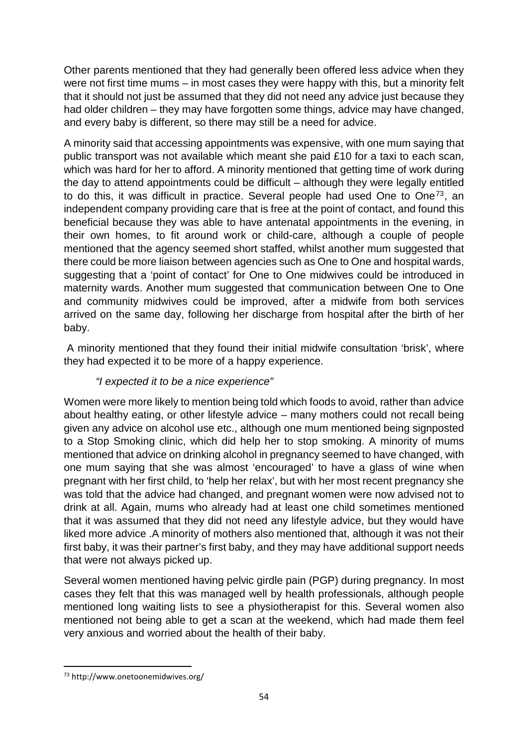Other parents mentioned that they had generally been offered less advice when they were not first time mums – in most cases they were happy with this, but a minority felt that it should not just be assumed that they did not need any advice just because they had older children – they may have forgotten some things, advice may have changed, and every baby is different, so there may still be a need for advice.

A minority said that accessing appointments was expensive, with one mum saying that public transport was not available which meant she paid £10 for a taxi to each scan, which was hard for her to afford. A minority mentioned that getting time of work during the day to attend appointments could be difficult – although they were legally entitled to do this, it was difficult in practice. Several people had used One to One[73], an independent company providing care that is free at the point of contact, and found this beneficial because they was able to have antenatal appointments in the evening, in their own homes, to fit around work or child-care, although a couple of people mentioned that the agency seemed short staffed, whilst another mum suggested that there could be more liaison between agencies such as One to One and hospital wards, suggesting that a 'point of contact' for One to One midwives could be introduced in maternity wards. Another mum suggested that communication between One to One and community midwives could be improved, after a midwife from both services arrived on the same day, following her discharge from hospital after the birth of her baby.

A minority mentioned that they found their initial midwife consultation 'brisk', where they had expected it to be more of a happy experience.

> *"I expected it to be a nice experience"*

Women were more likely to mention being told which foods to avoid, rather than advice about healthy eating, or other lifestyle advice – many mothers could not recall being given any advice on alcohol use etc., although one mum mentioned being signposted to a Stop Smoking clinic, which did help her to stop smoking. A minority of mums mentioned that advice on drinking alcohol in pregnancy seemed to have changed, with one mum saying that she was almost 'encouraged' to have a glass of wine when pregnant with her first child, to 'help her relax', but with her most recent pregnancy she was told that the advice had changed, and pregnant women were now advised not to drink at all. Again, mums who already had at least one child sometimes mentioned that it was assumed that they did not need any lifestyle advice, but they would have liked more advice .A minority of mothers also mentioned that, although it was not their first baby, it was their partner's first baby, and they may have additional support needs that were not always picked up.

Several women mentioned having pelvic girdle pain (PGP) during pregnancy. In most cases they felt that this was managed well by health professionals, although people mentioned long waiting lists to see a physiotherapist for this. Several women also mentioned not being able to get a scan at the weekend, which had made them feel very anxious and worried about the health of their baby.

---

[73] http://www.onetoonemidwives.org/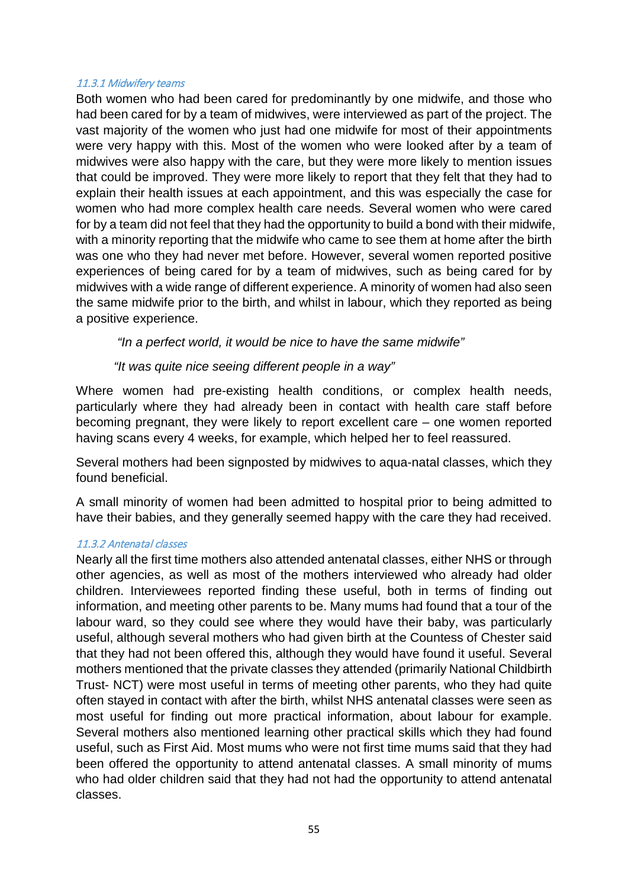#### *11.3.1 Midwifery teams*

Both women who had been cared for predominantly by one midwife, and those who had been cared for by a team of midwives, were interviewed as part of the project. The vast majority of the women who just had one midwife for most of their appointments were very happy with this. Most of the women who were looked after by a team of midwives were also happy with the care, but they were more likely to mention issues that could be improved. They were more likely to report that they felt that they had to explain their health issues at each appointment, and this was especially the case for women who had more complex health care needs. Several women who were cared for by a team did not feel that they had the opportunity to build a bond with their midwife, with a minority reporting that the midwife who came to see them at home after the birth was one who they had never met before. However, several women reported positive experiences of being cared for by a team of midwives, such as being cared for by midwives with a wide range of different experience. A minority of women had also seen the same midwife prior to the birth, and whilst in labour, which they reported as being a positive experience.

> *"In a perfect world, it would be nice to have the same midwife"*

> *"It was quite nice seeing different people in a way"*

Where women had pre-existing health conditions, or complex health needs, particularly where they had already been in contact with health care staff before becoming pregnant, they were likely to report excellent care – one women reported having scans every 4 weeks, for example, which helped her to feel reassured.

Several mothers had been signposted by midwives to aqua-natal classes, which they found beneficial.

A small minority of women had been admitted to hospital prior to being admitted to have their babies, and they generally seemed happy with the care they had received.

#### *11.3.2 Antenatal classes*

Nearly all the first time mothers also attended antenatal classes, either NHS or through other agencies, as well as most of the mothers interviewed who already had older children. Interviewees reported finding these useful, both in terms of finding out information, and meeting other parents to be. Many mums had found that a tour of the labour ward, so they could see where they would have their baby, was particularly useful, although several mothers who had given birth at the Countess of Chester said that they had not been offered this, although they would have found it useful. Several mothers mentioned that the private classes they attended (primarily National Childbirth Trust- NCT) were most useful in terms of meeting other parents, who they had quite often stayed in contact with after the birth, whilst NHS antenatal classes were seen as most useful for finding out more practical information, about labour for example. Several mothers also mentioned learning other practical skills which they had found useful, such as First Aid. Most mums who were not first time mums said that they had been offered the opportunity to attend antenatal classes. A small minority of mums who had older children said that they had not had the opportunity to attend antenatal classes.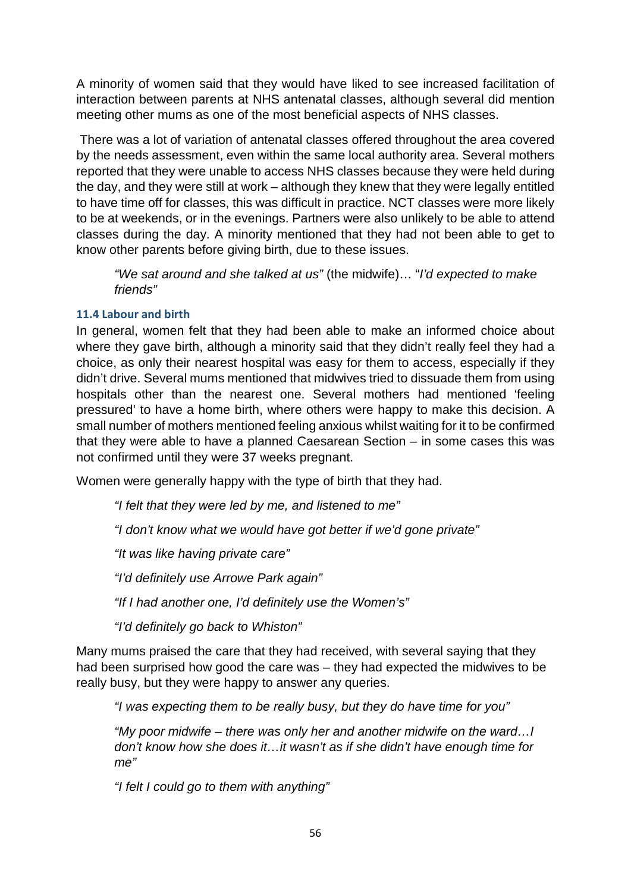A minority of women said that they would have liked to see increased facilitation of interaction between parents at NHS antenatal classes, although several did mention meeting other mums as one of the most beneficial aspects of NHS classes.

There was a lot of variation of antenatal classes offered throughout the area covered by the needs assessment, even within the same local authority area. Several mothers reported that they were unable to access NHS classes because they were held during the day, and they were still at work – although they knew that they were legally entitled to have time off for classes, this was difficult in practice. NCT classes were more likely to be at weekends, or in the evenings. Partners were also unlikely to be able to attend classes during the day. A minority mentioned that they had not been able to get to know other parents before giving birth, due to these issues.

> *"We sat around and she talked at us"* (the midwife)… "*I'd expected to make friends"*

### 11.4 Labour and birth

In general, women felt that they had been able to make an informed choice about where they gave birth, although a minority said that they didn't really feel they had a choice, as only their nearest hospital was easy for them to access, especially if they didn't drive. Several mums mentioned that midwives tried to dissuade them from using hospitals other than the nearest one. Several mothers had mentioned 'feeling pressured' to have a home birth, where others were happy to make this decision. A small number of mothers mentioned feeling anxious whilst waiting for it to be confirmed that they were able to have a planned Caesarean Section – in some cases this was not confirmed until they were 37 weeks pregnant.

Women were generally happy with the type of birth that they had.

> *"I felt that they were led by me, and listened to me"*
>
> *"I don't know what we would have got better if we'd gone private"*
>
> *"It was like having private care"*
>
> *"I'd definitely use Arrowe Park again"*
>
> *"If I had another one, I'd definitely use the Women's"*
>
> *"I'd definitely go back to Whiston"*

Many mums praised the care that they had received, with several saying that they had been surprised how good the care was – they had expected the midwives to be really busy, but they were happy to answer any queries.

> *"I was expecting them to be really busy, but they do have time for you"*
>
> *"My poor midwife – there was only her and another midwife on the ward…I don't know how she does it…it wasn't as if she didn't have enough time for me"*
>
> *"I felt I could go to them with anything"*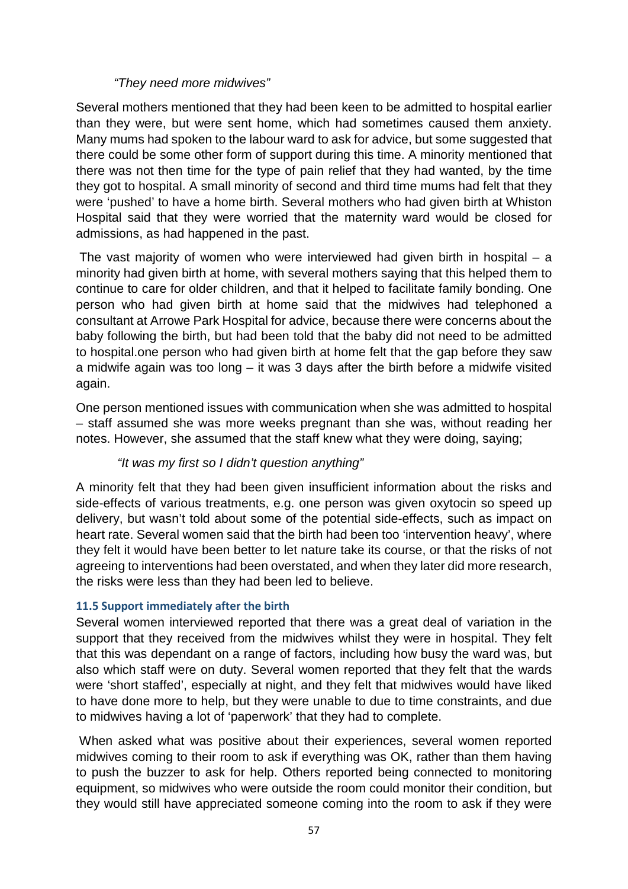*"They need more midwives"*

Several mothers mentioned that they had been keen to be admitted to hospital earlier than they were, but were sent home, which had sometimes caused them anxiety. Many mums had spoken to the labour ward to ask for advice, but some suggested that there could be some other form of support during this time. A minority mentioned that there was not then time for the type of pain relief that they had wanted, by the time they got to hospital. A small minority of second and third time mums had felt that they were 'pushed' to have a home birth. Several mothers who had given birth at Whiston Hospital said that they were worried that the maternity ward would be closed for admissions, as had happened in the past.

The vast majority of women who were interviewed had given birth in hospital – a minority had given birth at home, with several mothers saying that this helped them to continue to care for older children, and that it helped to facilitate family bonding. One person who had given birth at home said that the midwives had telephoned a consultant at Arrowe Park Hospital for advice, because there were concerns about the baby following the birth, but had been told that the baby did not need to be admitted to hospital.one person who had given birth at home felt that the gap before they saw a midwife again was too long – it was 3 days after the birth before a midwife visited again.

One person mentioned issues with communication when she was admitted to hospital – staff assumed she was more weeks pregnant than she was, without reading her notes. However, she assumed that the staff knew what they were doing, saying;

*"It was my first so I didn't question anything"*

A minority felt that they had been given insufficient information about the risks and side-effects of various treatments, e.g. one person was given oxytocin so speed up delivery, but wasn't told about some of the potential side-effects, such as impact on heart rate. Several women said that the birth had been too 'intervention heavy', where they felt it would have been better to let nature take its course, or that the risks of not agreeing to interventions had been overstated, and when they later did more research, the risks were less than they had been led to believe.

### 11.5 Support immediately after the birth

Several women interviewed reported that there was a great deal of variation in the support that they received from the midwives whilst they were in hospital. They felt that this was dependant on a range of factors, including how busy the ward was, but also which staff were on duty. Several women reported that they felt that the wards were 'short staffed', especially at night, and they felt that midwives would have liked to have done more to help, but they were unable to due to time constraints, and due to midwives having a lot of 'paperwork' that they had to complete.

When asked what was positive about their experiences, several women reported midwives coming to their room to ask if everything was OK, rather than them having to push the buzzer to ask for help. Others reported being connected to monitoring equipment, so midwives who were outside the room could monitor their condition, but they would still have appreciated someone coming into the room to ask if they were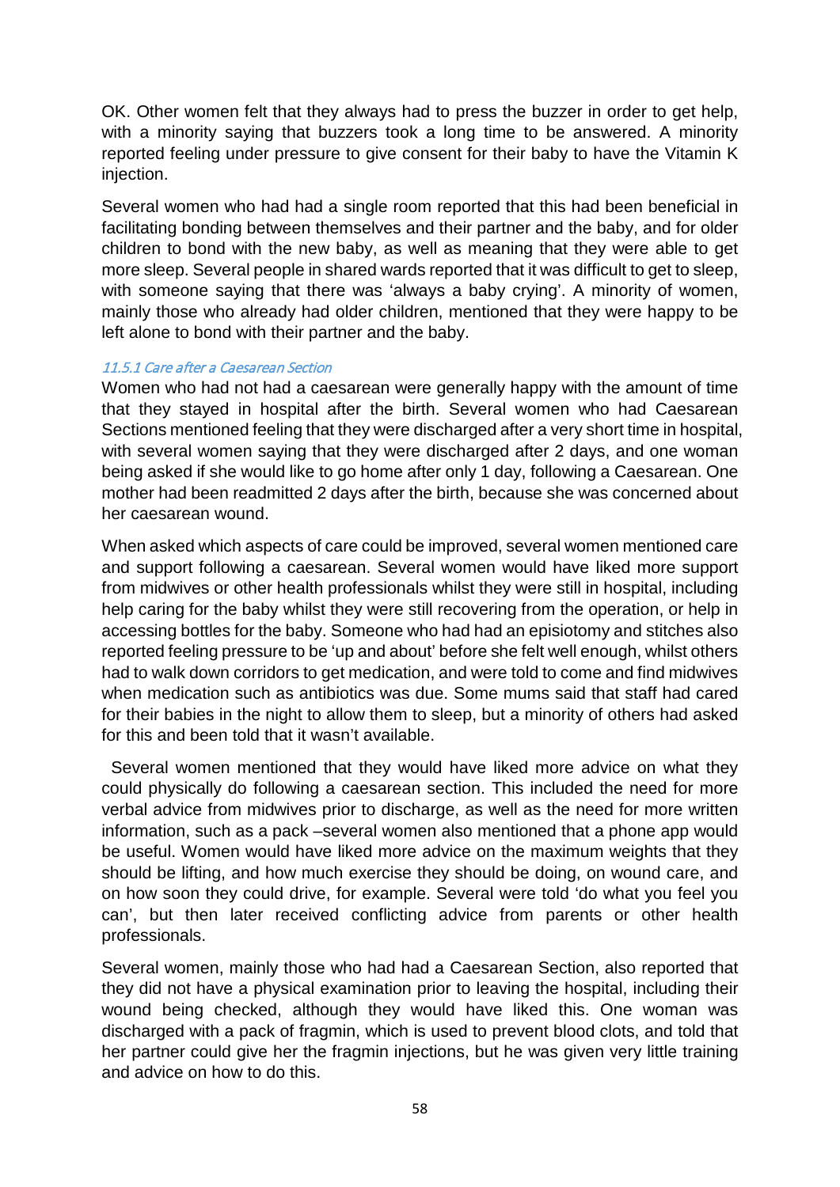OK. Other women felt that they always had to press the buzzer in order to get help, with a minority saying that buzzers took a long time to be answered. A minority reported feeling under pressure to give consent for their baby to have the Vitamin K injection.

Several women who had had a single room reported that this had been beneficial in facilitating bonding between themselves and their partner and the baby, and for older children to bond with the new baby, as well as meaning that they were able to get more sleep. Several people in shared wards reported that it was difficult to get to sleep, with someone saying that there was 'always a baby crying'. A minority of women, mainly those who already had older children, mentioned that they were happy to be left alone to bond with their partner and the baby.

#### 11.5.1 Care after a Caesarean Section

Women who had not had a caesarean were generally happy with the amount of time that they stayed in hospital after the birth. Several women who had Caesarean Sections mentioned feeling that they were discharged after a very short time in hospital, with several women saying that they were discharged after 2 days, and one woman being asked if she would like to go home after only 1 day, following a Caesarean. One mother had been readmitted 2 days after the birth, because she was concerned about her caesarean wound.

When asked which aspects of care could be improved, several women mentioned care and support following a caesarean. Several women would have liked more support from midwives or other health professionals whilst they were still in hospital, including help caring for the baby whilst they were still recovering from the operation, or help in accessing bottles for the baby. Someone who had had an episiotomy and stitches also reported feeling pressure to be 'up and about' before she felt well enough, whilst others had to walk down corridors to get medication, and were told to come and find midwives when medication such as antibiotics was due. Some mums said that staff had cared for their babies in the night to allow them to sleep, but a minority of others had asked for this and been told that it wasn't available.

Several women mentioned that they would have liked more advice on what they could physically do following a caesarean section. This included the need for more verbal advice from midwives prior to discharge, as well as the need for more written information, such as a pack –several women also mentioned that a phone app would be useful. Women would have liked more advice on the maximum weights that they should be lifting, and how much exercise they should be doing, on wound care, and on how soon they could drive, for example. Several were told 'do what you feel you can', but then later received conflicting advice from parents or other health professionals.

Several women, mainly those who had had a Caesarean Section, also reported that they did not have a physical examination prior to leaving the hospital, including their wound being checked, although they would have liked this. One woman was discharged with a pack of fragmin, which is used to prevent blood clots, and told that her partner could give her the fragmin injections, but he was given very little training and advice on how to do this.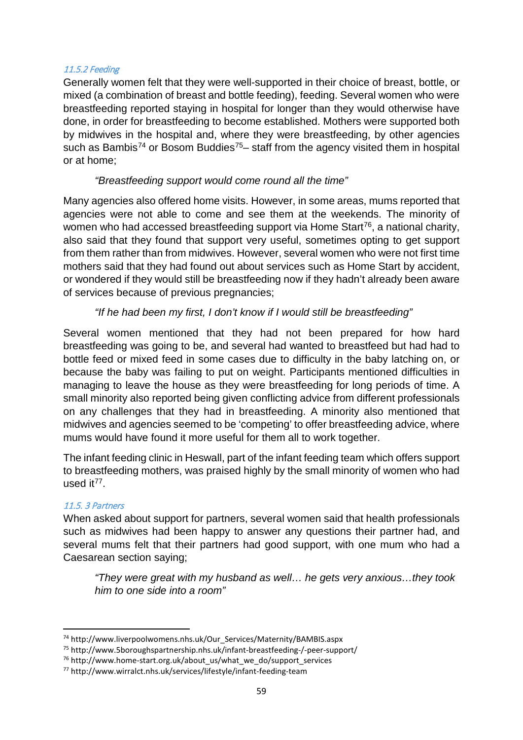#### 11.5.2 Feeding

Generally women felt that they were well-supported in their choice of breast, bottle, or mixed (a combination of breast and bottle feeding), feeding. Several women who were breastfeeding reported staying in hospital for longer than they would otherwise have done, in order for breastfeeding to become established. Mothers were supported both by midwives in the hospital and, where they were breastfeeding, by other agencies such as Bambis[74] or Bosom Buddies[75]– staff from the agency visited them in hospital or at home;

> *"Breastfeeding support would come round all the time"*

Many agencies also offered home visits. However, in some areas, mums reported that agencies were not able to come and see them at the weekends. The minority of women who had accessed breastfeeding support via Home Start[76], a national charity, also said that they found that support very useful, sometimes opting to get support from them rather than from midwives. However, several women who were not first time mothers said that they had found out about services such as Home Start by accident, or wondered if they would still be breastfeeding now if they hadn't already been aware of services because of previous pregnancies;

> *"If he had been my first, I don't know if I would still be breastfeeding"*

Several women mentioned that they had not been prepared for how hard breastfeeding was going to be, and several had wanted to breastfeed but had had to bottle feed or mixed feed in some cases due to difficulty in the baby latching on, or because the baby was failing to put on weight. Participants mentioned difficulties in managing to leave the house as they were breastfeeding for long periods of time. A small minority also reported being given conflicting advice from different professionals on any challenges that they had in breastfeeding. A minority also mentioned that midwives and agencies seemed to be 'competing' to offer breastfeeding advice, where mums would have found it more useful for them all to work together.

The infant feeding clinic in Heswall, part of the infant feeding team which offers support to breastfeeding mothers, was praised highly by the small minority of women who had used it[77].

#### 11.5. 3 Partners

When asked about support for partners, several women said that health professionals such as midwives had been happy to answer any questions their partner had, and several mums felt that their partners had good support, with one mum who had a Caesarean section saying;

> *"They were great with my husband as well… he gets very anxious…they took him to one side into a room"*

---

[74] http://www.liverpoolwomens.nhs.uk/Our_Services/Maternity/BAMBIS.aspx

[75] http://www.5boroughspartnership.nhs.uk/infant-breastfeeding-/-peer-support/

[76] http://www.home-start.org.uk/about_us/what_we_do/support_services

[77] http://www.wirralct.nhs.uk/services/lifestyle/infant-feeding-team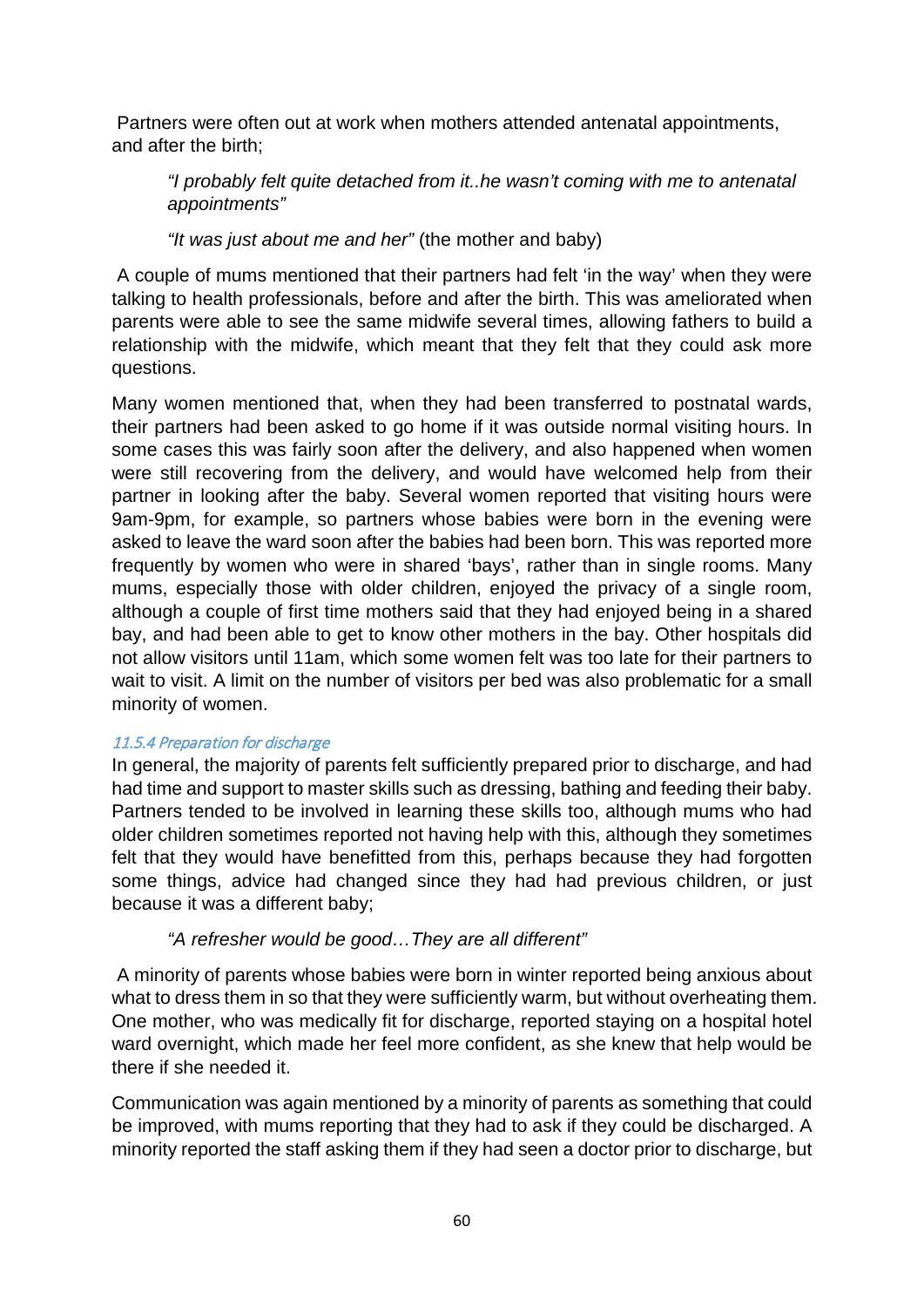Partners were often out at work when mothers attended antenatal appointments, and after the birth;

> *"I probably felt quite detached from it..he wasn't coming with me to antenatal appointments"*
>
> *"It was just about me and her"* (the mother and baby)

A couple of mums mentioned that their partners had felt 'in the way' when they were talking to health professionals, before and after the birth. This was ameliorated when parents were able to see the same midwife several times, allowing fathers to build a relationship with the midwife, which meant that they felt that they could ask more questions.

Many women mentioned that, when they had been transferred to postnatal wards, their partners had been asked to go home if it was outside normal visiting hours. In some cases this was fairly soon after the delivery, and also happened when women were still recovering from the delivery, and would have welcomed help from their partner in looking after the baby. Several women reported that visiting hours were 9am-9pm, for example, so partners whose babies were born in the evening were asked to leave the ward soon after the babies had been born. This was reported more frequently by women who were in shared 'bays', rather than in single rooms. Many mums, especially those with older children, enjoyed the privacy of a single room, although a couple of first time mothers said that they had enjoyed being in a shared bay, and had been able to get to know other mothers in the bay. Other hospitals did not allow visitors until 11am, which some women felt was too late for their partners to wait to visit. A limit on the number of visitors per bed was also problematic for a small minority of women.

#### 11.5.4 Preparation for discharge

In general, the majority of parents felt sufficiently prepared prior to discharge, and had had time and support to master skills such as dressing, bathing and feeding their baby. Partners tended to be involved in learning these skills too, although mums who had older children sometimes reported not having help with this, although they sometimes felt that they would have benefitted from this, perhaps because they had forgotten some things, advice had changed since they had had previous children, or just because it was a different baby;

> *"A refresher would be good…They are all different"*

A minority of parents whose babies were born in winter reported being anxious about what to dress them in so that they were sufficiently warm, but without overheating them. One mother, who was medically fit for discharge, reported staying on a hospital hotel ward overnight, which made her feel more confident, as she knew that help would be there if she needed it.

Communication was again mentioned by a minority of parents as something that could be improved, with mums reporting that they had to ask if they could be discharged. A minority reported the staff asking them if they had seen a doctor prior to discharge, but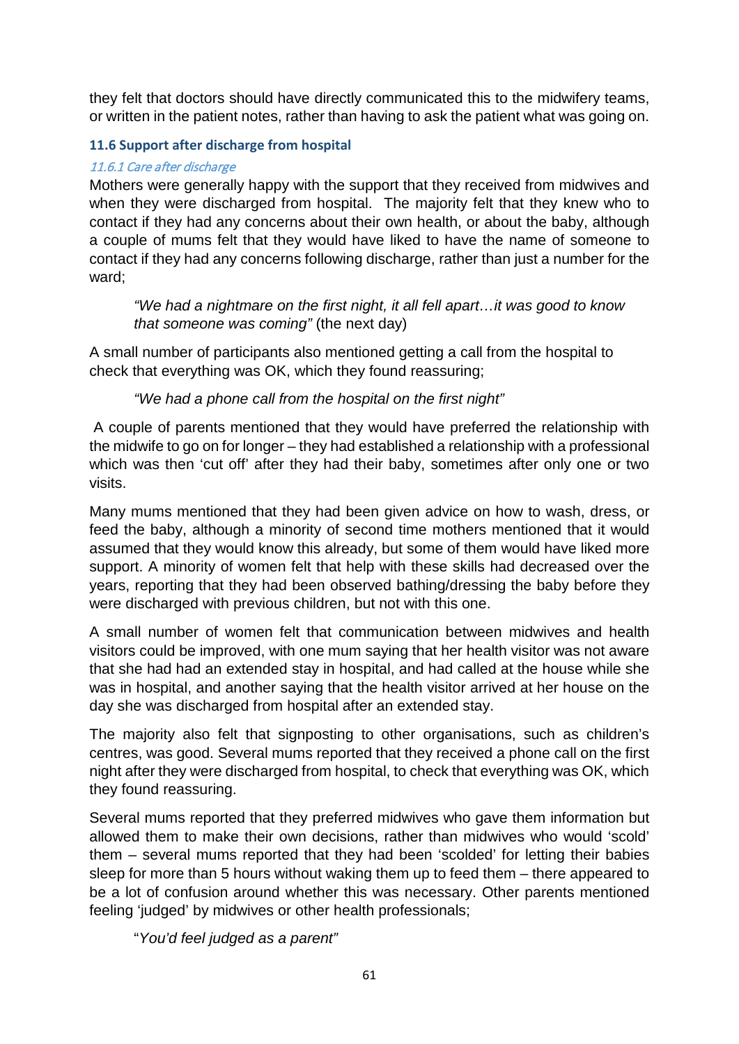they felt that doctors should have directly communicated this to the midwifery teams, or written in the patient notes, rather than having to ask the patient what was going on.

### 11.6 Support after discharge from hospital

#### *11.6.1 Care after discharge*

Mothers were generally happy with the support that they received from midwives and when they were discharged from hospital. The majority felt that they knew who to contact if they had any concerns about their own health, or about the baby, although a couple of mums felt that they would have liked to have the name of someone to contact if they had any concerns following discharge, rather than just a number for the ward;

> *"We had a nightmare on the first night, it all fell apart…it was good to know that someone was coming"* (the next day)

A small number of participants also mentioned getting a call from the hospital to check that everything was OK, which they found reassuring;

> *"We had a phone call from the hospital on the first night"*

A couple of parents mentioned that they would have preferred the relationship with the midwife to go on for longer – they had established a relationship with a professional which was then 'cut off' after they had their baby, sometimes after only one or two visits.

Many mums mentioned that they had been given advice on how to wash, dress, or feed the baby, although a minority of second time mothers mentioned that it would assumed that they would know this already, but some of them would have liked more support. A minority of women felt that help with these skills had decreased over the years, reporting that they had been observed bathing/dressing the baby before they were discharged with previous children, but not with this one.

A small number of women felt that communication between midwives and health visitors could be improved, with one mum saying that her health visitor was not aware that she had had an extended stay in hospital, and had called at the house while she was in hospital, and another saying that the health visitor arrived at her house on the day she was discharged from hospital after an extended stay.

The majority also felt that signposting to other organisations, such as children's centres, was good. Several mums reported that they received a phone call on the first night after they were discharged from hospital, to check that everything was OK, which they found reassuring.

Several mums reported that they preferred midwives who gave them information but allowed them to make their own decisions, rather than midwives who would 'scold' them – several mums reported that they had been 'scolded' for letting their babies sleep for more than 5 hours without waking them up to feed them – there appeared to be a lot of confusion around whether this was necessary. Other parents mentioned feeling 'judged' by midwives or other health professionals;

> "*You'd feel judged as a parent*"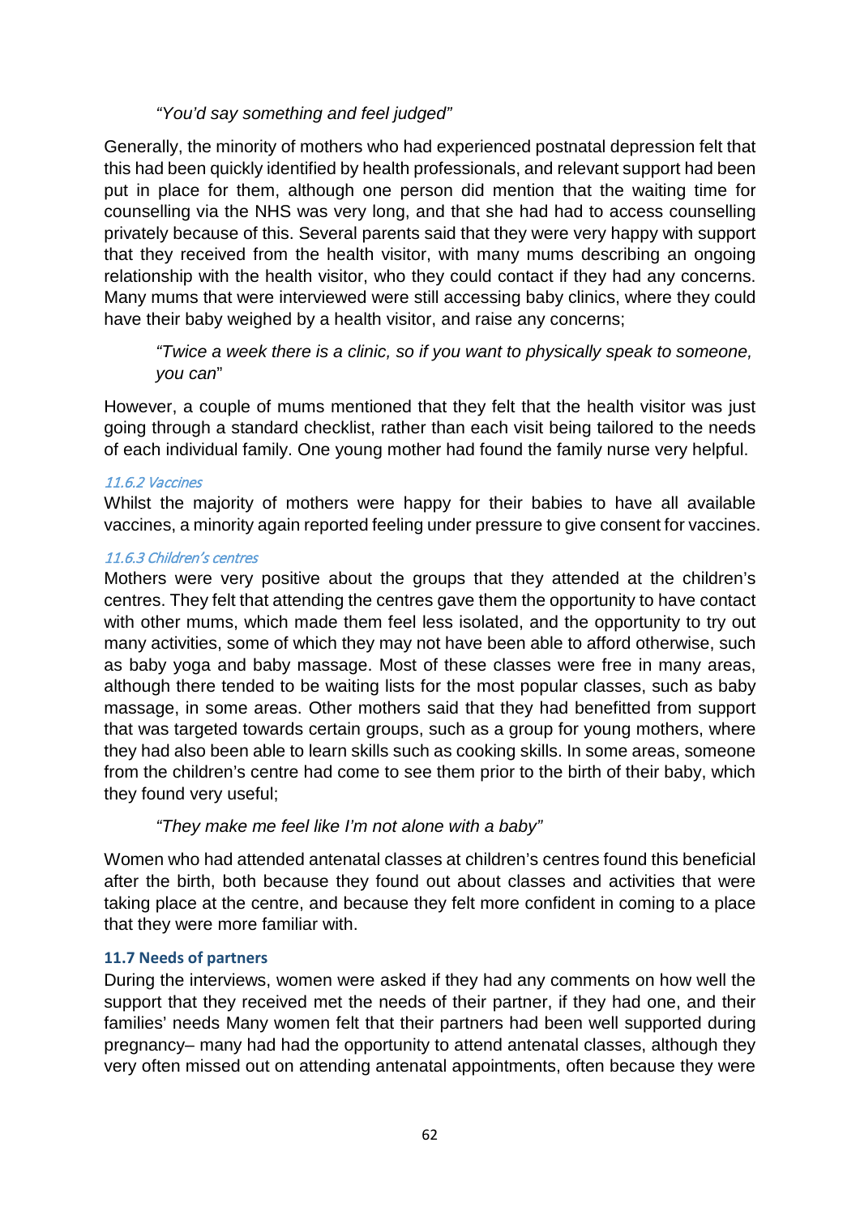*"You'd say something and feel judged"*

Generally, the minority of mothers who had experienced postnatal depression felt that this had been quickly identified by health professionals, and relevant support had been put in place for them, although one person did mention that the waiting time for counselling via the NHS was very long, and that she had had to access counselling privately because of this. Several parents said that they were very happy with support that they received from the health visitor, with many mums describing an ongoing relationship with the health visitor, who they could contact if they had any concerns. Many mums that were interviewed were still accessing baby clinics, where they could have their baby weighed by a health visitor, and raise any concerns;

*"Twice a week there is a clinic, so if you want to physically speak to someone, you can"*

However, a couple of mums mentioned that they felt that the health visitor was just going through a standard checklist, rather than each visit being tailored to the needs of each individual family. One young mother had found the family nurse very helpful.

#### *11.6.2 Vaccines*

Whilst the majority of mothers were happy for their babies to have all available vaccines, a minority again reported feeling under pressure to give consent for vaccines.

#### *11.6.3 Children's centres*

Mothers were very positive about the groups that they attended at the children's centres. They felt that attending the centres gave them the opportunity to have contact with other mums, which made them feel less isolated, and the opportunity to try out many activities, some of which they may not have been able to afford otherwise, such as baby yoga and baby massage. Most of these classes were free in many areas, although there tended to be waiting lists for the most popular classes, such as baby massage, in some areas. Other mothers said that they had benefitted from support that was targeted towards certain groups, such as a group for young mothers, where they had also been able to learn skills such as cooking skills. In some areas, someone from the children's centre had come to see them prior to the birth of their baby, which they found very useful;

*"They make me feel like I'm not alone with a baby"*

Women who had attended antenatal classes at children's centres found this beneficial after the birth, both because they found out about classes and activities that were taking place at the centre, and because they felt more confident in coming to a place that they were more familiar with.

### **11.7 Needs of partners**

During the interviews, women were asked if they had any comments on how well the support that they received met the needs of their partner, if they had one, and their families' needs Many women felt that their partners had been well supported during pregnancy– many had had the opportunity to attend antenatal classes, although they very often missed out on attending antenatal appointments, often because they were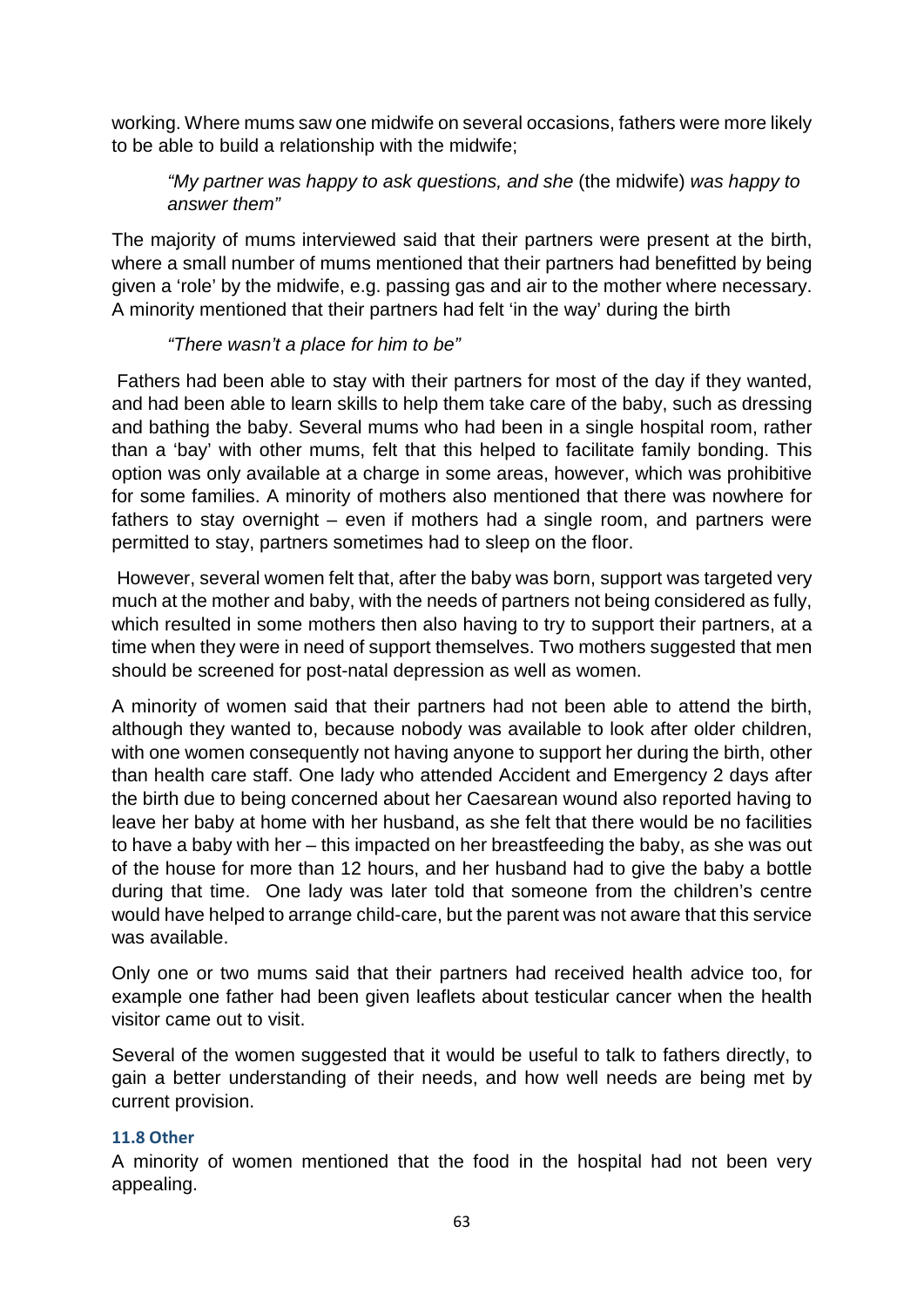working. Where mums saw one midwife on several occasions, fathers were more likely to be able to build a relationship with the midwife;

> *"My partner was happy to ask questions, and she* (the midwife) *was happy to answer them"*

The majority of mums interviewed said that their partners were present at the birth, where a small number of mums mentioned that their partners had benefitted by being given a 'role' by the midwife, e.g. passing gas and air to the mother where necessary. A minority mentioned that their partners had felt 'in the way' during the birth

> *"There wasn't a place for him to be"*

Fathers had been able to stay with their partners for most of the day if they wanted, and had been able to learn skills to help them take care of the baby, such as dressing and bathing the baby. Several mums who had been in a single hospital room, rather than a 'bay' with other mums, felt that this helped to facilitate family bonding. This option was only available at a charge in some areas, however, which was prohibitive for some families. A minority of mothers also mentioned that there was nowhere for fathers to stay overnight – even if mothers had a single room, and partners were permitted to stay, partners sometimes had to sleep on the floor.

However, several women felt that, after the baby was born, support was targeted very much at the mother and baby, with the needs of partners not being considered as fully, which resulted in some mothers then also having to try to support their partners, at a time when they were in need of support themselves. Two mothers suggested that men should be screened for post-natal depression as well as women.

A minority of women said that their partners had not been able to attend the birth, although they wanted to, because nobody was available to look after older children, with one women consequently not having anyone to support her during the birth, other than health care staff. One lady who attended Accident and Emergency 2 days after the birth due to being concerned about her Caesarean wound also reported having to leave her baby at home with her husband, as she felt that there would be no facilities to have a baby with her – this impacted on her breastfeeding the baby, as she was out of the house for more than 12 hours, and her husband had to give the baby a bottle during that time. One lady was later told that someone from the children's centre would have helped to arrange child-care, but the parent was not aware that this service was available.

Only one or two mums said that their partners had received health advice too, for example one father had been given leaflets about testicular cancer when the health visitor came out to visit.

Several of the women suggested that it would be useful to talk to fathers directly, to gain a better understanding of their needs, and how well needs are being met by current provision.

### 11.8 Other

A minority of women mentioned that the food in the hospital had not been very appealing.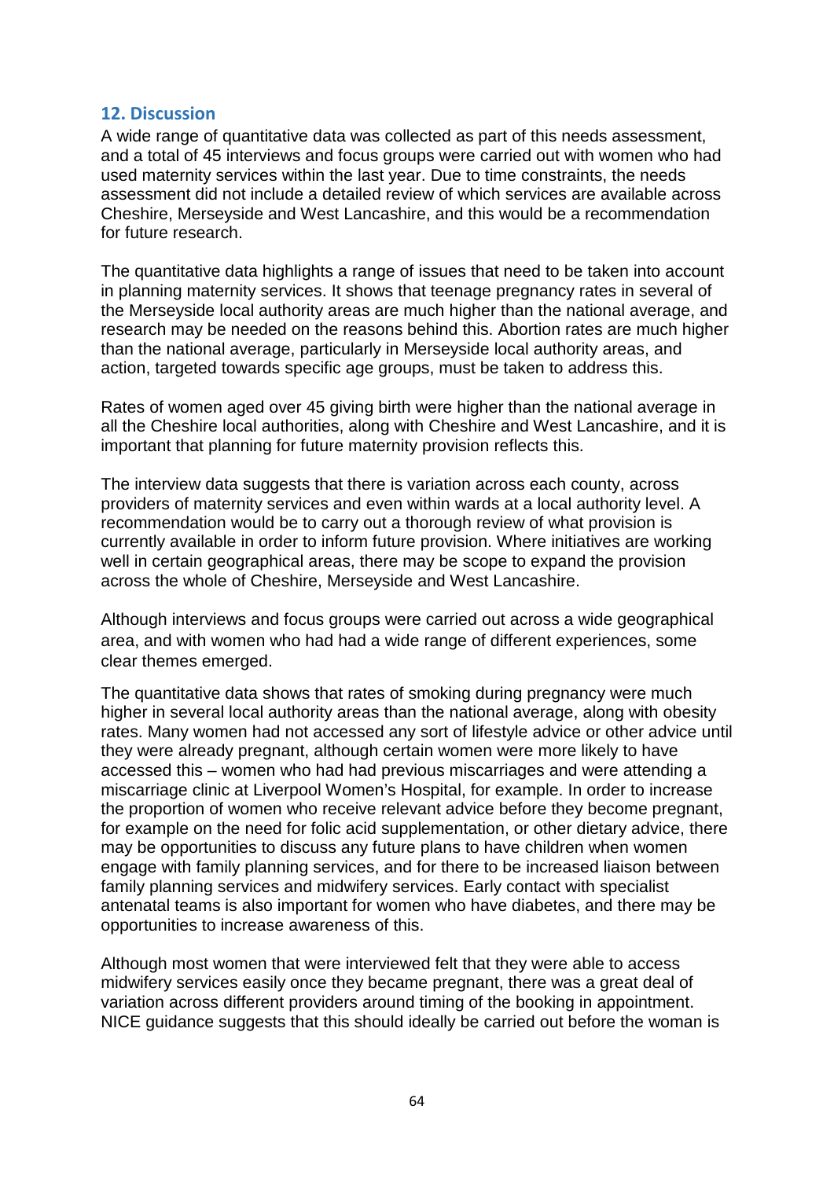## 12. Discussion

A wide range of quantitative data was collected as part of this needs assessment, and a total of 45 interviews and focus groups were carried out with women who had used maternity services within the last year. Due to time constraints, the needs assessment did not include a detailed review of which services are available across Cheshire, Merseyside and West Lancashire, and this would be a recommendation for future research.

The quantitative data highlights a range of issues that need to be taken into account in planning maternity services. It shows that teenage pregnancy rates in several of the Merseyside local authority areas are much higher than the national average, and research may be needed on the reasons behind this. Abortion rates are much higher than the national average, particularly in Merseyside local authority areas, and action, targeted towards specific age groups, must be taken to address this.

Rates of women aged over 45 giving birth were higher than the national average in all the Cheshire local authorities, along with Cheshire and West Lancashire, and it is important that planning for future maternity provision reflects this.

The interview data suggests that there is variation across each county, across providers of maternity services and even within wards at a local authority level. A recommendation would be to carry out a thorough review of what provision is currently available in order to inform future provision. Where initiatives are working well in certain geographical areas, there may be scope to expand the provision across the whole of Cheshire, Merseyside and West Lancashire.

Although interviews and focus groups were carried out across a wide geographical area, and with women who had had a wide range of different experiences, some clear themes emerged.

The quantitative data shows that rates of smoking during pregnancy were much higher in several local authority areas than the national average, along with obesity rates. Many women had not accessed any sort of lifestyle advice or other advice until they were already pregnant, although certain women were more likely to have accessed this – women who had had previous miscarriages and were attending a miscarriage clinic at Liverpool Women's Hospital, for example. In order to increase the proportion of women who receive relevant advice before they become pregnant, for example on the need for folic acid supplementation, or other dietary advice, there may be opportunities to discuss any future plans to have children when women engage with family planning services, and for there to be increased liaison between family planning services and midwifery services. Early contact with specialist antenatal teams is also important for women who have diabetes, and there may be opportunities to increase awareness of this.

Although most women that were interviewed felt that they were able to access midwifery services easily once they became pregnant, there was a great deal of variation across different providers around timing of the booking in appointment. NICE guidance suggests that this should ideally be carried out before the woman is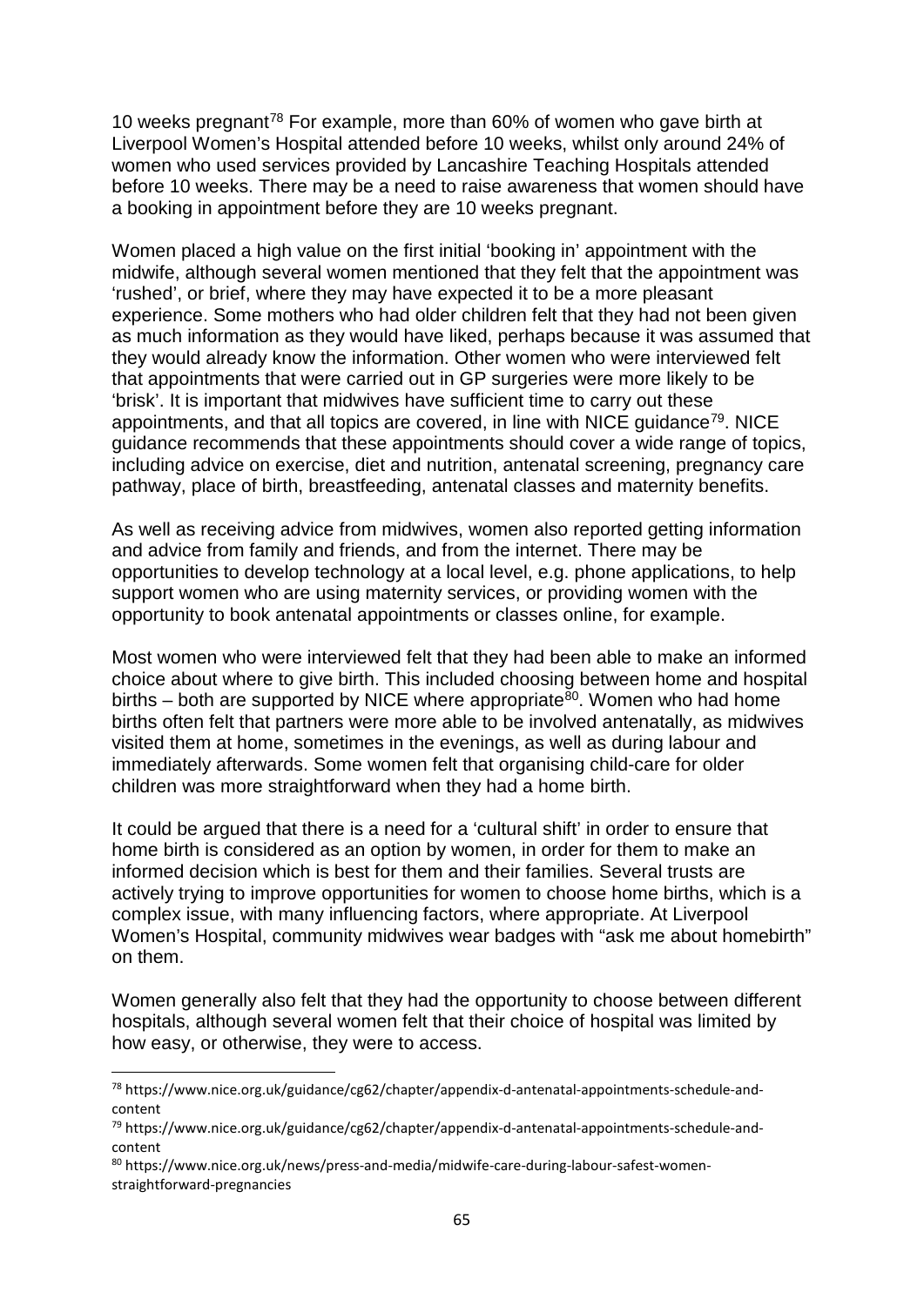10 weeks pregnant[78] For example, more than 60% of women who gave birth at Liverpool Women's Hospital attended before 10 weeks, whilst only around 24% of women who used services provided by Lancashire Teaching Hospitals attended before 10 weeks. There may be a need to raise awareness that women should have a booking in appointment before they are 10 weeks pregnant.

Women placed a high value on the first initial 'booking in' appointment with the midwife, although several women mentioned that they felt that the appointment was 'rushed', or brief, where they may have expected it to be a more pleasant experience. Some mothers who had older children felt that they had not been given as much information as they would have liked, perhaps because it was assumed that they would already know the information. Other women who were interviewed felt that appointments that were carried out in GP surgeries were more likely to be 'brisk'. It is important that midwives have sufficient time to carry out these appointments, and that all topics are covered, in line with NICE guidance[79]. NICE guidance recommends that these appointments should cover a wide range of topics, including advice on exercise, diet and nutrition, antenatal screening, pregnancy care pathway, place of birth, breastfeeding, antenatal classes and maternity benefits.

As well as receiving advice from midwives, women also reported getting information and advice from family and friends, and from the internet. There may be opportunities to develop technology at a local level, e.g. phone applications, to help support women who are using maternity services, or providing women with the opportunity to book antenatal appointments or classes online, for example.

Most women who were interviewed felt that they had been able to make an informed choice about where to give birth. This included choosing between home and hospital births – both are supported by NICE where appropriate[80]. Women who had home births often felt that partners were more able to be involved antenatally, as midwives visited them at home, sometimes in the evenings, as well as during labour and immediately afterwards. Some women felt that organising child-care for older children was more straightforward when they had a home birth.

It could be argued that there is a need for a 'cultural shift' in order to ensure that home birth is considered as an option by women, in order for them to make an informed decision which is best for them and their families. Several trusts are actively trying to improve opportunities for women to choose home births, which is a complex issue, with many influencing factors, where appropriate. At Liverpool Women's Hospital, community midwives wear badges with "ask me about homebirth" on them.

Women generally also felt that they had the opportunity to choose between different hospitals, although several women felt that their choice of hospital was limited by how easy, or otherwise, they were to access.

---

[78] https://www.nice.org.uk/guidance/cg62/chapter/appendix-d-antenatal-appointments-schedule-and-content

[79] https://www.nice.org.uk/guidance/cg62/chapter/appendix-d-antenatal-appointments-schedule-and-content

[80] https://www.nice.org.uk/news/press-and-media/midwife-care-during-labour-safest-women-straightforward-pregnancies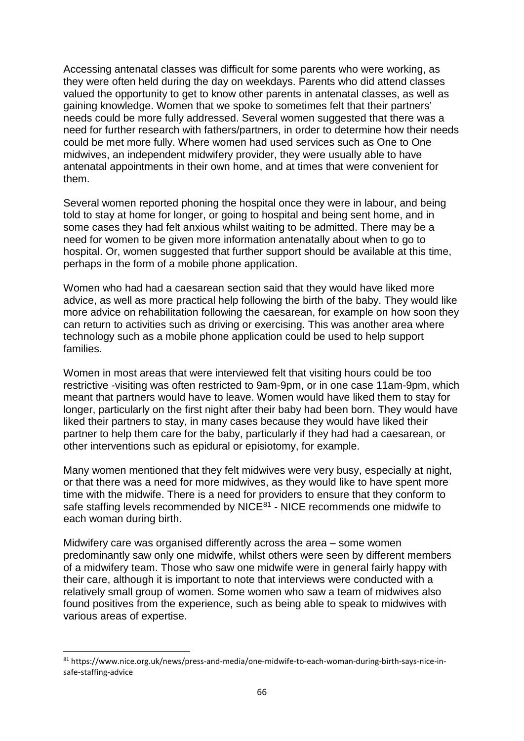Accessing antenatal classes was difficult for some parents who were working, as they were often held during the day on weekdays. Parents who did attend classes valued the opportunity to get to know other parents in antenatal classes, as well as gaining knowledge. Women that we spoke to sometimes felt that their partners' needs could be more fully addressed. Several women suggested that there was a need for further research with fathers/partners, in order to determine how their needs could be met more fully. Where women had used services such as One to One midwives, an independent midwifery provider, they were usually able to have antenatal appointments in their own home, and at times that were convenient for them.

Several women reported phoning the hospital once they were in labour, and being told to stay at home for longer, or going to hospital and being sent home, and in some cases they had felt anxious whilst waiting to be admitted. There may be a need for women to be given more information antenatally about when to go to hospital. Or, women suggested that further support should be available at this time, perhaps in the form of a mobile phone application.

Women who had had a caesarean section said that they would have liked more advice, as well as more practical help following the birth of the baby. They would like more advice on rehabilitation following the caesarean, for example on how soon they can return to activities such as driving or exercising. This was another area where technology such as a mobile phone application could be used to help support families.

Women in most areas that were interviewed felt that visiting hours could be too restrictive -visiting was often restricted to 9am-9pm, or in one case 11am-9pm, which meant that partners would have to leave. Women would have liked them to stay for longer, particularly on the first night after their baby had been born. They would have liked their partners to stay, in many cases because they would have liked their partner to help them care for the baby, particularly if they had had a caesarean, or other interventions such as epidural or episiotomy, for example.

Many women mentioned that they felt midwives were very busy, especially at night, or that there was a need for more midwives, as they would like to have spent more time with the midwife. There is a need for providers to ensure that they conform to safe staffing levels recommended by NICE[81] - NICE recommends one midwife to each woman during birth.

Midwifery care was organised differently across the area – some women predominantly saw only one midwife, whilst others were seen by different members of a midwifery team. Those who saw one midwife were in general fairly happy with their care, although it is important to note that interviews were conducted with a relatively small group of women. Some women who saw a team of midwives also found positives from the experience, such as being able to speak to midwives with various areas of expertise.

[81] https://www.nice.org.uk/news/press-and-media/one-midwife-to-each-woman-during-birth-says-nice-in-safe-staffing-advice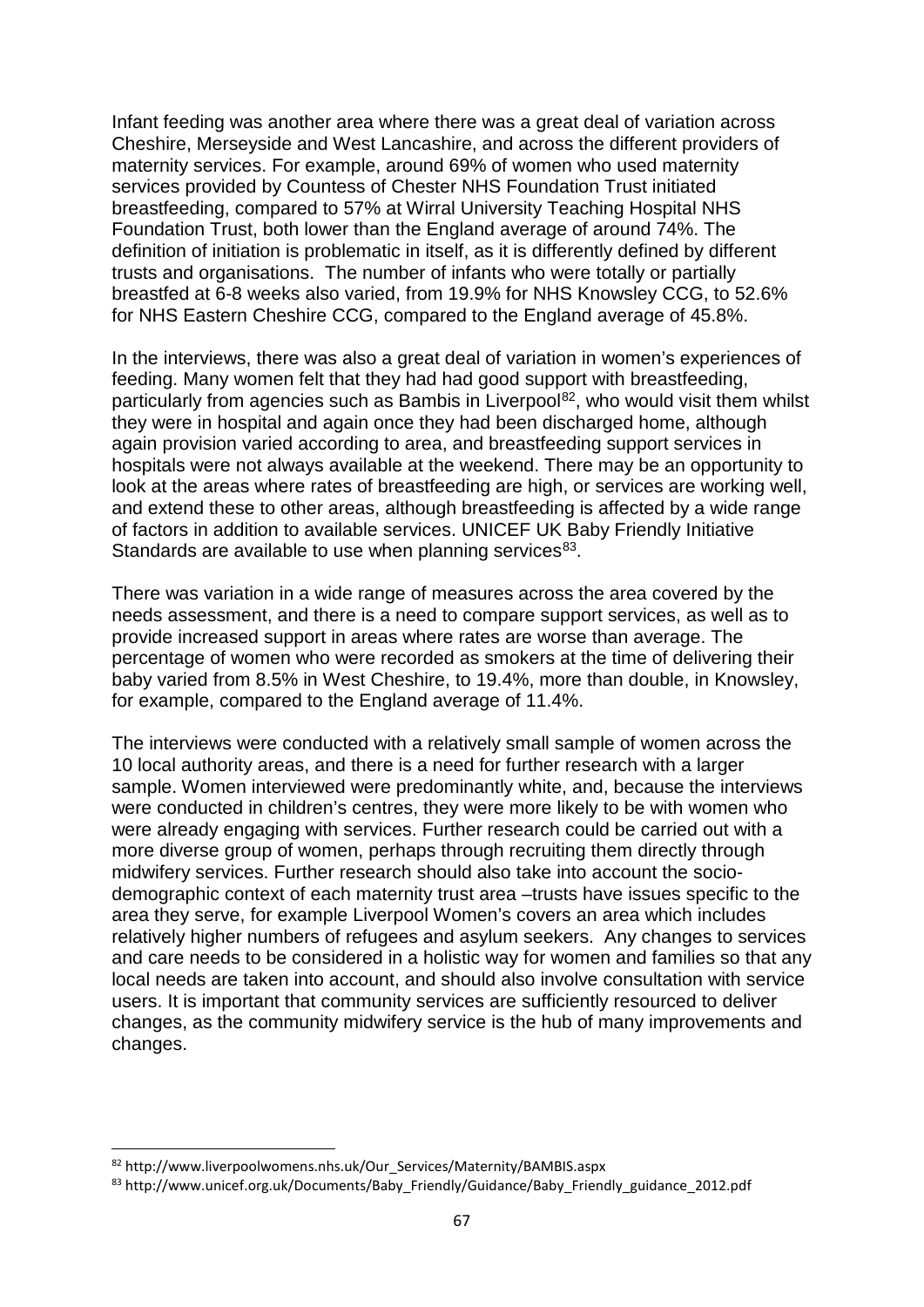Infant feeding was another area where there was a great deal of variation across Cheshire, Merseyside and West Lancashire, and across the different providers of maternity services. For example, around 69% of women who used maternity services provided by Countess of Chester NHS Foundation Trust initiated breastfeeding, compared to 57% at Wirral University Teaching Hospital NHS Foundation Trust, both lower than the England average of around 74%. The definition of initiation is problematic in itself, as it is differently defined by different trusts and organisations. The number of infants who were totally or partially breastfed at 6-8 weeks also varied, from 19.9% for NHS Knowsley CCG, to 52.6% for NHS Eastern Cheshire CCG, compared to the England average of 45.8%.

In the interviews, there was also a great deal of variation in women's experiences of feeding. Many women felt that they had had good support with breastfeeding, particularly from agencies such as Bambis in Liverpool[82], who would visit them whilst they were in hospital and again once they had been discharged home, although again provision varied according to area, and breastfeeding support services in hospitals were not always available at the weekend. There may be an opportunity to look at the areas where rates of breastfeeding are high, or services are working well, and extend these to other areas, although breastfeeding is affected by a wide range of factors in addition to available services. UNICEF UK Baby Friendly Initiative Standards are available to use when planning services[83].

There was variation in a wide range of measures across the area covered by the needs assessment, and there is a need to compare support services, as well as to provide increased support in areas where rates are worse than average. The percentage of women who were recorded as smokers at the time of delivering their baby varied from 8.5% in West Cheshire, to 19.4%, more than double, in Knowsley, for example, compared to the England average of 11.4%.

The interviews were conducted with a relatively small sample of women across the 10 local authority areas, and there is a need for further research with a larger sample. Women interviewed were predominantly white, and, because the interviews were conducted in children's centres, they were more likely to be with women who were already engaging with services. Further research could be carried out with a more diverse group of women, perhaps through recruiting them directly through midwifery services. Further research should also take into account the socio-demographic context of each maternity trust area –trusts have issues specific to the area they serve, for example Liverpool Women's covers an area which includes relatively higher numbers of refugees and asylum seekers. Any changes to services and care needs to be considered in a holistic way for women and families so that any local needs are taken into account, and should also involve consultation with service users. It is important that community services are sufficiently resourced to deliver changes, as the community midwifery service is the hub of many improvements and changes.

[82] http://www.liverpoolwomens.nhs.uk/Our_Services/Maternity/BAMBIS.aspx

[83] http://www.unicef.org.uk/Documents/Baby_Friendly/Guidance/Baby_Friendly_guidance_2012.pdf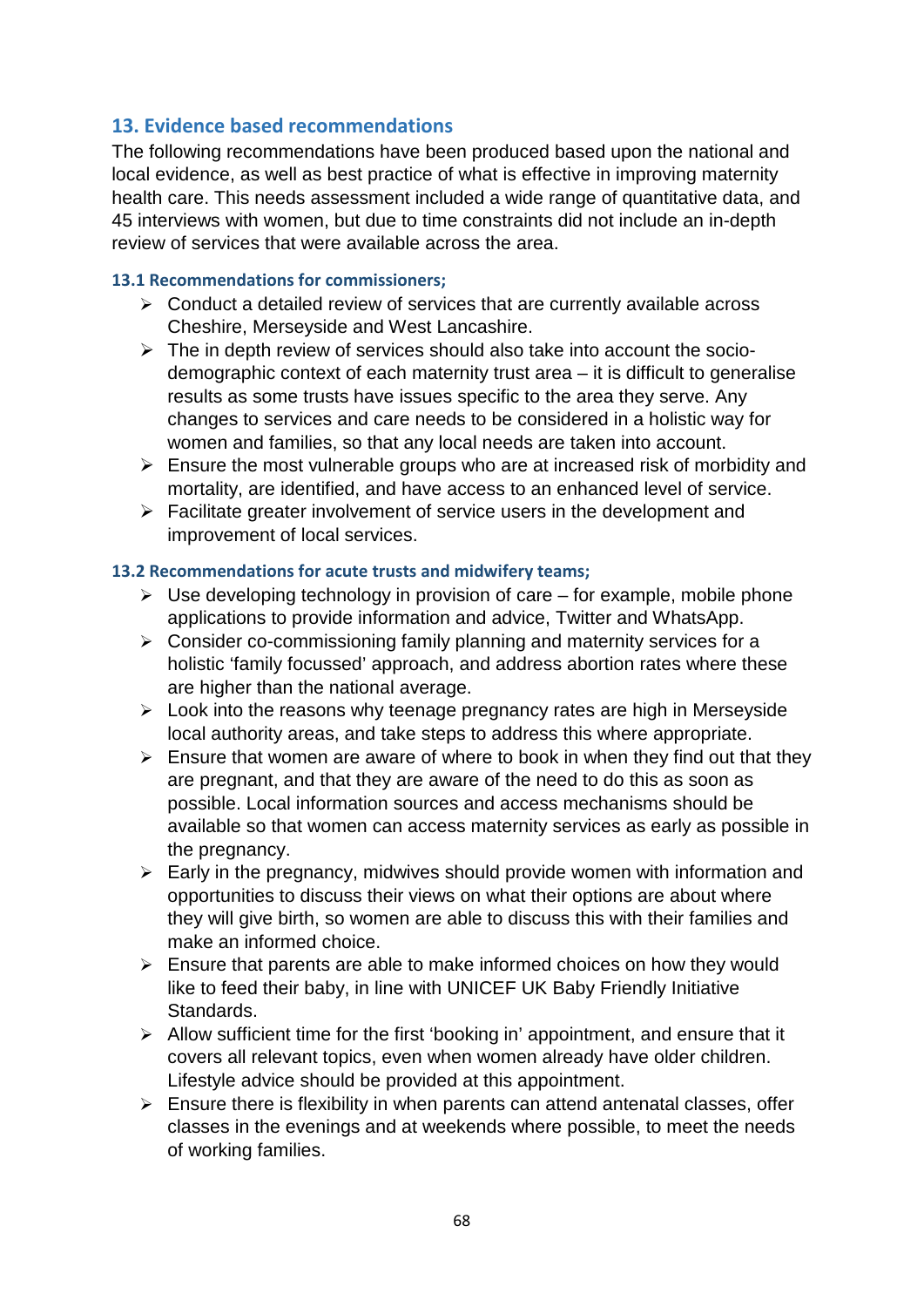## 13. Evidence based recommendations

The following recommendations have been produced based upon the national and local evidence, as well as best practice of what is effective in improving maternity health care. This needs assessment included a wide range of quantitative data, and 45 interviews with women, but due to time constraints did not include an in-depth review of services that were available across the area.

### 13.1 Recommendations for commissioners;

- Conduct a detailed review of services that are currently available across Cheshire, Merseyside and West Lancashire.
- The in depth review of services should also take into account the socio-demographic context of each maternity trust area – it is difficult to generalise results as some trusts have issues specific to the area they serve. Any changes to services and care needs to be considered in a holistic way for women and families, so that any local needs are taken into account.
- Ensure the most vulnerable groups who are at increased risk of morbidity and mortality, are identified, and have access to an enhanced level of service.
- Facilitate greater involvement of service users in the development and improvement of local services.

### 13.2 Recommendations for acute trusts and midwifery teams;

- Use developing technology in provision of care – for example, mobile phone applications to provide information and advice, Twitter and WhatsApp.
- Consider co-commissioning family planning and maternity services for a holistic 'family focussed' approach, and address abortion rates where these are higher than the national average.
- Look into the reasons why teenage pregnancy rates are high in Merseyside local authority areas, and take steps to address this where appropriate.
- Ensure that women are aware of where to book in when they find out that they are pregnant, and that they are aware of the need to do this as soon as possible. Local information sources and access mechanisms should be available so that women can access maternity services as early as possible in the pregnancy.
- Early in the pregnancy, midwives should provide women with information and opportunities to discuss their views on what their options are about where they will give birth, so women are able to discuss this with their families and make an informed choice.
- Ensure that parents are able to make informed choices on how they would like to feed their baby, in line with UNICEF UK Baby Friendly Initiative Standards.
- Allow sufficient time for the first 'booking in' appointment, and ensure that it covers all relevant topics, even when women already have older children. Lifestyle advice should be provided at this appointment.
- Ensure there is flexibility in when parents can attend antenatal classes, offer classes in the evenings and at weekends where possible, to meet the needs of working families.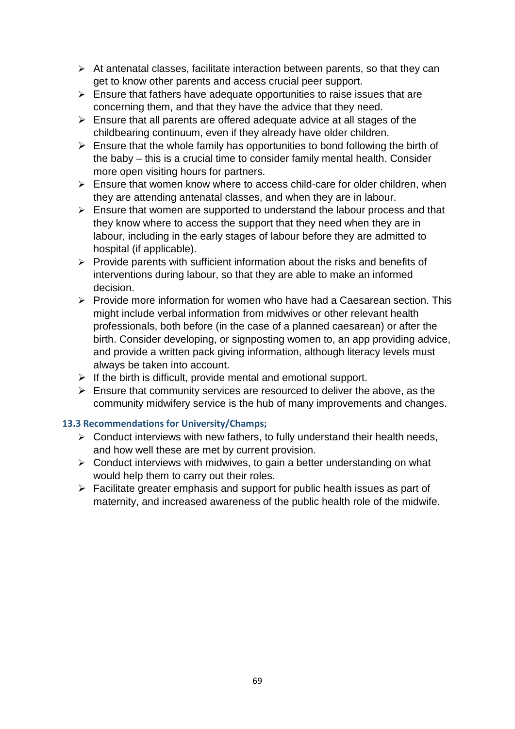- At antenatal classes, facilitate interaction between parents, so that they can get to know other parents and access crucial peer support.
- Ensure that fathers have adequate opportunities to raise issues that are concerning them, and that they have the advice that they need.
- Ensure that all parents are offered adequate advice at all stages of the childbearing continuum, even if they already have older children.
- Ensure that the whole family has opportunities to bond following the birth of the baby – this is a crucial time to consider family mental health. Consider more open visiting hours for partners.
- Ensure that women know where to access child-care for older children, when they are attending antenatal classes, and when they are in labour.
- Ensure that women are supported to understand the labour process and that they know where to access the support that they need when they are in labour, including in the early stages of labour before they are admitted to hospital (if applicable).
- Provide parents with sufficient information about the risks and benefits of interventions during labour, so that they are able to make an informed decision.
- Provide more information for women who have had a Caesarean section. This might include verbal information from midwives or other relevant health professionals, both before (in the case of a planned caesarean) or after the birth. Consider developing, or signposting women to, an app providing advice, and provide a written pack giving information, although literacy levels must always be taken into account.
- If the birth is difficult, provide mental and emotional support.
- Ensure that community services are resourced to deliver the above, as the community midwifery service is the hub of many improvements and changes.

### 13.3 Recommendations for University/Champs;

- Conduct interviews with new fathers, to fully understand their health needs, and how well these are met by current provision.
- Conduct interviews with midwives, to gain a better understanding on what would help them to carry out their roles.
- Facilitate greater emphasis and support for public health issues as part of maternity, and increased awareness of the public health role of the midwife.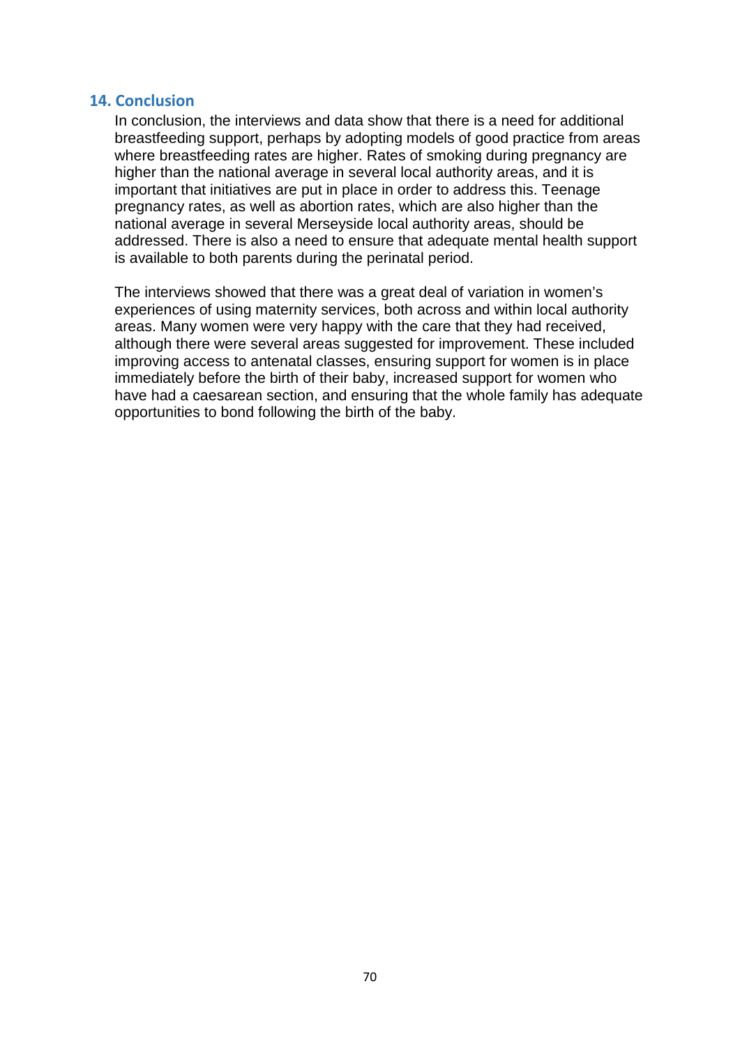## 14. Conclusion

In conclusion, the interviews and data show that there is a need for additional breastfeeding support, perhaps by adopting models of good practice from areas where breastfeeding rates are higher. Rates of smoking during pregnancy are higher than the national average in several local authority areas, and it is important that initiatives are put in place in order to address this. Teenage pregnancy rates, as well as abortion rates, which are also higher than the national average in several Merseyside local authority areas, should be addressed. There is also a need to ensure that adequate mental health support is available to both parents during the perinatal period.

The interviews showed that there was a great deal of variation in women's experiences of using maternity services, both across and within local authority areas. Many women were very happy with the care that they had received, although there were several areas suggested for improvement. These included improving access to antenatal classes, ensuring support for women is in place immediately before the birth of their baby, increased support for women who have had a caesarean section, and ensuring that the whole family has adequate opportunities to bond following the birth of the baby.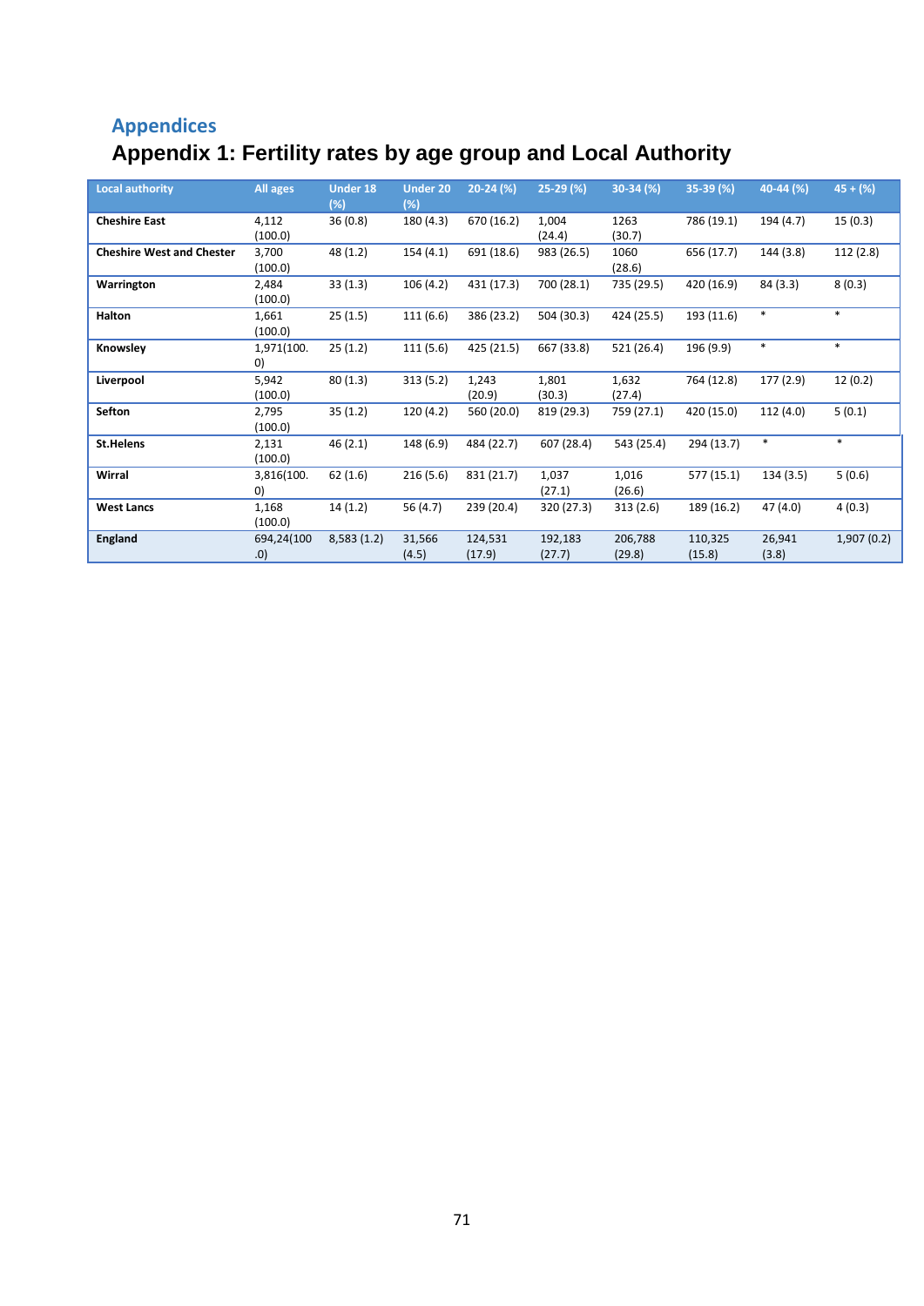# Appendices

## Appendix 1: Fertility rates by age group and Local Authority

| Local authority | All ages | Under 18 (%) | Under 20 (%) | 20-24 (%) | 25-29 (%) | 30-34 (%) | 35-39 (%) | 40-44 (%) | 45 + (%) |
|---|---|---|---|---|---|---|---|---|---|
| **Cheshire East** | 4,112 (100.0) | 36 (0.8) | 180 (4.3) | 670 (16.2) | 1,004 (24.4) | 1263 (30.7) | 786 (19.1) | 194 (4.7) | 15 (0.3) |
| **Cheshire West and Chester** | 3,700 (100.0) | 48 (1.2) | 154 (4.1) | 691 (18.6) | 983 (26.5) | 1060 (28.6) | 656 (17.7) | 144 (3.8) | 112 (2.8) |
| **Warrington** | 2,484 (100.0) | 33 (1.3) | 106 (4.2) | 431 (17.3) | 700 (28.1) | 735 (29.5) | 420 (16.9) | 84 (3.3) | 8 (0.3) |
| **Halton** | 1,661 (100.0) | 25 (1.5) | 111 (6.6) | 386 (23.2) | 504 (30.3) | 424 (25.5) | 193 (11.6) | * | * |
| **Knowsley** | 1,971(100.0) | 25 (1.2) | 111 (5.6) | 425 (21.5) | 667 (33.8) | 521 (26.4) | 196 (9.9) | * | * |
| **Liverpool** | 5,942 (100.0) | 80 (1.3) | 313 (5.2) | 1,243 (20.9) | 1,801 (30.3) | 1,632 (27.4) | 764 (12.8) | 177 (2.9) | 12 (0.2) |
| **Sefton** | 2,795 (100.0) | 35 (1.2) | 120 (4.2) | 560 (20.0) | 819 (29.3) | 759 (27.1) | 420 (15.0) | 112 (4.0) | 5 (0.1) |
| **St.Helens** | 2,131 (100.0) | 46 (2.1) | 148 (6.9) | 484 (22.7) | 607 (28.4) | 543 (25.4) | 294 (13.7) | * | * |
| **Wirral** | 3,816(100.0) | 62 (1.6) | 216 (5.6) | 831 (21.7) | 1,037 (27.1) | 1,016 (26.6) | 577 (15.1) | 134 (3.5) | 5 (0.6) |
| **West Lancs** | 1,168 (100.0) | 14 (1.2) | 56 (4.7) | 239 (20.4) | 320 (27.3) | 313 (2.6) | 189 (16.2) | 47 (4.0) | 4 (0.3) |
| **England** | 694,24(100.0) | 8,583 (1.2) | 31,566 (4.5) | 124,531 (17.9) | 192,183 (27.7) | 206,788 (29.8) | 110,325 (15.8) | 26,941 (3.8) | 1,907 (0.2) |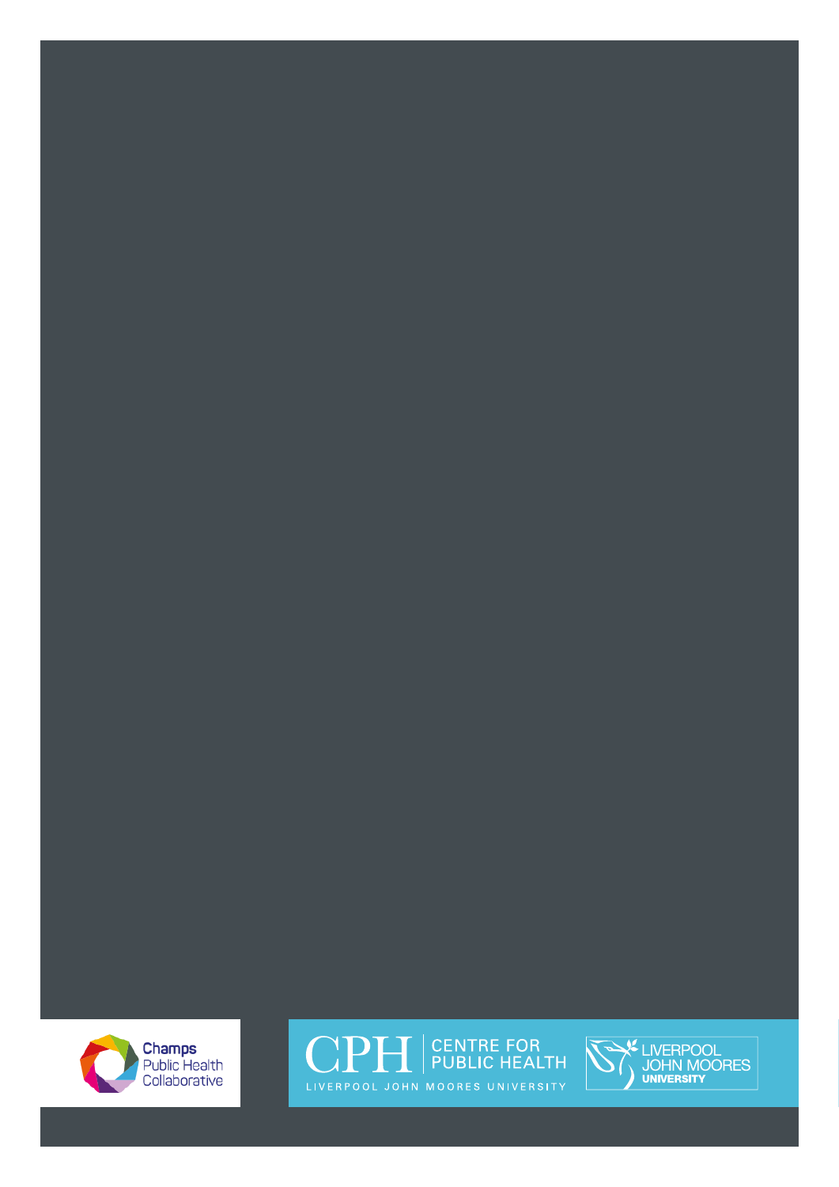Champs Public Health Collaborative

CPH CENTRE FOR PUBLIC HEALTH

LIVERPOOL JOHN MOORES UNIVERSITY

LIVERPOOL JOHN MOORES UNIVERSITY